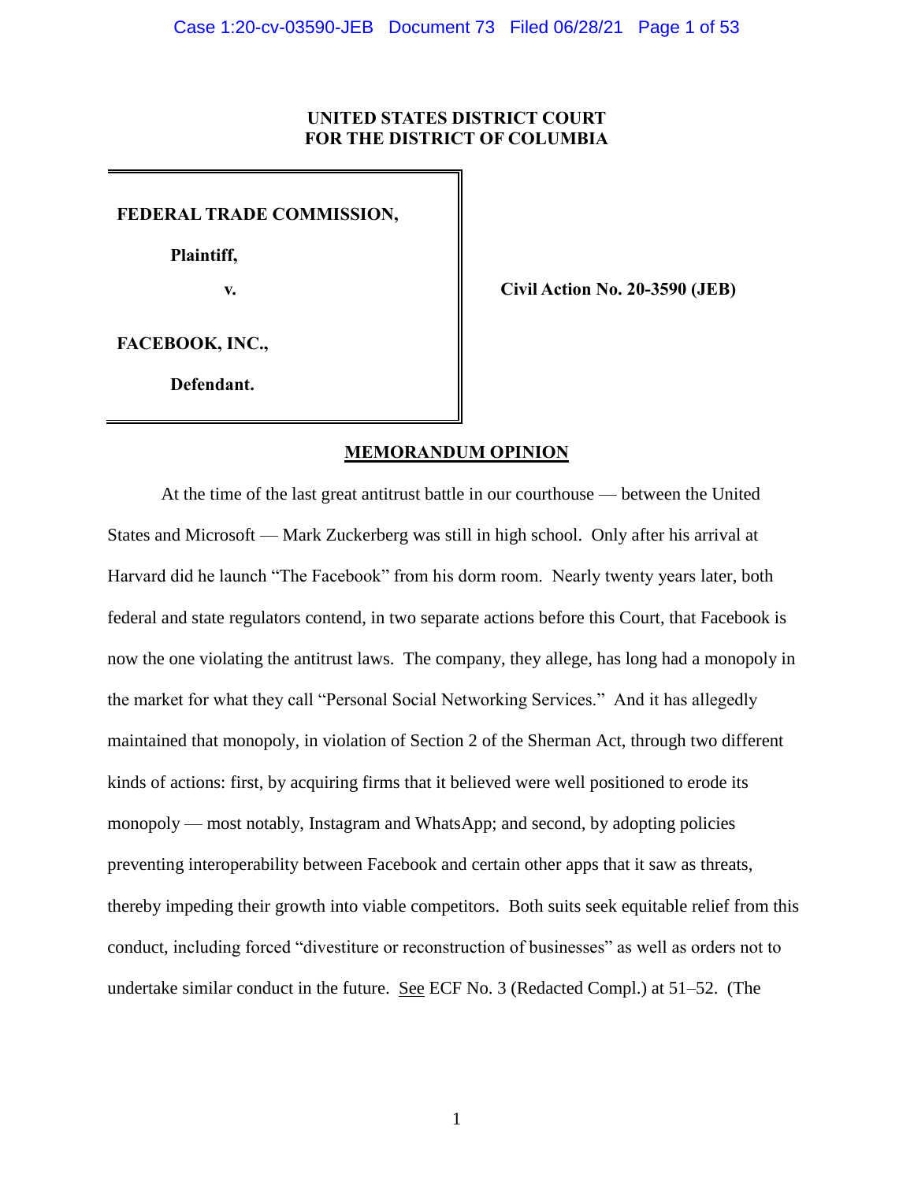**UNITED STATES DISTRICT COURT**
**FOR THE DISTRICT OF COLUMBIA**

| | |
|---|---|
| **FEDERAL TRADE COMMISSION,** | |
| **Plaintiff,** | |
| **v.** | **Civil Action No. 20-3590 (JEB)** |
| **FACEBOOK, INC.,** | |
| **Defendant.** | |

## MEMORANDUM OPINION

At the time of the last great antitrust battle in our courthouse — between the United States and Microsoft — Mark Zuckerberg was still in high school. Only after his arrival at Harvard did he launch "The Facebook" from his dorm room. Nearly twenty years later, both federal and state regulators contend, in two separate actions before this Court, that Facebook is now the one violating the antitrust laws. The company, they allege, has long had a monopoly in the market for what they call "Personal Social Networking Services." And it has allegedly maintained that monopoly, in violation of Section 2 of the Sherman Act, through two different kinds of actions: first, by acquiring firms that it believed were well positioned to erode its monopoly — most notably, Instagram and WhatsApp; and second, by adopting policies preventing interoperability between Facebook and certain other apps that it saw as threats, thereby impeding their growth into viable competitors. Both suits seek equitable relief from this conduct, including forced "divestiture or reconstruction of businesses" as well as orders not to undertake similar conduct in the future. See ECF No. 3 (Redacted Compl.) at 51–52. (The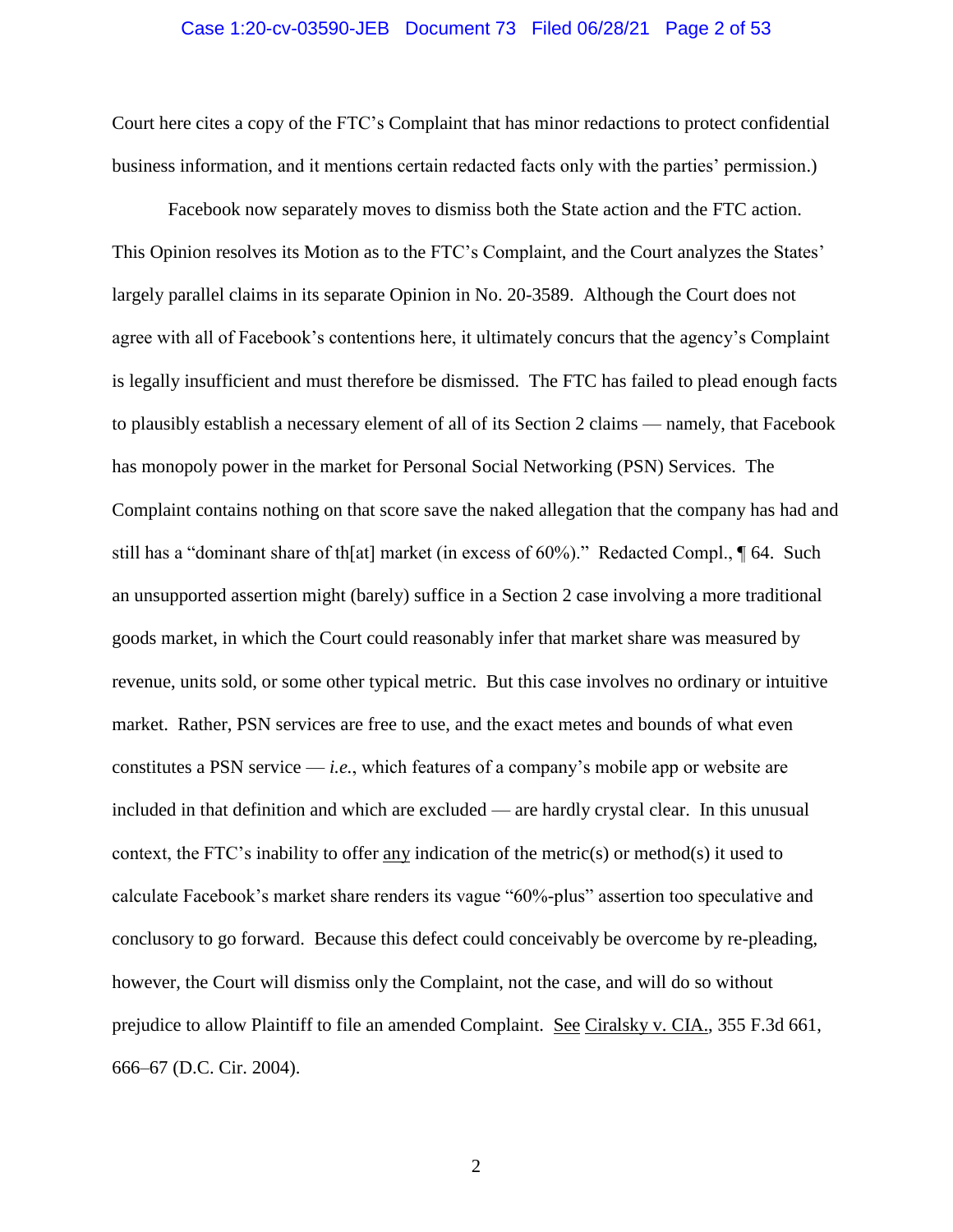Court here cites a copy of the FTC's Complaint that has minor redactions to protect confidential business information, and it mentions certain redacted facts only with the parties' permission.)

Facebook now separately moves to dismiss both the State action and the FTC action. This Opinion resolves its Motion as to the FTC's Complaint, and the Court analyzes the States' largely parallel claims in its separate Opinion in No. 20-3589. Although the Court does not agree with all of Facebook's contentions here, it ultimately concurs that the agency's Complaint is legally insufficient and must therefore be dismissed. The FTC has failed to plead enough facts to plausibly establish a necessary element of all of its Section 2 claims — namely, that Facebook has monopoly power in the market for Personal Social Networking (PSN) Services. The Complaint contains nothing on that score save the naked allegation that the company has had and still has a "dominant share of th[at] market (in excess of 60%)." Redacted Compl., ¶ 64. Such an unsupported assertion might (barely) suffice in a Section 2 case involving a more traditional goods market, in which the Court could reasonably infer that market share was measured by revenue, units sold, or some other typical metric. But this case involves no ordinary or intuitive market. Rather, PSN services are free to use, and the exact metes and bounds of what even constitutes a PSN service — *i.e.*, which features of a company's mobile app or website are included in that definition and which are excluded — are hardly crystal clear. In this unusual context, the FTC's inability to offer any indication of the metric(s) or method(s) it used to calculate Facebook's market share renders its vague "60%-plus" assertion too speculative and conclusory to go forward. Because this defect could conceivably be overcome by re-pleading, however, the Court will dismiss only the Complaint, not the case, and will do so without prejudice to allow Plaintiff to file an amended Complaint. See Ciralsky v. CIA., 355 F.3d 661, 666–67 (D.C. Cir. 2004).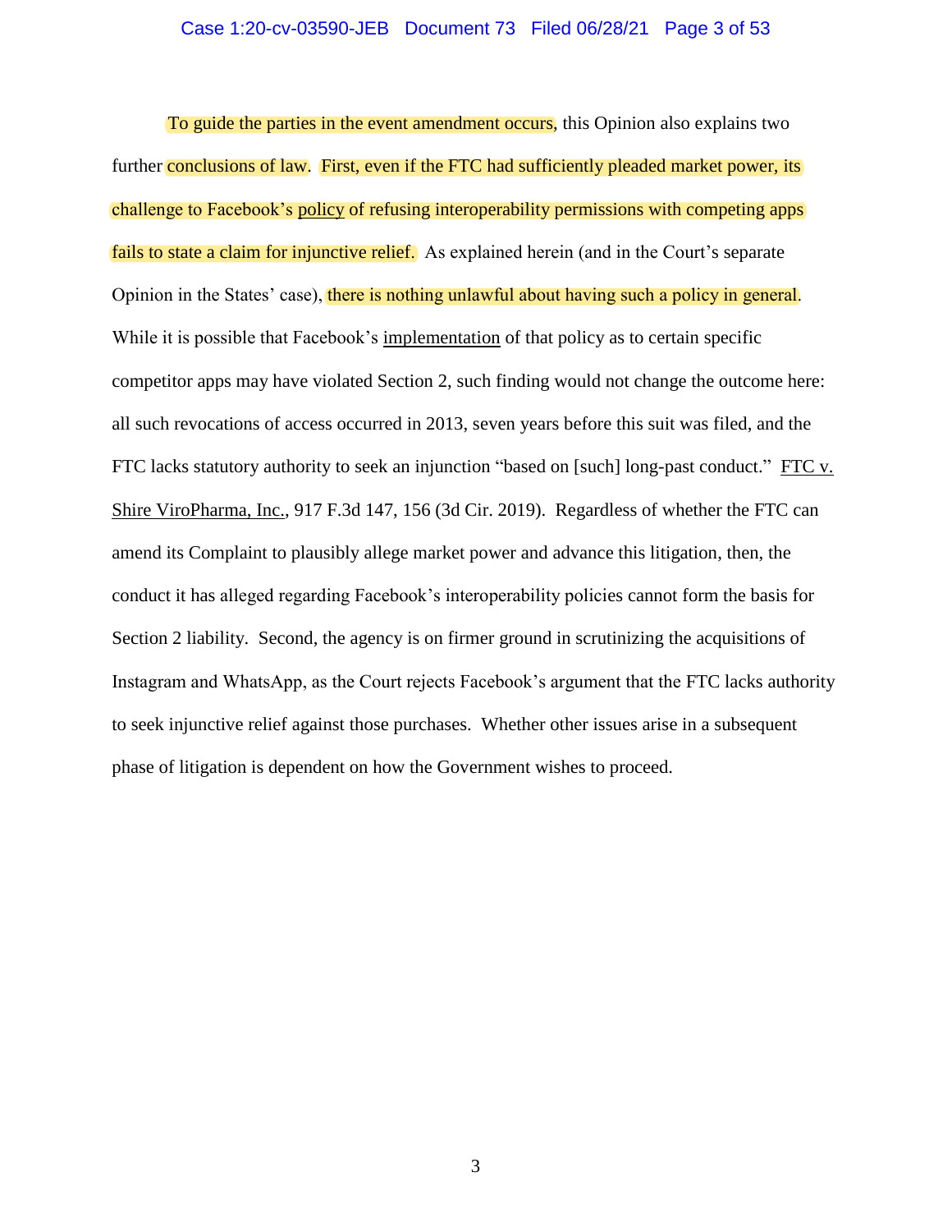To guide the parties in the event amendment occurs, this Opinion also explains two further conclusions of law. First, even if the FTC had sufficiently pleaded market power, its challenge to Facebook's <u>policy</u> of refusing interoperability permissions with competing apps fails to state a claim for injunctive relief. As explained herein (and in the Court's separate Opinion in the States' case), there is nothing unlawful about having such a policy in general. While it is possible that Facebook's <u>implementation</u> of that policy as to certain specific competitor apps may have violated Section 2, such finding would not change the outcome here: all such revocations of access occurred in 2013, seven years before this suit was filed, and the FTC lacks statutory authority to seek an injunction "based on [such] long-past conduct." <u>FTC v. Shire ViroPharma, Inc.</u>, 917 F.3d 147, 156 (3d Cir. 2019). Regardless of whether the FTC can amend its Complaint to plausibly allege market power and advance this litigation, then, the conduct it has alleged regarding Facebook's interoperability policies cannot form the basis for Section 2 liability. Second, the agency is on firmer ground in scrutinizing the acquisitions of Instagram and WhatsApp, as the Court rejects Facebook's argument that the FTC lacks authority to seek injunctive relief against those purchases. Whether other issues arise in a subsequent phase of litigation is dependent on how the Government wishes to proceed.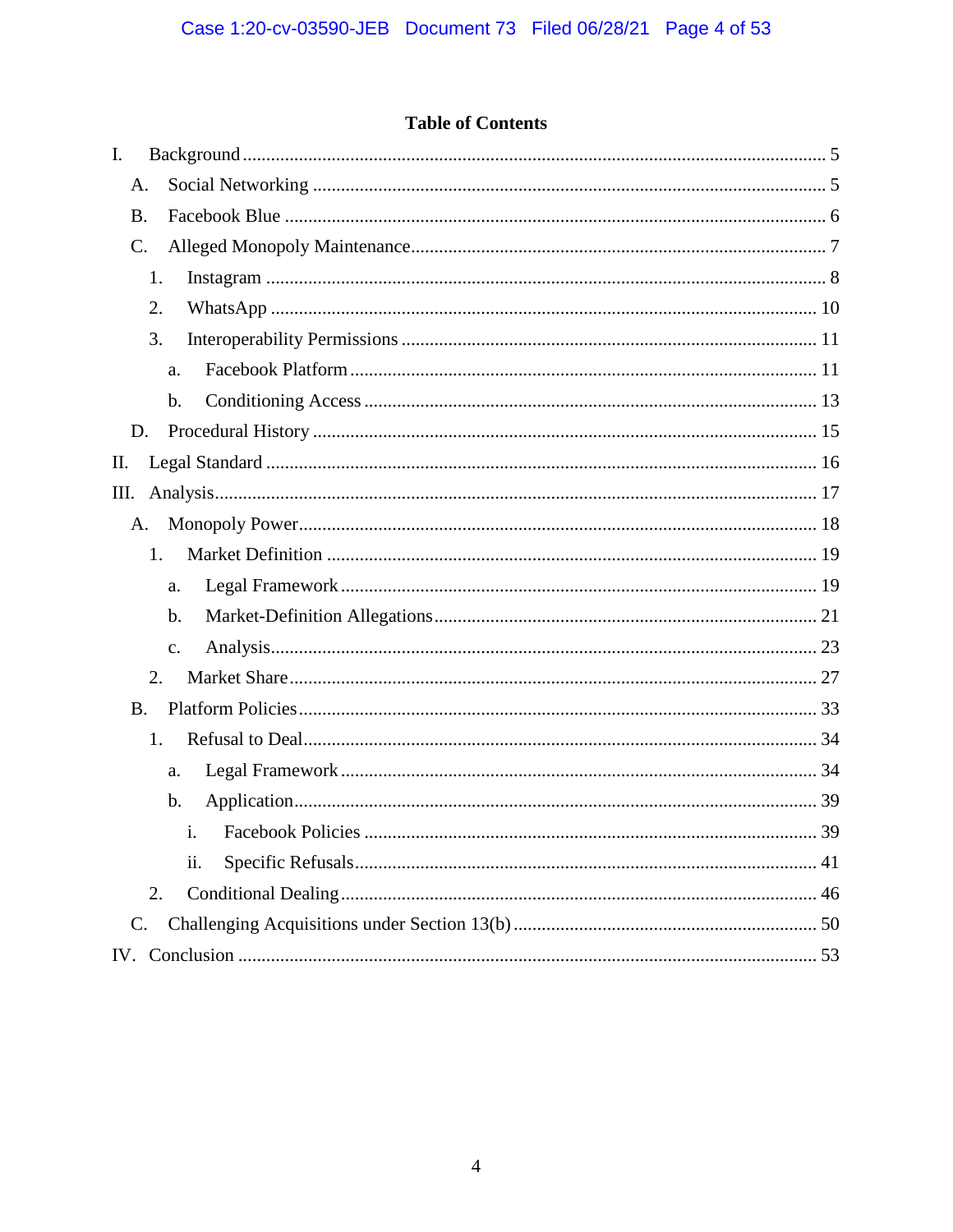## Table of Contents

I. Background ........................................................................................................ 5

&nbsp;&nbsp;&nbsp;&nbsp;A. Social Networking ........................................................................................ 5

&nbsp;&nbsp;&nbsp;&nbsp;B. Facebook Blue ............................................................................................. 6

&nbsp;&nbsp;&nbsp;&nbsp;C. Alleged Monopoly Maintenance ................................................................... 7

&nbsp;&nbsp;&nbsp;&nbsp;&nbsp;&nbsp;&nbsp;&nbsp;1. Instagram ................................................................................................ 8

&nbsp;&nbsp;&nbsp;&nbsp;&nbsp;&nbsp;&nbsp;&nbsp;2. WhatsApp .............................................................................................. 10

&nbsp;&nbsp;&nbsp;&nbsp;&nbsp;&nbsp;&nbsp;&nbsp;3. Interoperability Permissions ................................................................... 11

&nbsp;&nbsp;&nbsp;&nbsp;&nbsp;&nbsp;&nbsp;&nbsp;&nbsp;&nbsp;&nbsp;&nbsp;a. Facebook Platform .............................................................................. 11

&nbsp;&nbsp;&nbsp;&nbsp;&nbsp;&nbsp;&nbsp;&nbsp;&nbsp;&nbsp;&nbsp;&nbsp;b. Conditioning Access ........................................................................... 13

&nbsp;&nbsp;&nbsp;&nbsp;D. Procedural History ..................................................................................... 15

II. Legal Standard ................................................................................................ 16

III. Analysis .......................................................................................................... 17

&nbsp;&nbsp;&nbsp;&nbsp;A. Monopoly Power ......................................................................................... 18

&nbsp;&nbsp;&nbsp;&nbsp;&nbsp;&nbsp;&nbsp;&nbsp;1. Market Definition ................................................................................... 19

&nbsp;&nbsp;&nbsp;&nbsp;&nbsp;&nbsp;&nbsp;&nbsp;&nbsp;&nbsp;&nbsp;&nbsp;a. Legal Framework ................................................................................ 19

&nbsp;&nbsp;&nbsp;&nbsp;&nbsp;&nbsp;&nbsp;&nbsp;&nbsp;&nbsp;&nbsp;&nbsp;b. Market-Definition Allegations ............................................................. 21

&nbsp;&nbsp;&nbsp;&nbsp;&nbsp;&nbsp;&nbsp;&nbsp;&nbsp;&nbsp;&nbsp;&nbsp;c. Analysis .............................................................................................. 23

&nbsp;&nbsp;&nbsp;&nbsp;&nbsp;&nbsp;&nbsp;&nbsp;2. Market Share .......................................................................................... 27

&nbsp;&nbsp;&nbsp;&nbsp;B. Platform Policies ......................................................................................... 33

&nbsp;&nbsp;&nbsp;&nbsp;&nbsp;&nbsp;&nbsp;&nbsp;1. Refusal to Deal ....................................................................................... 34

&nbsp;&nbsp;&nbsp;&nbsp;&nbsp;&nbsp;&nbsp;&nbsp;&nbsp;&nbsp;&nbsp;&nbsp;a. Legal Framework ................................................................................ 34

&nbsp;&nbsp;&nbsp;&nbsp;&nbsp;&nbsp;&nbsp;&nbsp;&nbsp;&nbsp;&nbsp;&nbsp;b. Application .......................................................................................... 39

&nbsp;&nbsp;&nbsp;&nbsp;&nbsp;&nbsp;&nbsp;&nbsp;&nbsp;&nbsp;&nbsp;&nbsp;&nbsp;&nbsp;&nbsp;&nbsp;i. Facebook Policies ............................................................................ 39

&nbsp;&nbsp;&nbsp;&nbsp;&nbsp;&nbsp;&nbsp;&nbsp;&nbsp;&nbsp;&nbsp;&nbsp;&nbsp;&nbsp;&nbsp;&nbsp;ii. Specific Refusals ............................................................................. 41

&nbsp;&nbsp;&nbsp;&nbsp;&nbsp;&nbsp;&nbsp;&nbsp;2. Conditional Dealing ................................................................................ 46

&nbsp;&nbsp;&nbsp;&nbsp;C. Challenging Acquisitions under Section 13(b) ............................................. 50

IV. Conclusion ...................................................................................................... 53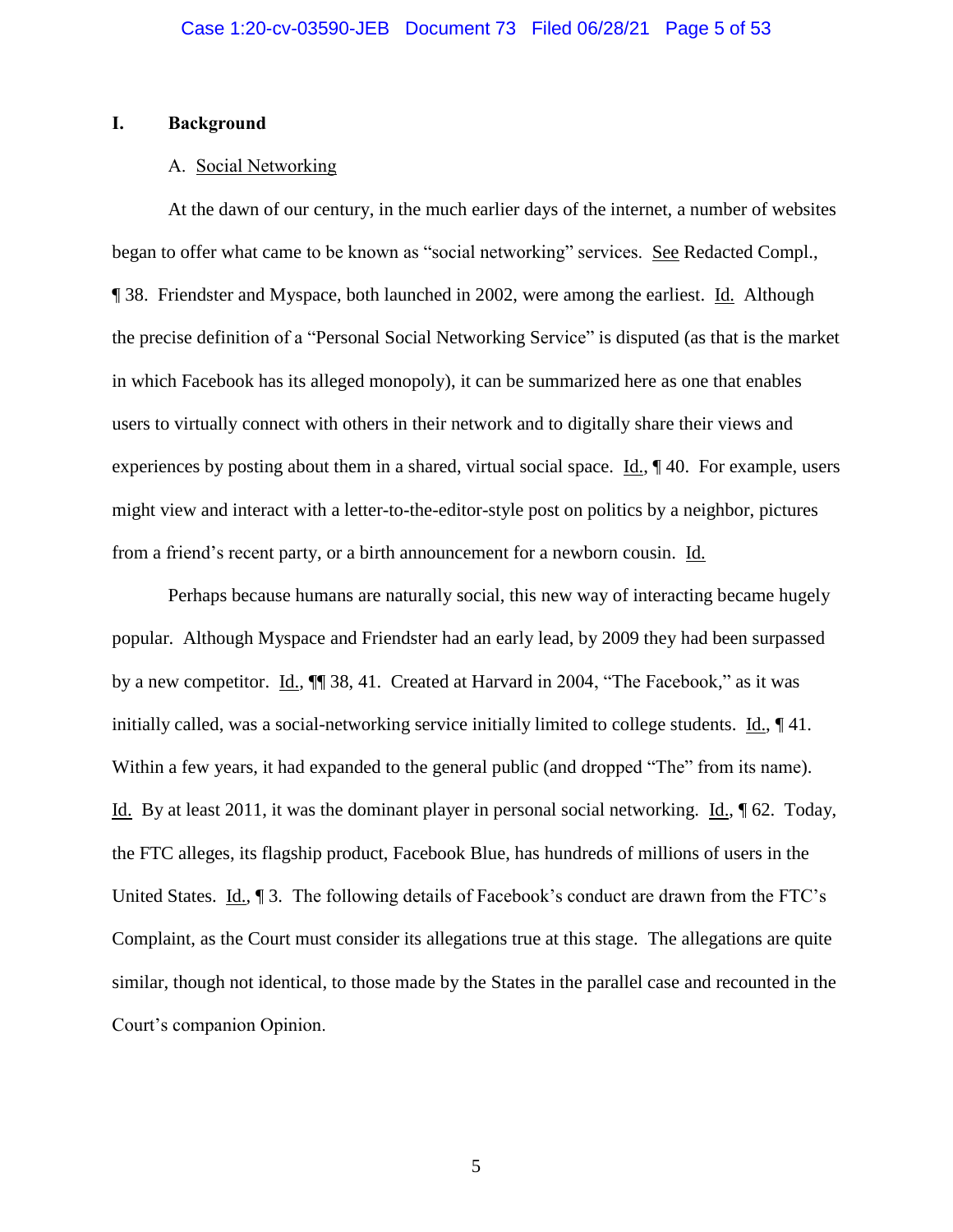## I. Background

### A. Social Networking

At the dawn of our century, in the much earlier days of the internet, a number of websites began to offer what came to be known as "social networking" services. See Redacted Compl., ¶ 38. Friendster and Myspace, both launched in 2002, were among the earliest. Id. Although the precise definition of a "Personal Social Networking Service" is disputed (as that is the market in which Facebook has its alleged monopoly), it can be summarized here as one that enables users to virtually connect with others in their network and to digitally share their views and experiences by posting about them in a shared, virtual social space. Id., ¶ 40. For example, users might view and interact with a letter-to-the-editor-style post on politics by a neighbor, pictures from a friend's recent party, or a birth announcement for a newborn cousin. Id.

Perhaps because humans are naturally social, this new way of interacting became hugely popular. Although Myspace and Friendster had an early lead, by 2009 they had been surpassed by a new competitor. Id., ¶¶ 38, 41. Created at Harvard in 2004, "The Facebook," as it was initially called, was a social-networking service initially limited to college students. Id., ¶ 41. Within a few years, it had expanded to the general public (and dropped "The" from its name). Id. By at least 2011, it was the dominant player in personal social networking. Id., ¶ 62. Today, the FTC alleges, its flagship product, Facebook Blue, has hundreds of millions of users in the United States. Id., ¶ 3. The following details of Facebook's conduct are drawn from the FTC's Complaint, as the Court must consider its allegations true at this stage. The allegations are quite similar, though not identical, to those made by the States in the parallel case and recounted in the Court's companion Opinion.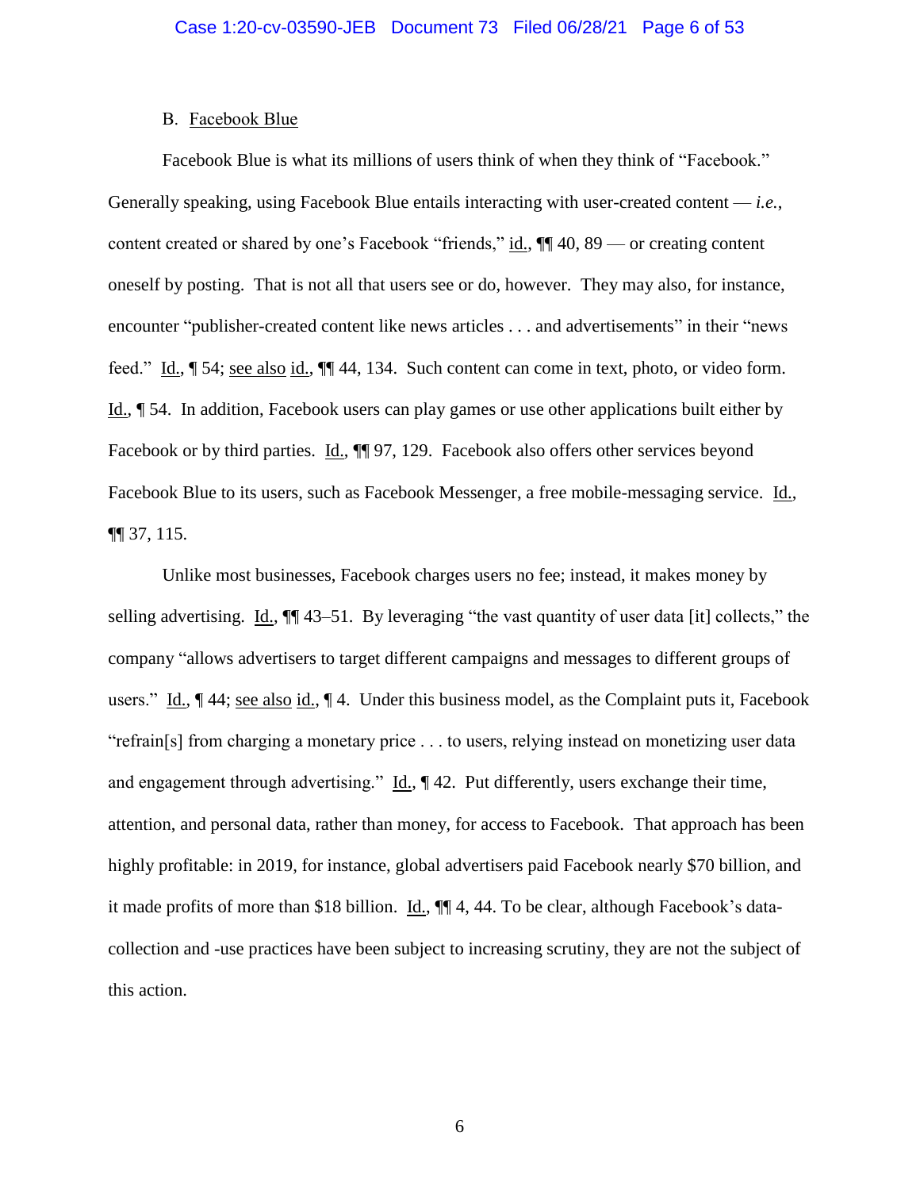### B. Facebook Blue

Facebook Blue is what its millions of users think of when they think of "Facebook." Generally speaking, using Facebook Blue entails interacting with user-created content — *i.e.*, content created or shared by one's Facebook "friends," id., ¶¶ 40, 89 — or creating content oneself by posting. That is not all that users see or do, however. They may also, for instance, encounter "publisher-created content like news articles . . . and advertisements" in their "news feed." Id., ¶ 54; see also id., ¶¶ 44, 134. Such content can come in text, photo, or video form. Id., ¶ 54. In addition, Facebook users can play games or use other applications built either by Facebook or by third parties. Id., ¶¶ 97, 129. Facebook also offers other services beyond Facebook Blue to its users, such as Facebook Messenger, a free mobile-messaging service. Id., ¶¶ 37, 115.

Unlike most businesses, Facebook charges users no fee; instead, it makes money by selling advertising. Id., ¶¶ 43–51. By leveraging "the vast quantity of user data [it] collects," the company "allows advertisers to target different campaigns and messages to different groups of users." Id., ¶ 44; see also id., ¶ 4. Under this business model, as the Complaint puts it, Facebook "refrain[s] from charging a monetary price . . . to users, relying instead on monetizing user data and engagement through advertising." Id., ¶ 42. Put differently, users exchange their time, attention, and personal data, rather than money, for access to Facebook. That approach has been highly profitable: in 2019, for instance, global advertisers paid Facebook nearly $70 billion, and it made profits of more than $18 billion. Id., ¶¶ 4, 44. To be clear, although Facebook's data-collection and -use practices have been subject to increasing scrutiny, they are not the subject of this action.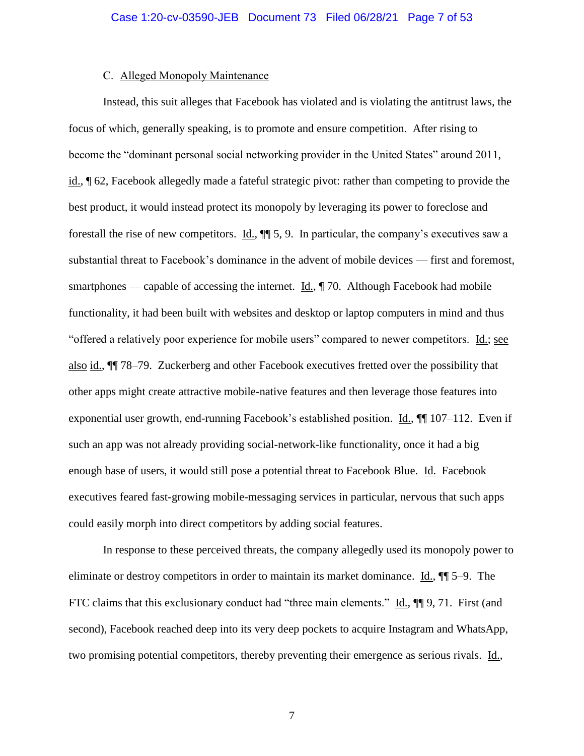### C. Alleged Monopoly Maintenance

Instead, this suit alleges that Facebook has violated and is violating the antitrust laws, the focus of which, generally speaking, is to promote and ensure competition. After rising to become the "dominant personal social networking provider in the United States" around 2011, id., ¶ 62, Facebook allegedly made a fateful strategic pivot: rather than competing to provide the best product, it would instead protect its monopoly by leveraging its power to foreclose and forestall the rise of new competitors. Id., ¶¶ 5, 9. In particular, the company's executives saw a substantial threat to Facebook's dominance in the advent of mobile devices — first and foremost, smartphones — capable of accessing the internet. Id., ¶ 70. Although Facebook had mobile functionality, it had been built with websites and desktop or laptop computers in mind and thus "offered a relatively poor experience for mobile users" compared to newer competitors. Id.; see also id., ¶¶ 78–79. Zuckerberg and other Facebook executives fretted over the possibility that other apps might create attractive mobile-native features and then leverage those features into exponential user growth, end-running Facebook's established position. Id., ¶¶ 107–112. Even if such an app was not already providing social-network-like functionality, once it had a big enough base of users, it would still pose a potential threat to Facebook Blue. Id. Facebook executives feared fast-growing mobile-messaging services in particular, nervous that such apps could easily morph into direct competitors by adding social features.

In response to these perceived threats, the company allegedly used its monopoly power to eliminate or destroy competitors in order to maintain its market dominance. Id., ¶¶ 5–9. The FTC claims that this exclusionary conduct had "three main elements." Id., ¶¶ 9, 71. First (and second), Facebook reached deep into its very deep pockets to acquire Instagram and WhatsApp, two promising potential competitors, thereby preventing their emergence as serious rivals. Id.,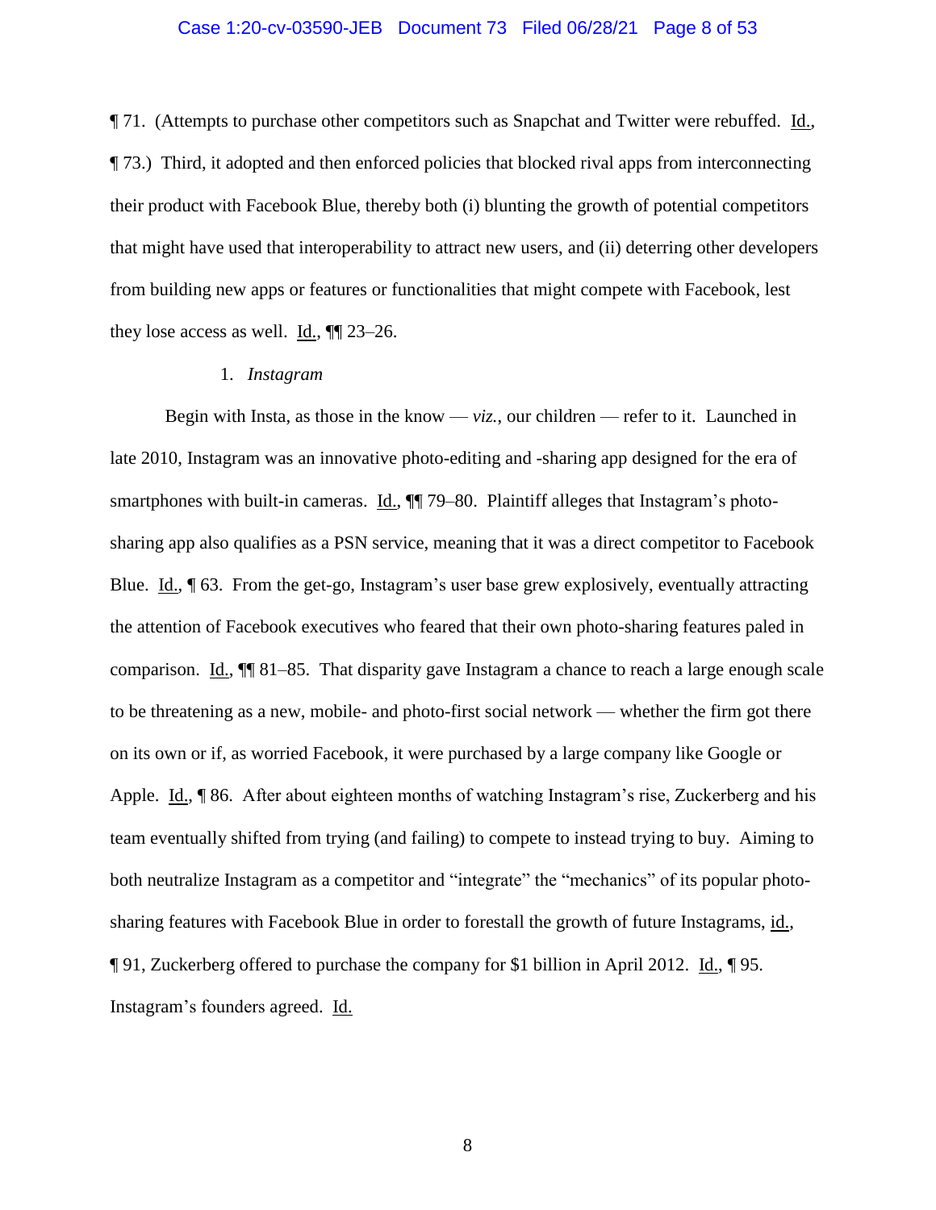¶ 71. (Attempts to purchase other competitors such as Snapchat and Twitter were rebuffed. Id., ¶ 73.) Third, it adopted and then enforced policies that blocked rival apps from interconnecting their product with Facebook Blue, thereby both (i) blunting the growth of potential competitors that might have used that interoperability to attract new users, and (ii) deterring other developers from building new apps or features or functionalities that might compete with Facebook, lest they lose access as well. Id., ¶¶ 23–26.

1. *Instagram*

Begin with Insta, as those in the know — *viz.*, our children — refer to it. Launched in late 2010, Instagram was an innovative photo-editing and -sharing app designed for the era of smartphones with built-in cameras. Id., ¶¶ 79–80. Plaintiff alleges that Instagram's photo-sharing app also qualifies as a PSN service, meaning that it was a direct competitor to Facebook Blue. Id., ¶ 63. From the get-go, Instagram's user base grew explosively, eventually attracting the attention of Facebook executives who feared that their own photo-sharing features paled in comparison. Id., ¶¶ 81–85. That disparity gave Instagram a chance to reach a large enough scale to be threatening as a new, mobile- and photo-first social network — whether the firm got there on its own or if, as worried Facebook, it were purchased by a large company like Google or Apple. Id., ¶ 86. After about eighteen months of watching Instagram's rise, Zuckerberg and his team eventually shifted from trying (and failing) to compete to instead trying to buy. Aiming to both neutralize Instagram as a competitor and "integrate" the "mechanics" of its popular photo-sharing features with Facebook Blue in order to forestall the growth of future Instagrams, id., ¶ 91, Zuckerberg offered to purchase the company for $1 billion in April 2012. Id., ¶ 95. Instagram's founders agreed. Id.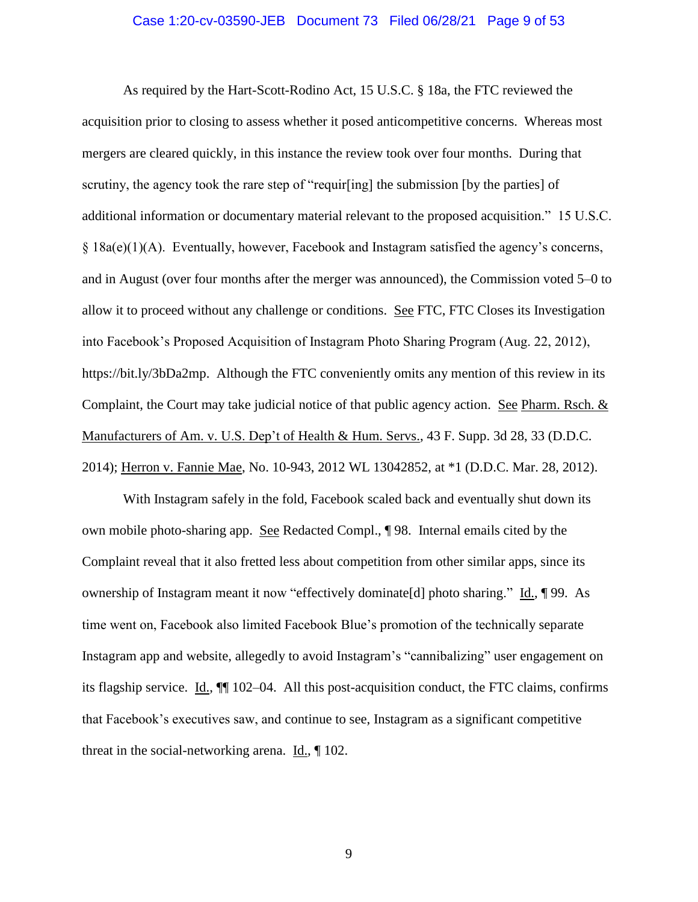As required by the Hart-Scott-Rodino Act, 15 U.S.C. § 18a, the FTC reviewed the acquisition prior to closing to assess whether it posed anticompetitive concerns. Whereas most mergers are cleared quickly, in this instance the review took over four months. During that scrutiny, the agency took the rare step of "requir[ing] the submission [by the parties] of additional information or documentary material relevant to the proposed acquisition." 15 U.S.C. § 18a(e)(1)(A). Eventually, however, Facebook and Instagram satisfied the agency's concerns, and in August (over four months after the merger was announced), the Commission voted 5–0 to allow it to proceed without any challenge or conditions. See FTC, FTC Closes its Investigation into Facebook's Proposed Acquisition of Instagram Photo Sharing Program (Aug. 22, 2012), https://bit.ly/3bDa2mp. Although the FTC conveniently omits any mention of this review in its Complaint, the Court may take judicial notice of that public agency action. See Pharm. Rsch. & Manufacturers of Am. v. U.S. Dep't of Health & Hum. Servs., 43 F. Supp. 3d 28, 33 (D.D.C. 2014); Herron v. Fannie Mae, No. 10-943, 2012 WL 13042852, at *1 (D.D.C. Mar. 28, 2012).

With Instagram safely in the fold, Facebook scaled back and eventually shut down its own mobile photo-sharing app. See Redacted Compl., ¶ 98. Internal emails cited by the Complaint reveal that it also fretted less about competition from other similar apps, since its ownership of Instagram meant it now "effectively dominate[d] photo sharing." Id., ¶ 99. As time went on, Facebook also limited Facebook Blue's promotion of the technically separate Instagram app and website, allegedly to avoid Instagram's "cannibalizing" user engagement on its flagship service. Id., ¶¶ 102–04. All this post-acquisition conduct, the FTC claims, confirms that Facebook's executives saw, and continue to see, Instagram as a significant competitive threat in the social-networking arena. Id., ¶ 102.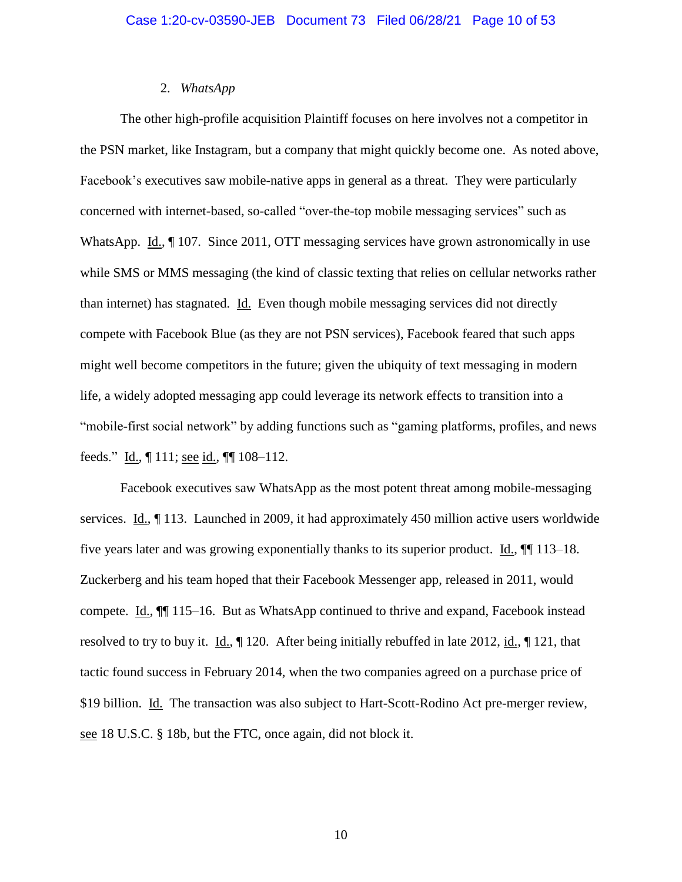### 2. *WhatsApp*

The other high-profile acquisition Plaintiff focuses on here involves not a competitor in the PSN market, like Instagram, but a company that might quickly become one. As noted above, Facebook's executives saw mobile-native apps in general as a threat. They were particularly concerned with internet-based, so-called "over-the-top mobile messaging services" such as WhatsApp. Id., ¶ 107. Since 2011, OTT messaging services have grown astronomically in use while SMS or MMS messaging (the kind of classic texting that relies on cellular networks rather than internet) has stagnated. Id. Even though mobile messaging services did not directly compete with Facebook Blue (as they are not PSN services), Facebook feared that such apps might well become competitors in the future; given the ubiquity of text messaging in modern life, a widely adopted messaging app could leverage its network effects to transition into a "mobile-first social network" by adding functions such as "gaming platforms, profiles, and news feeds." Id., ¶ 111; see id., ¶¶ 108–112.

Facebook executives saw WhatsApp as the most potent threat among mobile-messaging services. Id., ¶ 113. Launched in 2009, it had approximately 450 million active users worldwide five years later and was growing exponentially thanks to its superior product. Id., ¶¶ 113–18. Zuckerberg and his team hoped that their Facebook Messenger app, released in 2011, would compete. Id., ¶¶ 115–16. But as WhatsApp continued to thrive and expand, Facebook instead resolved to try to buy it. Id., ¶ 120. After being initially rebuffed in late 2012, id., ¶ 121, that tactic found success in February 2014, when the two companies agreed on a purchase price of $19 billion. Id. The transaction was also subject to Hart-Scott-Rodino Act pre-merger review, see 18 U.S.C. § 18b, but the FTC, once again, did not block it.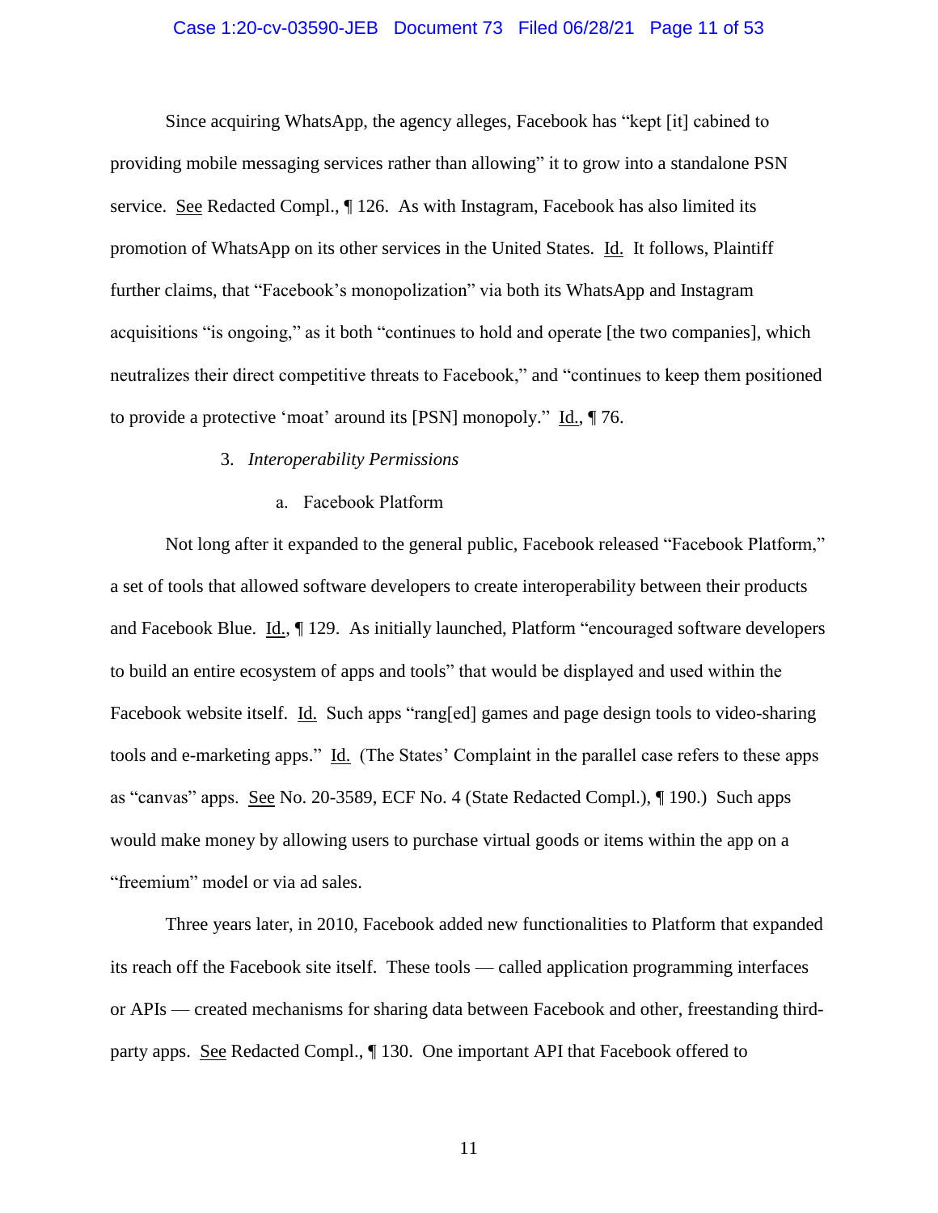Since acquiring WhatsApp, the agency alleges, Facebook has "kept [it] cabined to providing mobile messaging services rather than allowing" it to grow into a standalone PSN service. See Redacted Compl., ¶ 126. As with Instagram, Facebook has also limited its promotion of WhatsApp on its other services in the United States. Id. It follows, Plaintiff further claims, that "Facebook's monopolization" via both its WhatsApp and Instagram acquisitions "is ongoing," as it both "continues to hold and operate [the two companies], which neutralizes their direct competitive threats to Facebook," and "continues to keep them positioned to provide a protective 'moat' around its [PSN] monopoly." Id., ¶ 76.

3. *Interoperability Permissions*

a. Facebook Platform

Not long after it expanded to the general public, Facebook released "Facebook Platform," a set of tools that allowed software developers to create interoperability between their products and Facebook Blue. Id., ¶ 129. As initially launched, Platform "encouraged software developers to build an entire ecosystem of apps and tools" that would be displayed and used within the Facebook website itself. Id. Such apps "rang[ed] games and page design tools to video-sharing tools and e-marketing apps." Id. (The States' Complaint in the parallel case refers to these apps as "canvas" apps. See No. 20-3589, ECF No. 4 (State Redacted Compl.), ¶ 190.) Such apps would make money by allowing users to purchase virtual goods or items within the app on a "freemium" model or via ad sales.

Three years later, in 2010, Facebook added new functionalities to Platform that expanded its reach off the Facebook site itself. These tools — called application programming interfaces or APIs — created mechanisms for sharing data between Facebook and other, freestanding third-party apps. See Redacted Compl., ¶ 130. One important API that Facebook offered to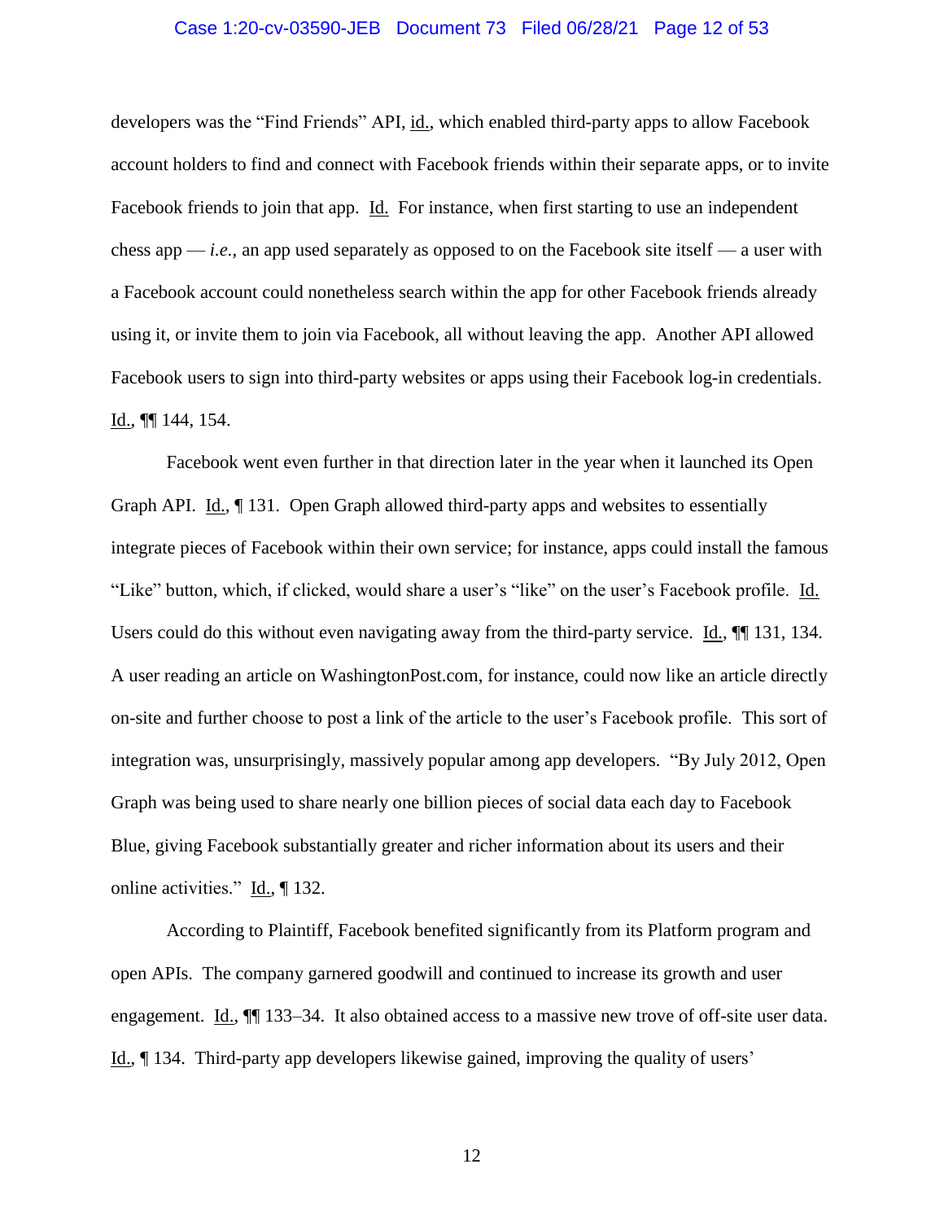developers was the "Find Friends" API, id., which enabled third-party apps to allow Facebook account holders to find and connect with Facebook friends within their separate apps, or to invite Facebook friends to join that app. Id. For instance, when first starting to use an independent chess app — *i.e.*, an app used separately as opposed to on the Facebook site itself — a user with a Facebook account could nonetheless search within the app for other Facebook friends already using it, or invite them to join via Facebook, all without leaving the app. Another API allowed Facebook users to sign into third-party websites or apps using their Facebook log-in credentials. Id., ¶¶ 144, 154.

Facebook went even further in that direction later in the year when it launched its Open Graph API. Id., ¶ 131. Open Graph allowed third-party apps and websites to essentially integrate pieces of Facebook within their own service; for instance, apps could install the famous "Like" button, which, if clicked, would share a user's "like" on the user's Facebook profile. Id. Users could do this without even navigating away from the third-party service. Id., ¶¶ 131, 134. A user reading an article on WashingtonPost.com, for instance, could now like an article directly on-site and further choose to post a link of the article to the user's Facebook profile. This sort of integration was, unsurprisingly, massively popular among app developers. "By July 2012, Open Graph was being used to share nearly one billion pieces of social data each day to Facebook Blue, giving Facebook substantially greater and richer information about its users and their online activities." Id., ¶ 132.

According to Plaintiff, Facebook benefited significantly from its Platform program and open APIs. The company garnered goodwill and continued to increase its growth and user engagement. Id., ¶¶ 133–34. It also obtained access to a massive new trove of off-site user data. Id., ¶ 134. Third-party app developers likewise gained, improving the quality of users'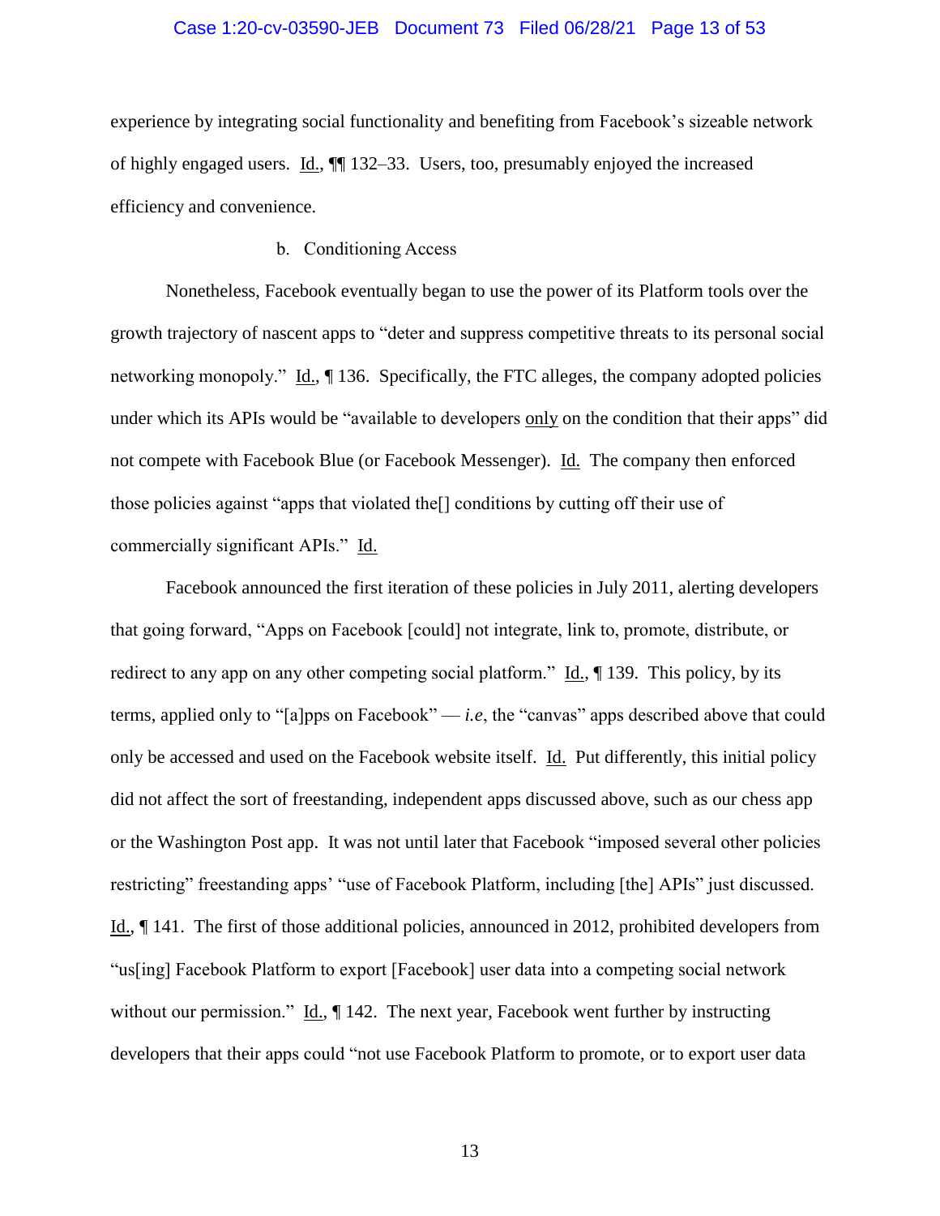experience by integrating social functionality and benefiting from Facebook's sizeable network of highly engaged users. Id., ¶¶ 132–33. Users, too, presumably enjoyed the increased efficiency and convenience.

b. Conditioning Access

Nonetheless, Facebook eventually began to use the power of its Platform tools over the growth trajectory of nascent apps to "deter and suppress competitive threats to its personal social networking monopoly." Id., ¶ 136. Specifically, the FTC alleges, the company adopted policies under which its APIs would be "available to developers only on the condition that their apps" did not compete with Facebook Blue (or Facebook Messenger). Id. The company then enforced those policies against "apps that violated the[] conditions by cutting off their use of commercially significant APIs." Id.

Facebook announced the first iteration of these policies in July 2011, alerting developers that going forward, "Apps on Facebook [could] not integrate, link to, promote, distribute, or redirect to any app on any other competing social platform." Id., ¶ 139. This policy, by its terms, applied only to "[a]pps on Facebook" — *i.e*, the "canvas" apps described above that could only be accessed and used on the Facebook website itself. Id. Put differently, this initial policy did not affect the sort of freestanding, independent apps discussed above, such as our chess app or the Washington Post app. It was not until later that Facebook "imposed several other policies restricting" freestanding apps' "use of Facebook Platform, including [the] APIs" just discussed. Id., ¶ 141. The first of those additional policies, announced in 2012, prohibited developers from "us[ing] Facebook Platform to export [Facebook] user data into a competing social network without our permission." Id., ¶ 142. The next year, Facebook went further by instructing developers that their apps could "not use Facebook Platform to promote, or to export user data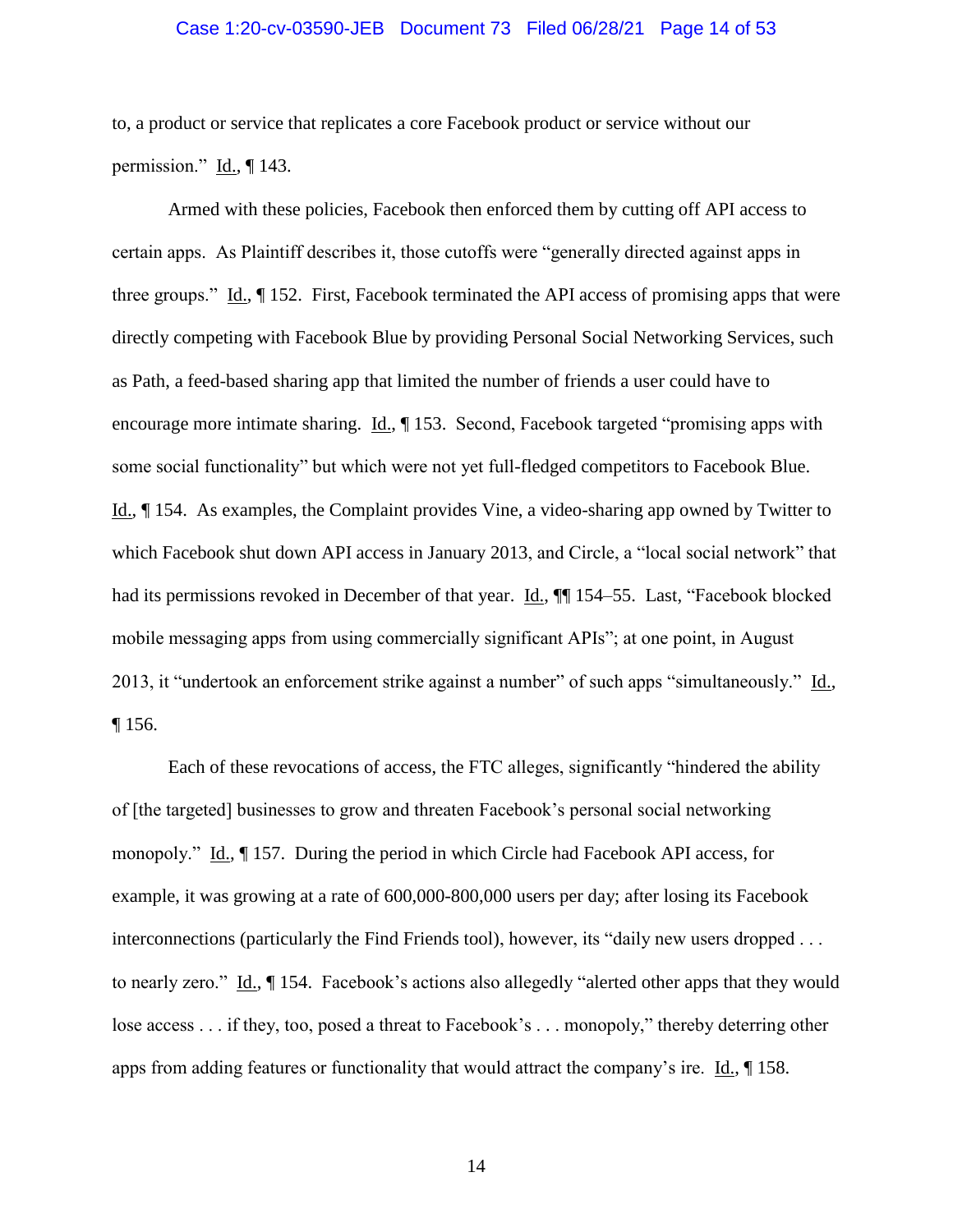to, a product or service that replicates a core Facebook product or service without our permission." Id., ¶ 143.

Armed with these policies, Facebook then enforced them by cutting off API access to certain apps. As Plaintiff describes it, those cutoffs were "generally directed against apps in three groups." Id., ¶ 152. First, Facebook terminated the API access of promising apps that were directly competing with Facebook Blue by providing Personal Social Networking Services, such as Path, a feed-based sharing app that limited the number of friends a user could have to encourage more intimate sharing. Id., ¶ 153. Second, Facebook targeted "promising apps with some social functionality" but which were not yet full-fledged competitors to Facebook Blue. Id., ¶ 154. As examples, the Complaint provides Vine, a video-sharing app owned by Twitter to which Facebook shut down API access in January 2013, and Circle, a "local social network" that had its permissions revoked in December of that year. Id., ¶¶ 154–55. Last, "Facebook blocked mobile messaging apps from using commercially significant APIs"; at one point, in August 2013, it "undertook an enforcement strike against a number" of such apps "simultaneously." Id., ¶ 156.

Each of these revocations of access, the FTC alleges, significantly "hindered the ability of [the targeted] businesses to grow and threaten Facebook's personal social networking monopoly." Id., ¶ 157. During the period in which Circle had Facebook API access, for example, it was growing at a rate of 600,000-800,000 users per day; after losing its Facebook interconnections (particularly the Find Friends tool), however, its "daily new users dropped . . . to nearly zero." Id., ¶ 154. Facebook's actions also allegedly "alerted other apps that they would lose access . . . if they, too, posed a threat to Facebook's . . . monopoly," thereby deterring other apps from adding features or functionality that would attract the company's ire. Id., ¶ 158.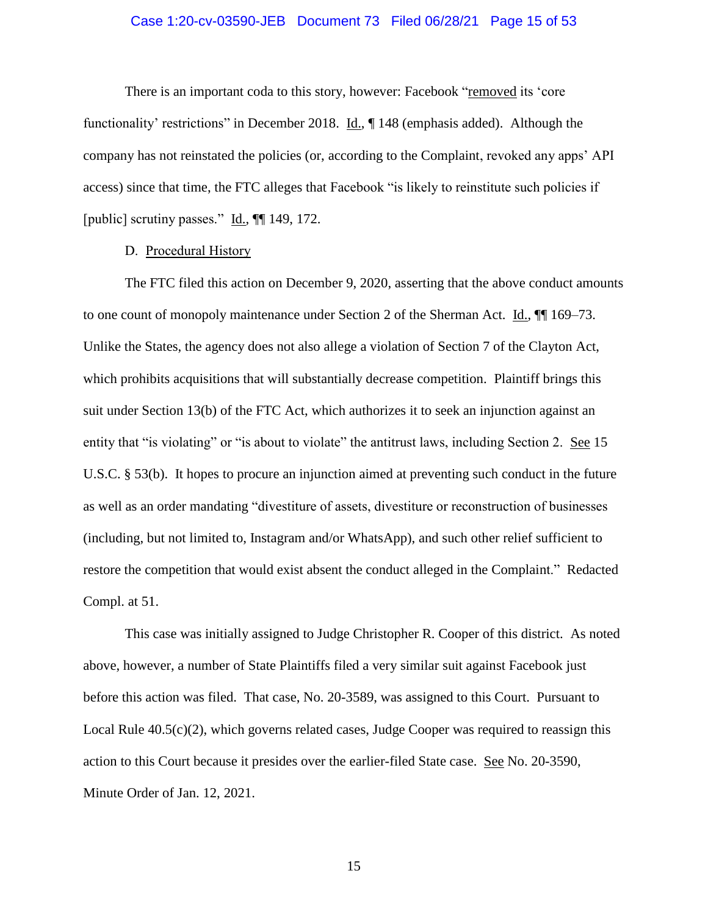There is an important coda to this story, however: Facebook "removed its 'core functionality' restrictions" in December 2018. Id., ¶ 148 (emphasis added). Although the company has not reinstated the policies (or, according to the Complaint, revoked any apps' API access) since that time, the FTC alleges that Facebook "is likely to reinstitute such policies if [public] scrutiny passes." Id., ¶¶ 149, 172.

D. Procedural History

The FTC filed this action on December 9, 2020, asserting that the above conduct amounts to one count of monopoly maintenance under Section 2 of the Sherman Act. Id., ¶¶ 169–73. Unlike the States, the agency does not also allege a violation of Section 7 of the Clayton Act, which prohibits acquisitions that will substantially decrease competition. Plaintiff brings this suit under Section 13(b) of the FTC Act, which authorizes it to seek an injunction against an entity that "is violating" or "is about to violate" the antitrust laws, including Section 2. See 15 U.S.C. § 53(b). It hopes to procure an injunction aimed at preventing such conduct in the future as well as an order mandating "divestiture of assets, divestiture or reconstruction of businesses (including, but not limited to, Instagram and/or WhatsApp), and such other relief sufficient to restore the competition that would exist absent the conduct alleged in the Complaint." Redacted Compl. at 51.

This case was initially assigned to Judge Christopher R. Cooper of this district. As noted above, however, a number of State Plaintiffs filed a very similar suit against Facebook just before this action was filed. That case, No. 20-3589, was assigned to this Court. Pursuant to Local Rule 40.5(c)(2), which governs related cases, Judge Cooper was required to reassign this action to this Court because it presides over the earlier-filed State case. See No. 20-3590, Minute Order of Jan. 12, 2021.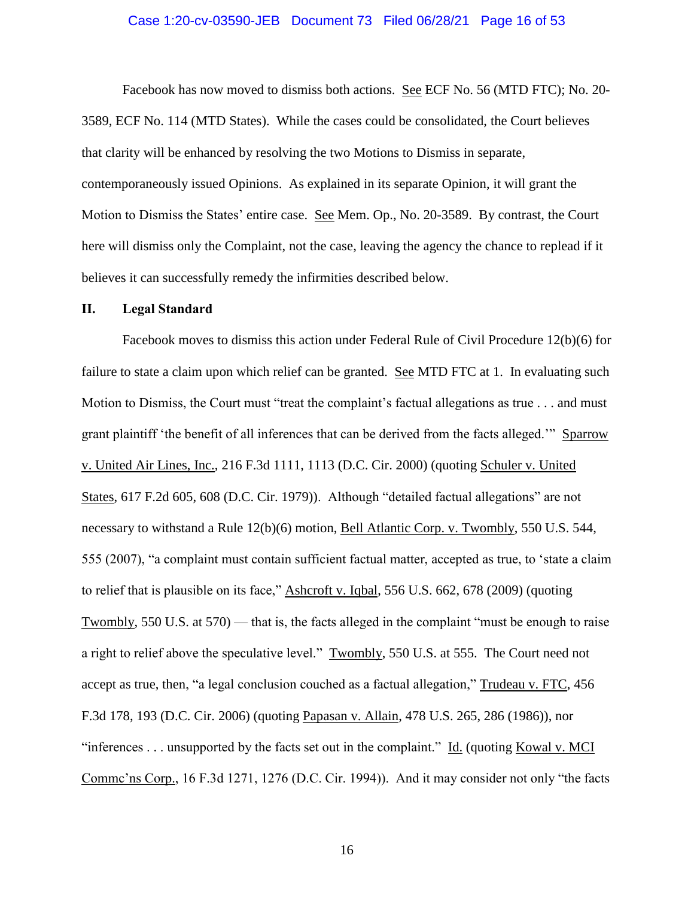Facebook has now moved to dismiss both actions. See ECF No. 56 (MTD FTC); No. 20-3589, ECF No. 114 (MTD States). While the cases could be consolidated, the Court believes that clarity will be enhanced by resolving the two Motions to Dismiss in separate, contemporaneously issued Opinions. As explained in its separate Opinion, it will grant the Motion to Dismiss the States' entire case. See Mem. Op., No. 20-3589. By contrast, the Court here will dismiss only the Complaint, not the case, leaving the agency the chance to replead if it believes it can successfully remedy the infirmities described below.

## II. Legal Standard

Facebook moves to dismiss this action under Federal Rule of Civil Procedure 12(b)(6) for failure to state a claim upon which relief can be granted. See MTD FTC at 1. In evaluating such Motion to Dismiss, the Court must "treat the complaint's factual allegations as true . . . and must grant plaintiff 'the benefit of all inferences that can be derived from the facts alleged.'" Sparrow v. United Air Lines, Inc., 216 F.3d 1111, 1113 (D.C. Cir. 2000) (quoting Schuler v. United States, 617 F.2d 605, 608 (D.C. Cir. 1979)). Although "detailed factual allegations" are not necessary to withstand a Rule 12(b)(6) motion, Bell Atlantic Corp. v. Twombly, 550 U.S. 544, 555 (2007), "a complaint must contain sufficient factual matter, accepted as true, to 'state a claim to relief that is plausible on its face," Ashcroft v. Iqbal, 556 U.S. 662, 678 (2009) (quoting Twombly, 550 U.S. at 570) — that is, the facts alleged in the complaint "must be enough to raise a right to relief above the speculative level." Twombly, 550 U.S. at 555. The Court need not accept as true, then, "a legal conclusion couched as a factual allegation," Trudeau v. FTC, 456 F.3d 178, 193 (D.C. Cir. 2006) (quoting Papasan v. Allain, 478 U.S. 265, 286 (1986)), nor "inferences . . . unsupported by the facts set out in the complaint." Id. (quoting Kowal v. MCI Commc'ns Corp., 16 F.3d 1271, 1276 (D.C. Cir. 1994)). And it may consider not only "the facts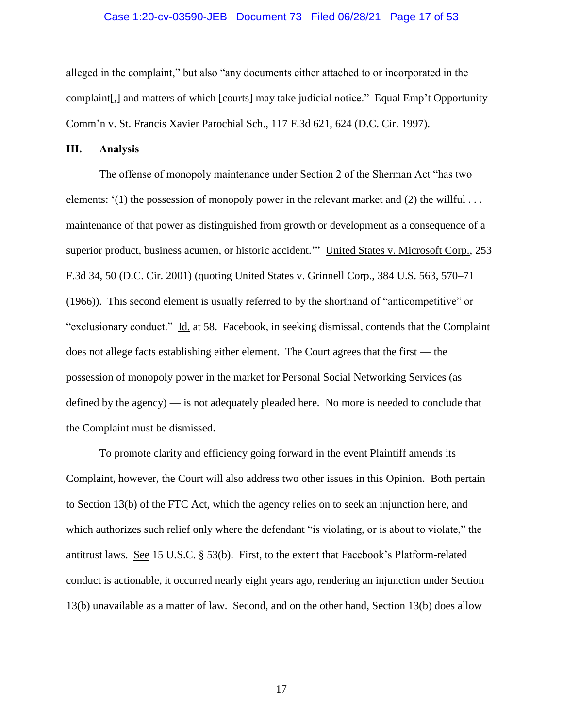alleged in the complaint," but also "any documents either attached to or incorporated in the complaint[,] and matters of which [courts] may take judicial notice." Equal Emp't Opportunity Comm'n v. St. Francis Xavier Parochial Sch., 117 F.3d 621, 624 (D.C. Cir. 1997).

## III. Analysis

The offense of monopoly maintenance under Section 2 of the Sherman Act "has two elements: '(1) the possession of monopoly power in the relevant market and (2) the willful . . . maintenance of that power as distinguished from growth or development as a consequence of a superior product, business acumen, or historic accident.'" United States v. Microsoft Corp., 253 F.3d 34, 50 (D.C. Cir. 2001) (quoting United States v. Grinnell Corp., 384 U.S. 563, 570–71 (1966)). This second element is usually referred to by the shorthand of "anticompetitive" or "exclusionary conduct." Id. at 58. Facebook, in seeking dismissal, contends that the Complaint does not allege facts establishing either element. The Court agrees that the first — the possession of monopoly power in the market for Personal Social Networking Services (as defined by the agency) — is not adequately pleaded here. No more is needed to conclude that the Complaint must be dismissed.

To promote clarity and efficiency going forward in the event Plaintiff amends its Complaint, however, the Court will also address two other issues in this Opinion. Both pertain to Section 13(b) of the FTC Act, which the agency relies on to seek an injunction here, and which authorizes such relief only where the defendant "is violating, or is about to violate," the antitrust laws. See 15 U.S.C. § 53(b). First, to the extent that Facebook's Platform-related conduct is actionable, it occurred nearly eight years ago, rendering an injunction under Section 13(b) unavailable as a matter of law. Second, and on the other hand, Section 13(b) does allow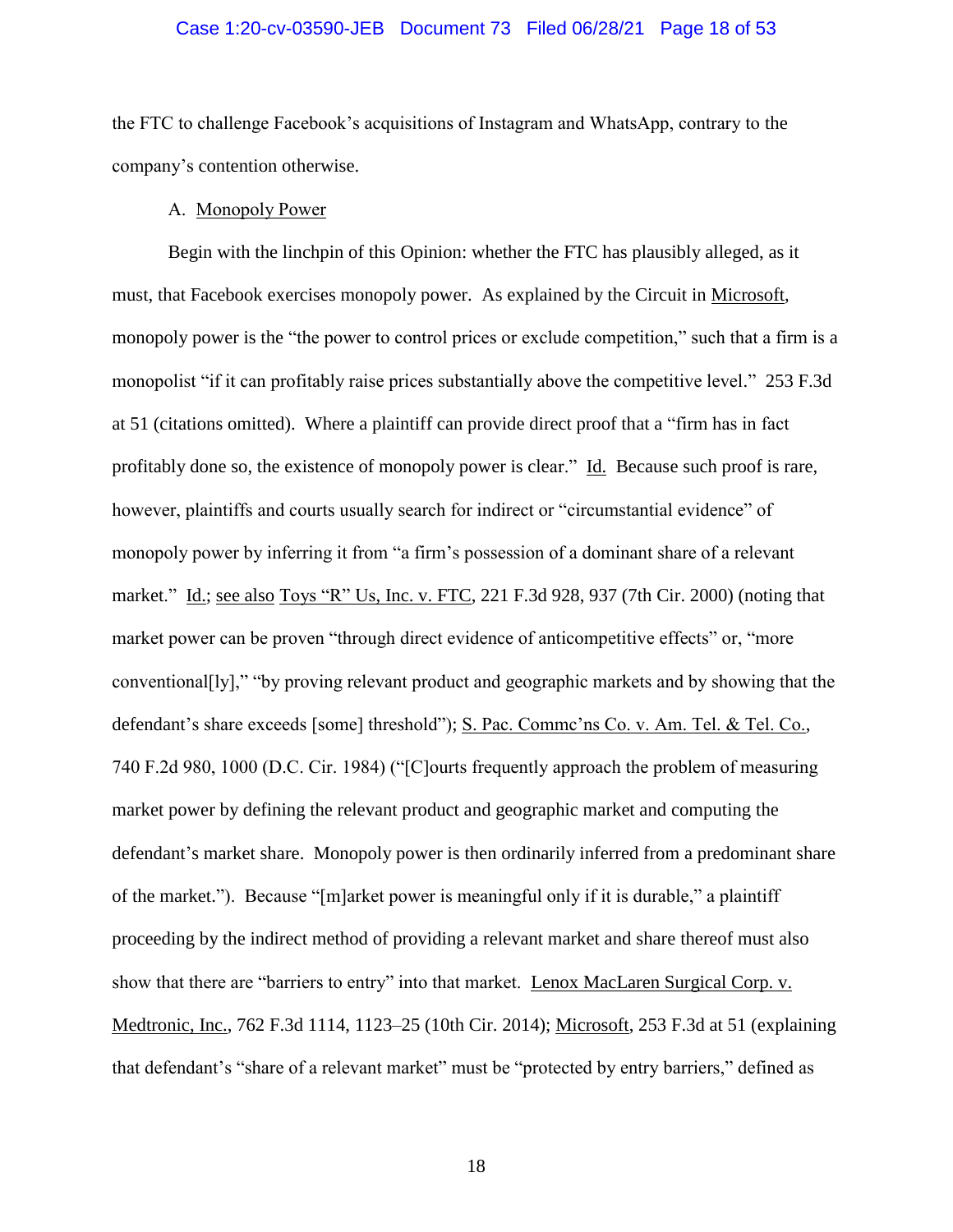the FTC to challenge Facebook's acquisitions of Instagram and WhatsApp, contrary to the company's contention otherwise.

A. Monopoly Power

Begin with the linchpin of this Opinion: whether the FTC has plausibly alleged, as it must, that Facebook exercises monopoly power. As explained by the Circuit in Microsoft, monopoly power is the "the power to control prices or exclude competition," such that a firm is a monopolist "if it can profitably raise prices substantially above the competitive level." 253 F.3d at 51 (citations omitted). Where a plaintiff can provide direct proof that a "firm has in fact profitably done so, the existence of monopoly power is clear." Id. Because such proof is rare, however, plaintiffs and courts usually search for indirect or "circumstantial evidence" of monopoly power by inferring it from "a firm's possession of a dominant share of a relevant market." Id.; see also Toys "R" Us, Inc. v. FTC, 221 F.3d 928, 937 (7th Cir. 2000) (noting that market power can be proven "through direct evidence of anticompetitive effects" or, "more conventional[ly]," "by proving relevant product and geographic markets and by showing that the defendant's share exceeds [some] threshold"); S. Pac. Commc'ns Co. v. Am. Tel. & Tel. Co., 740 F.2d 980, 1000 (D.C. Cir. 1984) ("[C]ourts frequently approach the problem of measuring market power by defining the relevant product and geographic market and computing the defendant's market share. Monopoly power is then ordinarily inferred from a predominant share of the market."). Because "[m]arket power is meaningful only if it is durable," a plaintiff proceeding by the indirect method of providing a relevant market and share thereof must also show that there are "barriers to entry" into that market. Lenox MacLaren Surgical Corp. v. Medtronic, Inc., 762 F.3d 1114, 1123–25 (10th Cir. 2014); Microsoft, 253 F.3d at 51 (explaining that defendant's "share of a relevant market" must be "protected by entry barriers," defined as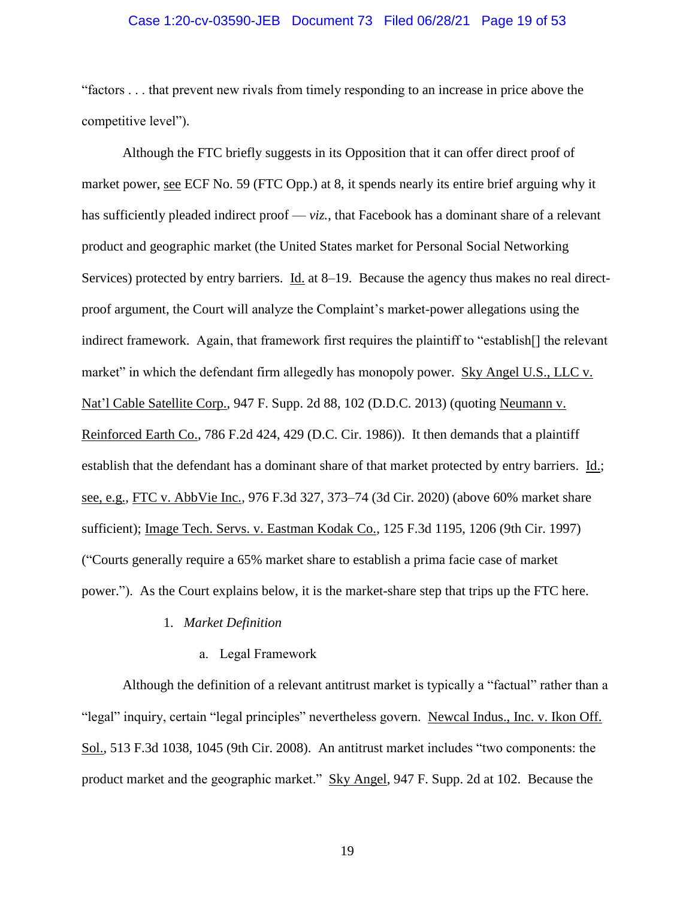"factors . . . that prevent new rivals from timely responding to an increase in price above the competitive level").

Although the FTC briefly suggests in its Opposition that it can offer direct proof of market power, see ECF No. 59 (FTC Opp.) at 8, it spends nearly its entire brief arguing why it has sufficiently pleaded indirect proof — *viz.*, that Facebook has a dominant share of a relevant product and geographic market (the United States market for Personal Social Networking Services) protected by entry barriers. Id. at 8–19. Because the agency thus makes no real direct-proof argument, the Court will analyze the Complaint's market-power allegations using the indirect framework. Again, that framework first requires the plaintiff to "establish[] the relevant market" in which the defendant firm allegedly has monopoly power. Sky Angel U.S., LLC v. Nat'l Cable Satellite Corp., 947 F. Supp. 2d 88, 102 (D.D.C. 2013) (quoting Neumann v. Reinforced Earth Co., 786 F.2d 424, 429 (D.C. Cir. 1986)). It then demands that a plaintiff establish that the defendant has a dominant share of that market protected by entry barriers. Id.; see, e.g., FTC v. AbbVie Inc., 976 F.3d 327, 373–74 (3d Cir. 2020) (above 60% market share sufficient); Image Tech. Servs. v. Eastman Kodak Co., 125 F.3d 1195, 1206 (9th Cir. 1997) ("Courts generally require a 65% market share to establish a prima facie case of market power."). As the Court explains below, it is the market-share step that trips up the FTC here.

1. *Market Definition*

a. Legal Framework

Although the definition of a relevant antitrust market is typically a "factual" rather than a "legal" inquiry, certain "legal principles" nevertheless govern. Newcal Indus., Inc. v. Ikon Off. Sol., 513 F.3d 1038, 1045 (9th Cir. 2008). An antitrust market includes "two components: the product market and the geographic market." Sky Angel, 947 F. Supp. 2d at 102. Because the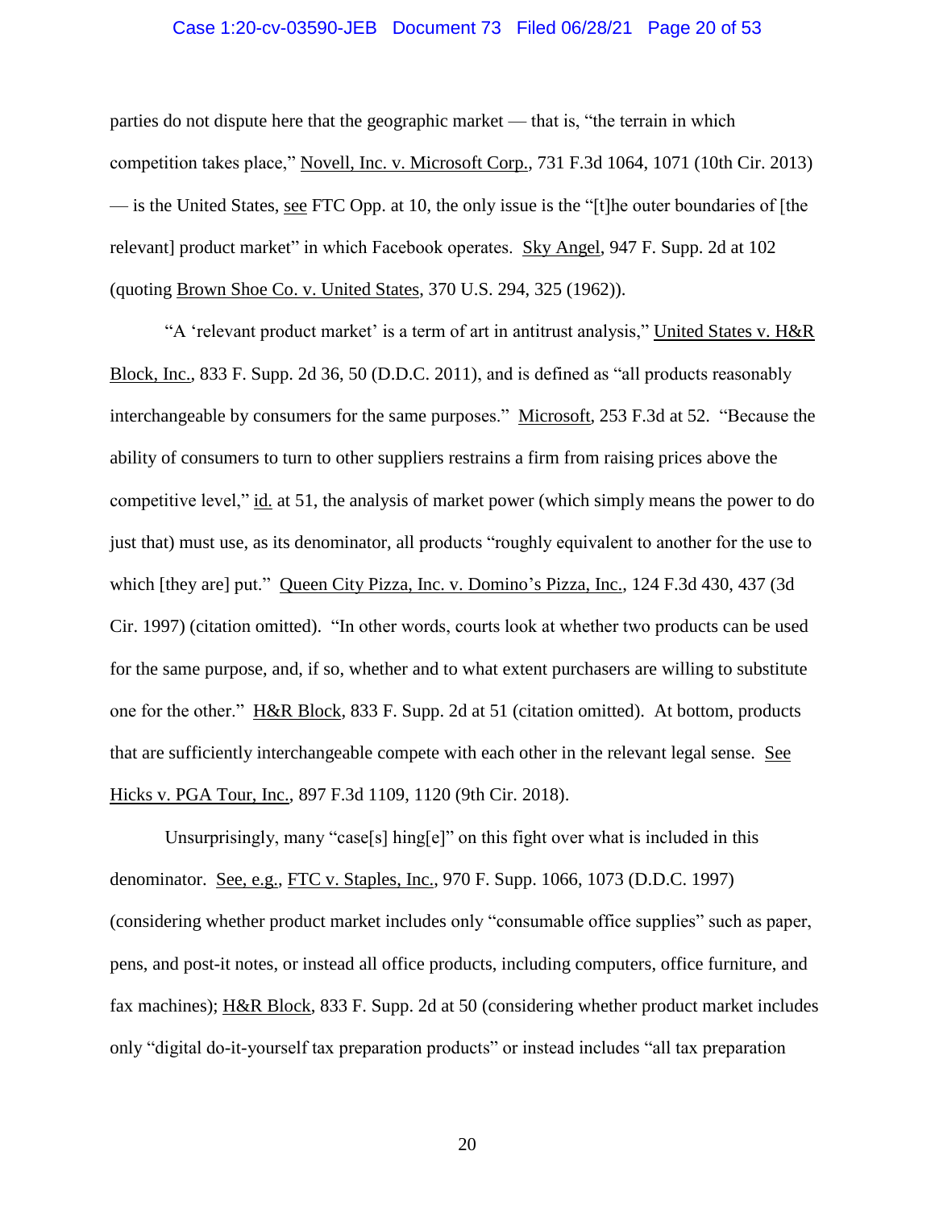parties do not dispute here that the geographic market — that is, "the terrain in which competition takes place," Novell, Inc. v. Microsoft Corp., 731 F.3d 1064, 1071 (10th Cir. 2013) — is the United States, see FTC Opp. at 10, the only issue is the "[t]he outer boundaries of [the relevant] product market" in which Facebook operates. Sky Angel, 947 F. Supp. 2d at 102 (quoting Brown Shoe Co. v. United States, 370 U.S. 294, 325 (1962)).

"A 'relevant product market' is a term of art in antitrust analysis," United States v. H&R Block, Inc., 833 F. Supp. 2d 36, 50 (D.D.C. 2011), and is defined as "all products reasonably interchangeable by consumers for the same purposes." Microsoft, 253 F.3d at 52. "Because the ability of consumers to turn to other suppliers restrains a firm from raising prices above the competitive level," id. at 51, the analysis of market power (which simply means the power to do just that) must use, as its denominator, all products "roughly equivalent to another for the use to which [they are] put." Queen City Pizza, Inc. v. Domino's Pizza, Inc., 124 F.3d 430, 437 (3d Cir. 1997) (citation omitted). "In other words, courts look at whether two products can be used for the same purpose, and, if so, whether and to what extent purchasers are willing to substitute one for the other." H&R Block, 833 F. Supp. 2d at 51 (citation omitted). At bottom, products that are sufficiently interchangeable compete with each other in the relevant legal sense. See Hicks v. PGA Tour, Inc., 897 F.3d 1109, 1120 (9th Cir. 2018).

Unsurprisingly, many "case[s] hing[e]" on this fight over what is included in this denominator. See, e.g., FTC v. Staples, Inc., 970 F. Supp. 1066, 1073 (D.D.C. 1997) (considering whether product market includes only "consumable office supplies" such as paper, pens, and post-it notes, or instead all office products, including computers, office furniture, and fax machines); H&R Block, 833 F. Supp. 2d at 50 (considering whether product market includes only "digital do-it-yourself tax preparation products" or instead includes "all tax preparation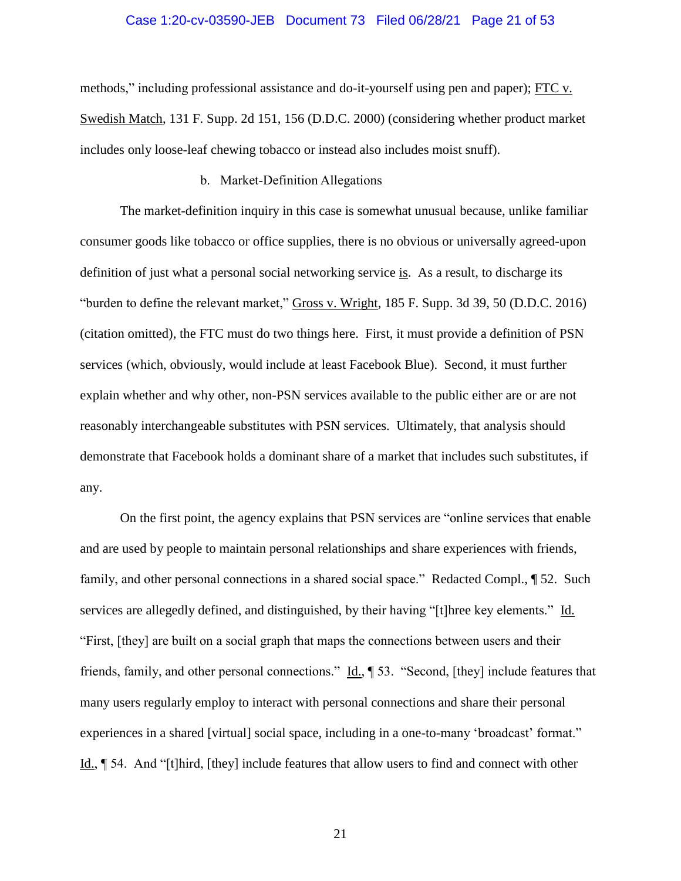methods," including professional assistance and do-it-yourself using pen and paper); FTC v. Swedish Match, 131 F. Supp. 2d 151, 156 (D.D.C. 2000) (considering whether product market includes only loose-leaf chewing tobacco or instead also includes moist snuff).

b. Market-Definition Allegations

The market-definition inquiry in this case is somewhat unusual because, unlike familiar consumer goods like tobacco or office supplies, there is no obvious or universally agreed-upon definition of just what a personal social networking service is. As a result, to discharge its "burden to define the relevant market," Gross v. Wright, 185 F. Supp. 3d 39, 50 (D.D.C. 2016) (citation omitted), the FTC must do two things here. First, it must provide a definition of PSN services (which, obviously, would include at least Facebook Blue). Second, it must further explain whether and why other, non-PSN services available to the public either are or are not reasonably interchangeable substitutes with PSN services. Ultimately, that analysis should demonstrate that Facebook holds a dominant share of a market that includes such substitutes, if any.

On the first point, the agency explains that PSN services are "online services that enable and are used by people to maintain personal relationships and share experiences with friends, family, and other personal connections in a shared social space." Redacted Compl., ¶ 52. Such services are allegedly defined, and distinguished, by their having "[t]hree key elements." Id. "First, [they] are built on a social graph that maps the connections between users and their friends, family, and other personal connections." Id., ¶ 53. "Second, [they] include features that many users regularly employ to interact with personal connections and share their personal experiences in a shared [virtual] social space, including in a one-to-many 'broadcast' format." Id., ¶ 54. And "[t]hird, [they] include features that allow users to find and connect with other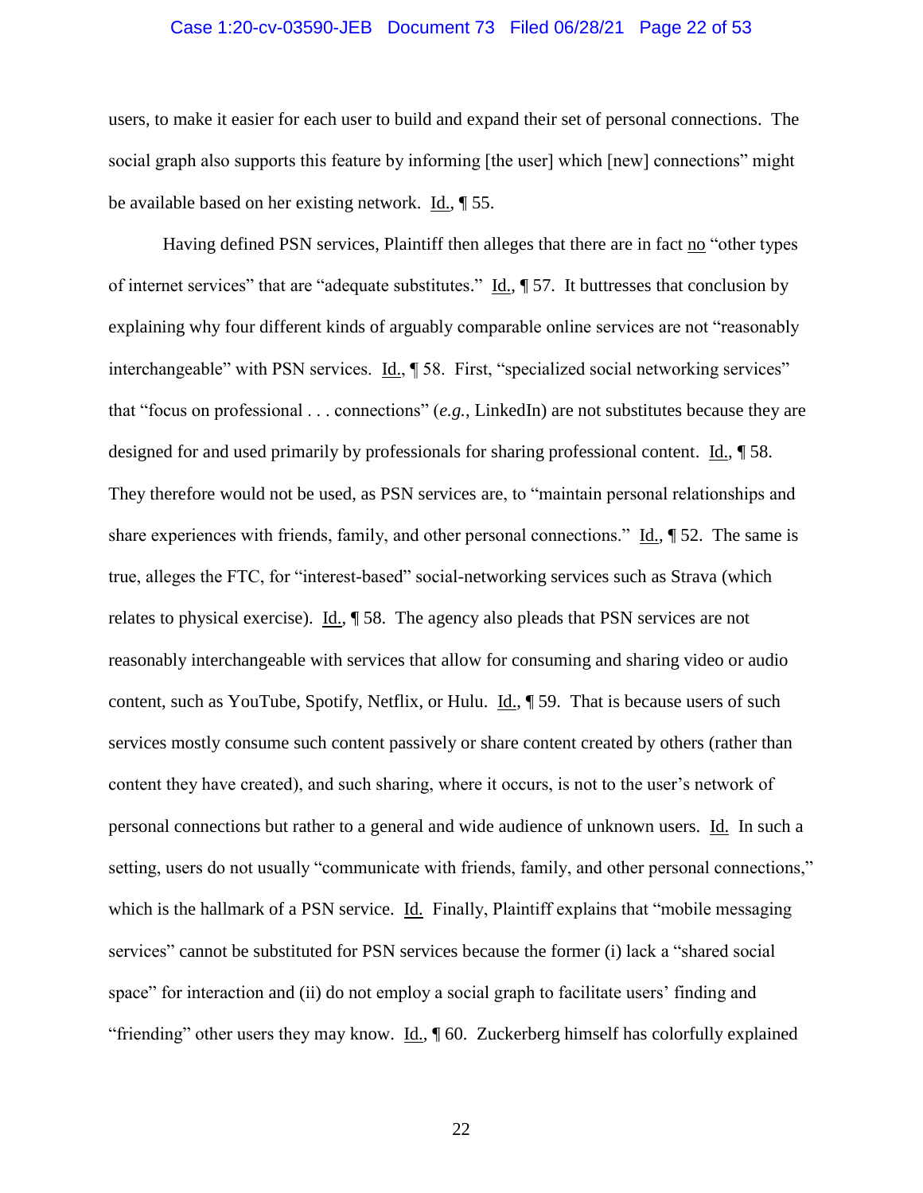users, to make it easier for each user to build and expand their set of personal connections. The social graph also supports this feature by informing [the user] which [new] connections" might be available based on her existing network. Id., ¶ 55.

Having defined PSN services, Plaintiff then alleges that there are in fact no "other types of internet services" that are "adequate substitutes." Id., ¶ 57. It buttresses that conclusion by explaining why four different kinds of arguably comparable online services are not "reasonably interchangeable" with PSN services. Id., ¶ 58. First, "specialized social networking services" that "focus on professional . . . connections" (*e.g.*, LinkedIn) are not substitutes because they are designed for and used primarily by professionals for sharing professional content. Id., ¶ 58. They therefore would not be used, as PSN services are, to "maintain personal relationships and share experiences with friends, family, and other personal connections." Id., ¶ 52. The same is true, alleges the FTC, for "interest-based" social-networking services such as Strava (which relates to physical exercise). Id., ¶ 58. The agency also pleads that PSN services are not reasonably interchangeable with services that allow for consuming and sharing video or audio content, such as YouTube, Spotify, Netflix, or Hulu. Id., ¶ 59. That is because users of such services mostly consume such content passively or share content created by others (rather than content they have created), and such sharing, where it occurs, is not to the user's network of personal connections but rather to a general and wide audience of unknown users. Id. In such a setting, users do not usually "communicate with friends, family, and other personal connections," which is the hallmark of a PSN service. Id. Finally, Plaintiff explains that "mobile messaging services" cannot be substituted for PSN services because the former (i) lack a "shared social space" for interaction and (ii) do not employ a social graph to facilitate users' finding and "friending" other users they may know. Id., ¶ 60. Zuckerberg himself has colorfully explained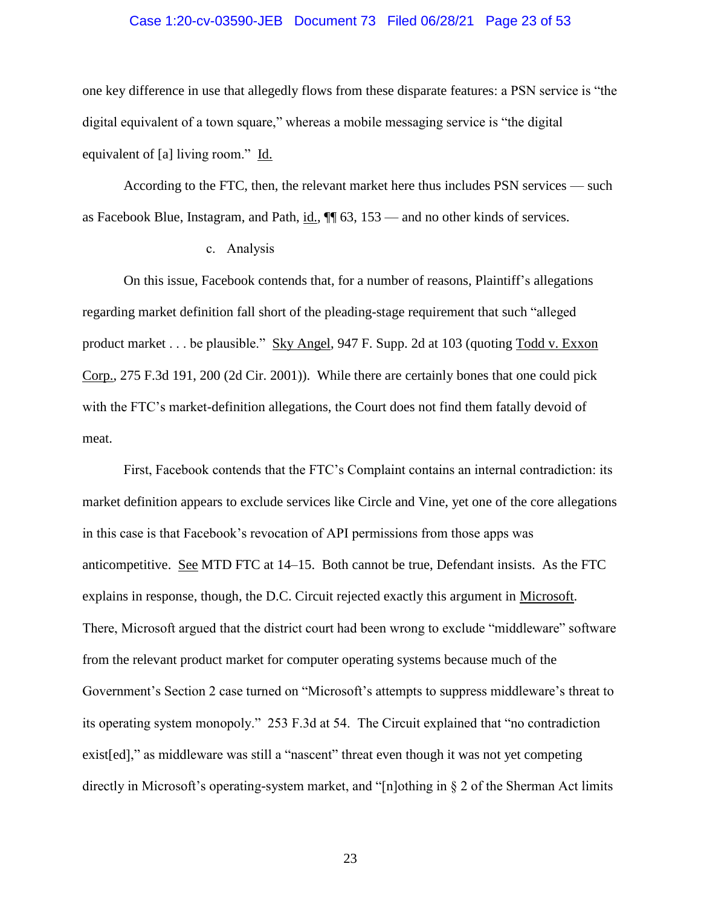one key difference in use that allegedly flows from these disparate features: a PSN service is "the digital equivalent of a town square," whereas a mobile messaging service is "the digital equivalent of [a] living room." Id.

According to the FTC, then, the relevant market here thus includes PSN services — such as Facebook Blue, Instagram, and Path, id., ¶¶ 63, 153 — and no other kinds of services.

c. Analysis

On this issue, Facebook contends that, for a number of reasons, Plaintiff's allegations regarding market definition fall short of the pleading-stage requirement that such "alleged product market . . . be plausible." Sky Angel, 947 F. Supp. 2d at 103 (quoting Todd v. Exxon Corp., 275 F.3d 191, 200 (2d Cir. 2001)). While there are certainly bones that one could pick with the FTC's market-definition allegations, the Court does not find them fatally devoid of meat.

First, Facebook contends that the FTC's Complaint contains an internal contradiction: its market definition appears to exclude services like Circle and Vine, yet one of the core allegations in this case is that Facebook's revocation of API permissions from those apps was anticompetitive. See MTD FTC at 14–15. Both cannot be true, Defendant insists. As the FTC explains in response, though, the D.C. Circuit rejected exactly this argument in Microsoft. There, Microsoft argued that the district court had been wrong to exclude "middleware" software from the relevant product market for computer operating systems because much of the Government's Section 2 case turned on "Microsoft's attempts to suppress middleware's threat to its operating system monopoly." 253 F.3d at 54. The Circuit explained that "no contradiction exist[ed]," as middleware was still a "nascent" threat even though it was not yet competing directly in Microsoft's operating-system market, and "[n]othing in § 2 of the Sherman Act limits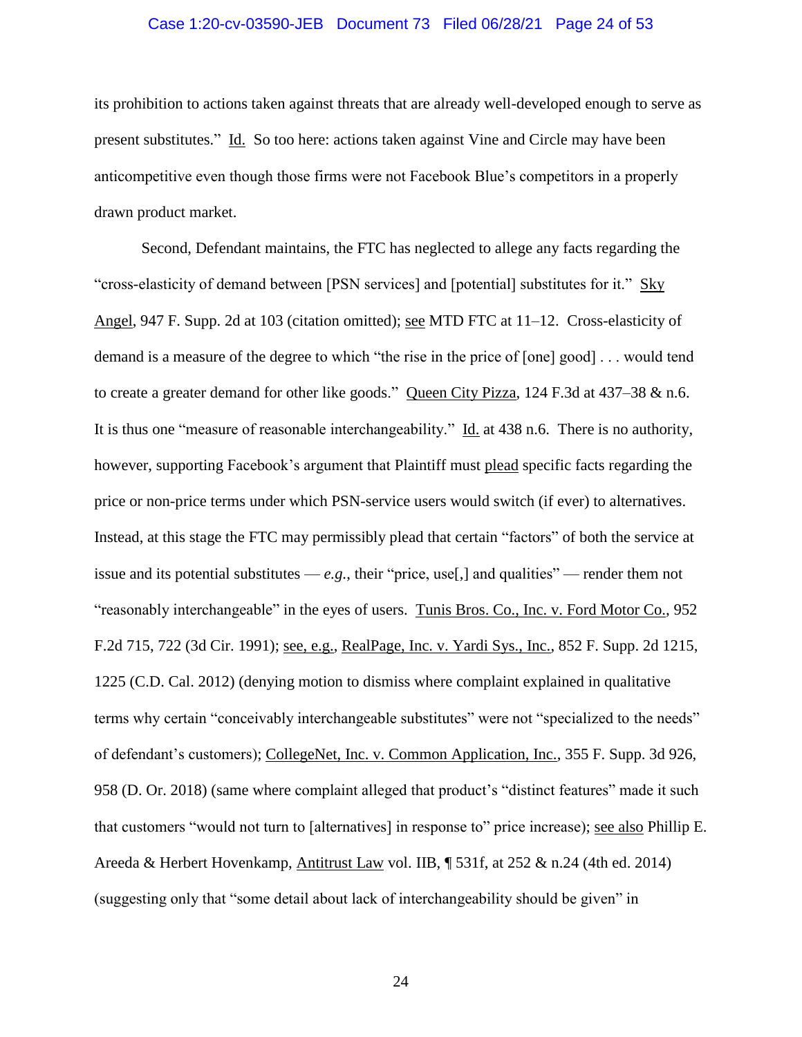its prohibition to actions taken against threats that are already well-developed enough to serve as present substitutes." Id. So too here: actions taken against Vine and Circle may have been anticompetitive even though those firms were not Facebook Blue's competitors in a properly drawn product market.

Second, Defendant maintains, the FTC has neglected to allege any facts regarding the "cross-elasticity of demand between [PSN services] and [potential] substitutes for it." Sky Angel, 947 F. Supp. 2d at 103 (citation omitted); see MTD FTC at 11–12. Cross-elasticity of demand is a measure of the degree to which "the rise in the price of [one] good] . . . would tend to create a greater demand for other like goods." Queen City Pizza, 124 F.3d at 437–38 & n.6. It is thus one "measure of reasonable interchangeability." Id. at 438 n.6. There is no authority, however, supporting Facebook's argument that Plaintiff must plead specific facts regarding the price or non-price terms under which PSN-service users would switch (if ever) to alternatives. Instead, at this stage the FTC may permissibly plead that certain "factors" of both the service at issue and its potential substitutes — *e.g.*, their "price, use[,] and qualities" — render them not "reasonably interchangeable" in the eyes of users. Tunis Bros. Co., Inc. v. Ford Motor Co., 952 F.2d 715, 722 (3d Cir. 1991); see, e.g., RealPage, Inc. v. Yardi Sys., Inc., 852 F. Supp. 2d 1215, 1225 (C.D. Cal. 2012) (denying motion to dismiss where complaint explained in qualitative terms why certain "conceivably interchangeable substitutes" were not "specialized to the needs" of defendant's customers); CollegeNet, Inc. v. Common Application, Inc., 355 F. Supp. 3d 926, 958 (D. Or. 2018) (same where complaint alleged that product's "distinct features" made it such that customers "would not turn to [alternatives] in response to" price increase); see also Phillip E. Areeda & Herbert Hovenkamp, Antitrust Law vol. IIB, ¶ 531f, at 252 & n.24 (4th ed. 2014) (suggesting only that "some detail about lack of interchangeability should be given" in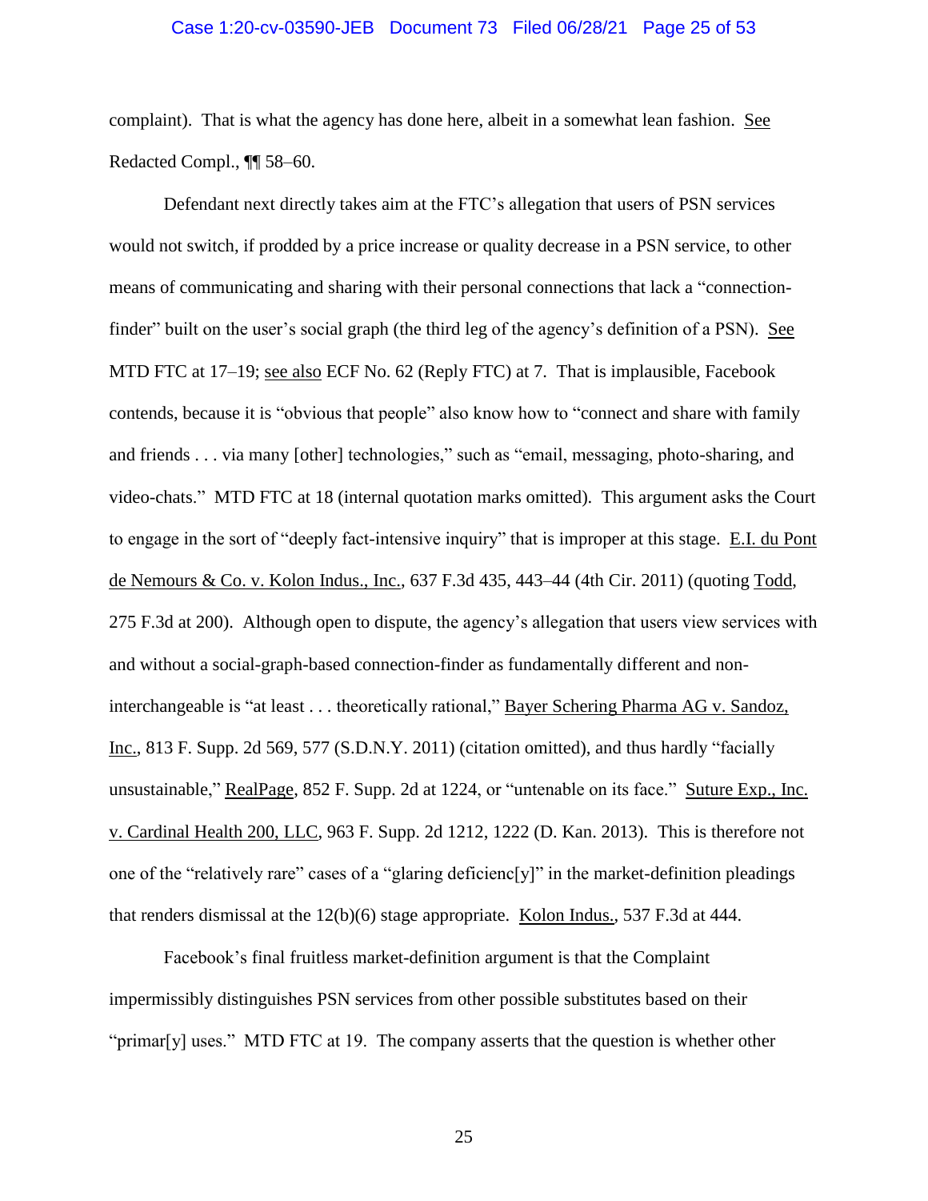complaint). That is what the agency has done here, albeit in a somewhat lean fashion. See Redacted Compl., ¶¶ 58–60.

Defendant next directly takes aim at the FTC's allegation that users of PSN services would not switch, if prodded by a price increase or quality decrease in a PSN service, to other means of communicating and sharing with their personal connections that lack a "connection-finder" built on the user's social graph (the third leg of the agency's definition of a PSN). See MTD FTC at 17–19; see also ECF No. 62 (Reply FTC) at 7. That is implausible, Facebook contends, because it is "obvious that people" also know how to "connect and share with family and friends . . . via many [other] technologies," such as "email, messaging, photo-sharing, and video-chats." MTD FTC at 18 (internal quotation marks omitted). This argument asks the Court to engage in the sort of "deeply fact-intensive inquiry" that is improper at this stage. E.I. du Pont de Nemours & Co. v. Kolon Indus., Inc., 637 F.3d 435, 443–44 (4th Cir. 2011) (quoting Todd, 275 F.3d at 200). Although open to dispute, the agency's allegation that users view services with and without a social-graph-based connection-finder as fundamentally different and non-interchangeable is "at least . . . theoretically rational," Bayer Schering Pharma AG v. Sandoz, Inc., 813 F. Supp. 2d 569, 577 (S.D.N.Y. 2011) (citation omitted), and thus hardly "facially unsustainable," RealPage, 852 F. Supp. 2d at 1224, or "untenable on its face." Suture Exp., Inc. v. Cardinal Health 200, LLC, 963 F. Supp. 2d 1212, 1222 (D. Kan. 2013). This is therefore not one of the "relatively rare" cases of a "glaring deficienc[y]" in the market-definition pleadings that renders dismissal at the 12(b)(6) stage appropriate. Kolon Indus., 537 F.3d at 444.

Facebook's final fruitless market-definition argument is that the Complaint impermissibly distinguishes PSN services from other possible substitutes based on their "primar[y] uses." MTD FTC at 19. The company asserts that the question is whether other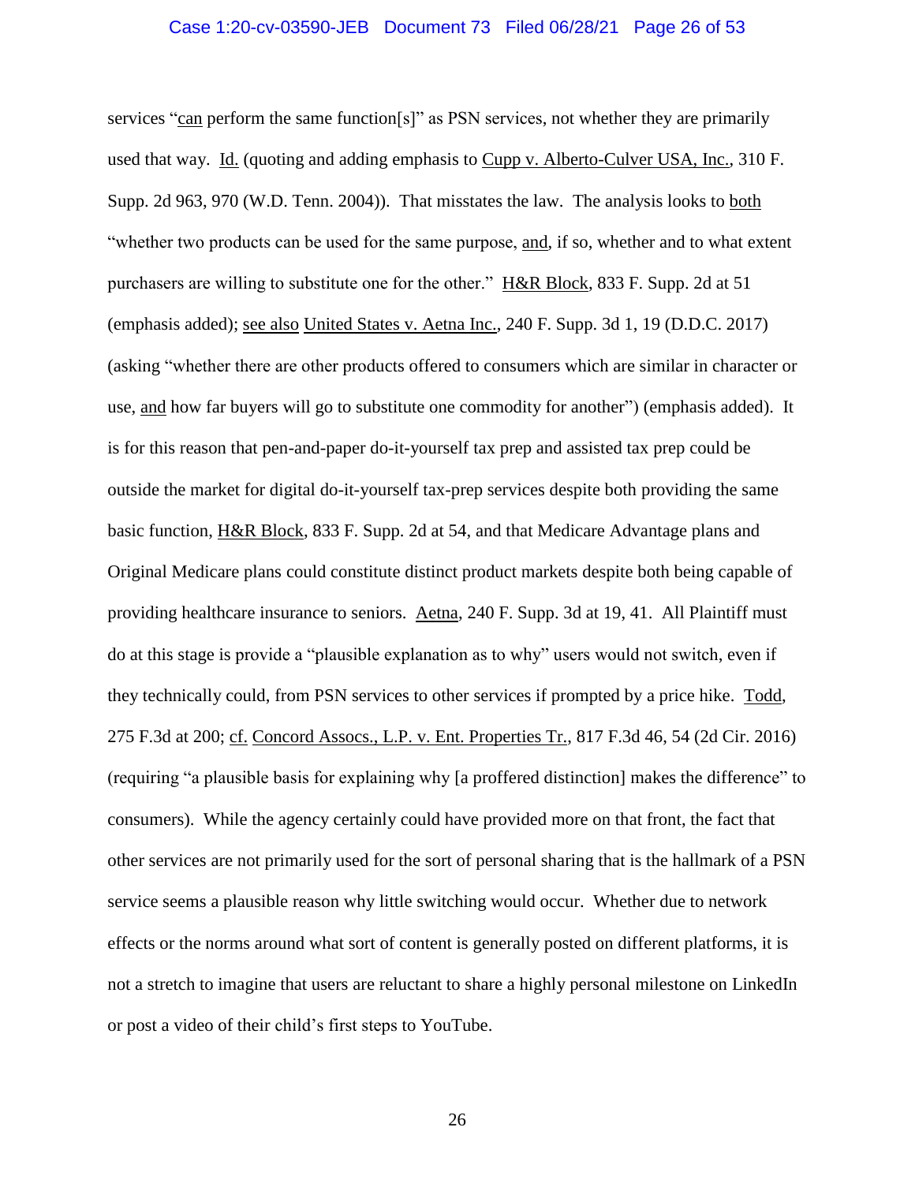services "can perform the same function[s]" as PSN services, not whether they are primarily used that way. Id. (quoting and adding emphasis to Cupp v. Alberto-Culver USA, Inc., 310 F. Supp. 2d 963, 970 (W.D. Tenn. 2004)). That misstates the law. The analysis looks to both "whether two products can be used for the same purpose, and, if so, whether and to what extent purchasers are willing to substitute one for the other." H&R Block, 833 F. Supp. 2d at 51 (emphasis added); see also United States v. Aetna Inc., 240 F. Supp. 3d 1, 19 (D.D.C. 2017) (asking "whether there are other products offered to consumers which are similar in character or use, and how far buyers will go to substitute one commodity for another") (emphasis added). It is for this reason that pen-and-paper do-it-yourself tax prep and assisted tax prep could be outside the market for digital do-it-yourself tax-prep services despite both providing the same basic function, H&R Block, 833 F. Supp. 2d at 54, and that Medicare Advantage plans and Original Medicare plans could constitute distinct product markets despite both being capable of providing healthcare insurance to seniors. Aetna, 240 F. Supp. 3d at 19, 41. All Plaintiff must do at this stage is provide a "plausible explanation as to why" users would not switch, even if they technically could, from PSN services to other services if prompted by a price hike. Todd, 275 F.3d at 200; cf. Concord Assocs., L.P. v. Ent. Properties Tr., 817 F.3d 46, 54 (2d Cir. 2016) (requiring "a plausible basis for explaining why [a proffered distinction] makes the difference" to consumers). While the agency certainly could have provided more on that front, the fact that other services are not primarily used for the sort of personal sharing that is the hallmark of a PSN service seems a plausible reason why little switching would occur. Whether due to network effects or the norms around what sort of content is generally posted on different platforms, it is not a stretch to imagine that users are reluctant to share a highly personal milestone on LinkedIn or post a video of their child's first steps to YouTube.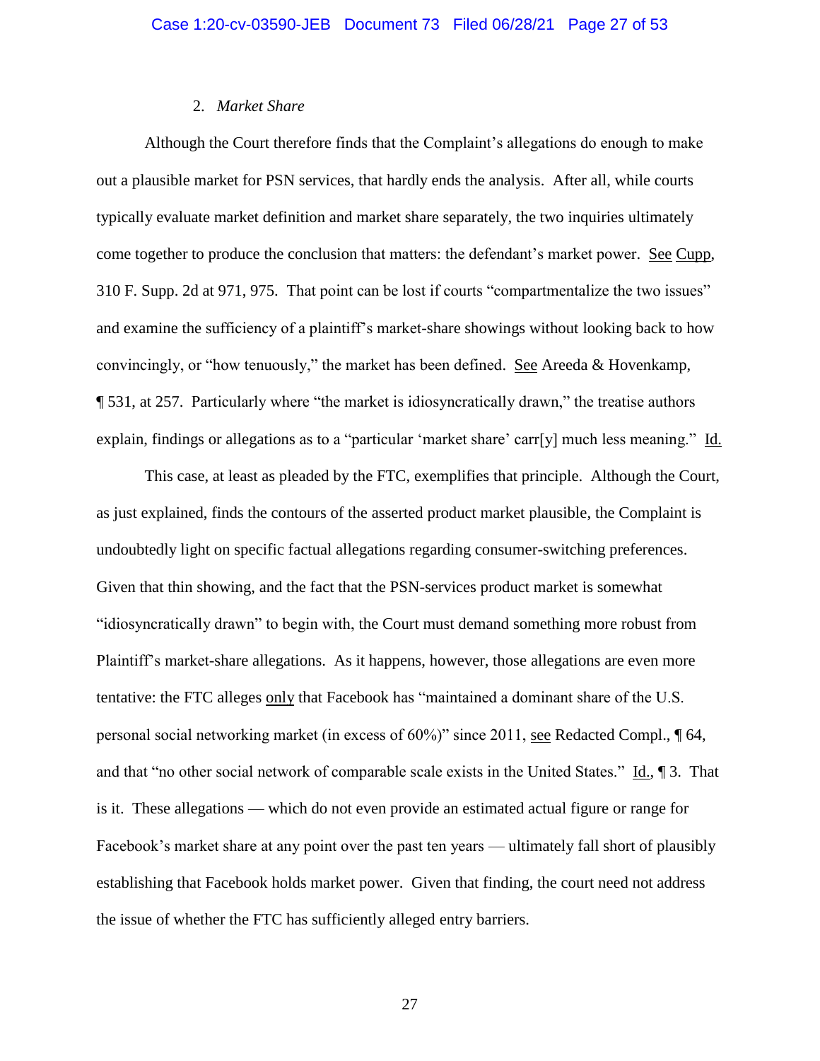2. *Market Share*

Although the Court therefore finds that the Complaint's allegations do enough to make out a plausible market for PSN services, that hardly ends the analysis. After all, while courts typically evaluate market definition and market share separately, the two inquiries ultimately come together to produce the conclusion that matters: the defendant's market power. See Cupp, 310 F. Supp. 2d at 971, 975. That point can be lost if courts "compartmentalize the two issues" and examine the sufficiency of a plaintiff's market-share showings without looking back to how convincingly, or "how tenuously," the market has been defined. See Areeda & Hovenkamp, ¶ 531, at 257. Particularly where "the market is idiosyncratically drawn," the treatise authors explain, findings or allegations as to a "particular 'market share' carr[y] much less meaning." Id.

This case, at least as pleaded by the FTC, exemplifies that principle. Although the Court, as just explained, finds the contours of the asserted product market plausible, the Complaint is undoubtedly light on specific factual allegations regarding consumer-switching preferences. Given that thin showing, and the fact that the PSN-services product market is somewhat "idiosyncratically drawn" to begin with, the Court must demand something more robust from Plaintiff's market-share allegations. As it happens, however, those allegations are even more tentative: the FTC alleges only that Facebook has "maintained a dominant share of the U.S. personal social networking market (in excess of 60%)" since 2011, see Redacted Compl., ¶ 64, and that "no other social network of comparable scale exists in the United States." Id., ¶ 3. That is it. These allegations — which do not even provide an estimated actual figure or range for Facebook's market share at any point over the past ten years — ultimately fall short of plausibly establishing that Facebook holds market power. Given that finding, the court need not address the issue of whether the FTC has sufficiently alleged entry barriers.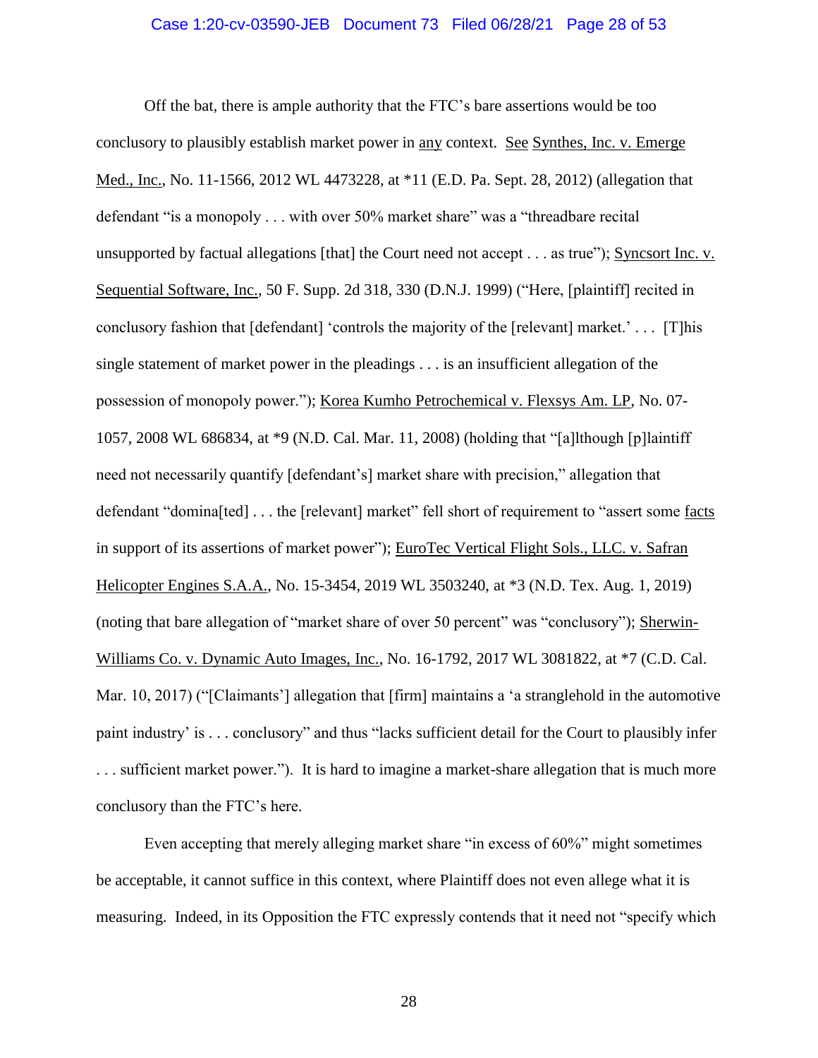Off the bat, there is ample authority that the FTC's bare assertions would be too conclusory to plausibly establish market power in any context. See Synthes, Inc. v. Emerge Med., Inc., No. 11-1566, 2012 WL 4473228, at *11 (E.D. Pa. Sept. 28, 2012) (allegation that defendant "is a monopoly . . . with over 50% market share" was a "threadbare recital unsupported by factual allegations [that] the Court need not accept . . . as true"); Syncsort Inc. v. Sequential Software, Inc., 50 F. Supp. 2d 318, 330 (D.N.J. 1999) ("Here, [plaintiff] recited in conclusory fashion that [defendant] 'controls the majority of the [relevant] market.' . . . [T]his single statement of market power in the pleadings . . . is an insufficient allegation of the possession of monopoly power."); Korea Kumho Petrochemical v. Flexsys Am. LP, No. 07-1057, 2008 WL 686834, at *9 (N.D. Cal. Mar. 11, 2008) (holding that "[a]lthough [p]laintiff need not necessarily quantify [defendant's] market share with precision," allegation that defendant "domina[ted] . . . the [relevant] market" fell short of requirement to "assert some facts in support of its assertions of market power"); EuroTec Vertical Flight Sols., LLC. v. Safran Helicopter Engines S.A.A., No. 15-3454, 2019 WL 3503240, at *3 (N.D. Tex. Aug. 1, 2019) (noting that bare allegation of "market share of over 50 percent" was "conclusory"); Sherwin-Williams Co. v. Dynamic Auto Images, Inc., No. 16-1792, 2017 WL 3081822, at *7 (C.D. Cal. Mar. 10, 2017) ("[Claimants'] allegation that [firm] maintains a 'a stranglehold in the automotive paint industry' is . . . conclusory" and thus "lacks sufficient detail for the Court to plausibly infer . . . sufficient market power."). It is hard to imagine a market-share allegation that is much more conclusory than the FTC's here.

Even accepting that merely alleging market share "in excess of 60%" might sometimes be acceptable, it cannot suffice in this context, where Plaintiff does not even allege what it is measuring. Indeed, in its Opposition the FTC expressly contends that it need not "specify which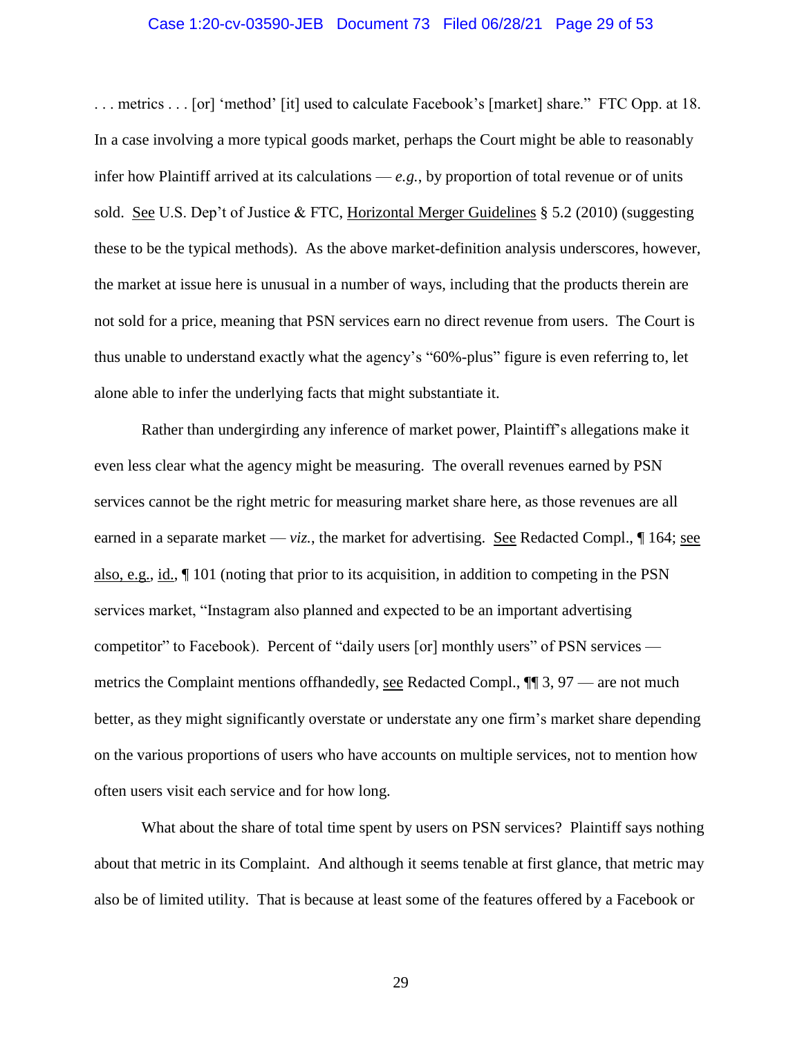. . . metrics . . . [or] 'method' [it] used to calculate Facebook's [market] share." FTC Opp. at 18. In a case involving a more typical goods market, perhaps the Court might be able to reasonably infer how Plaintiff arrived at its calculations — *e.g.*, by proportion of total revenue or of units sold. See U.S. Dep't of Justice & FTC, Horizontal Merger Guidelines § 5.2 (2010) (suggesting these to be the typical methods). As the above market-definition analysis underscores, however, the market at issue here is unusual in a number of ways, including that the products therein are not sold for a price, meaning that PSN services earn no direct revenue from users. The Court is thus unable to understand exactly what the agency's "60%-plus" figure is even referring to, let alone able to infer the underlying facts that might substantiate it.

Rather than undergirding any inference of market power, Plaintiff's allegations make it even less clear what the agency might be measuring. The overall revenues earned by PSN services cannot be the right metric for measuring market share here, as those revenues are all earned in a separate market — *viz.*, the market for advertising. See Redacted Compl., ¶ 164; see also, e.g., id., ¶ 101 (noting that prior to its acquisition, in addition to competing in the PSN services market, "Instagram also planned and expected to be an important advertising competitor" to Facebook). Percent of "daily users [or] monthly users" of PSN services — metrics the Complaint mentions offhandedly, see Redacted Compl., ¶¶ 3, 97 — are not much better, as they might significantly overstate or understate any one firm's market share depending on the various proportions of users who have accounts on multiple services, not to mention how often users visit each service and for how long.

What about the share of total time spent by users on PSN services? Plaintiff says nothing about that metric in its Complaint. And although it seems tenable at first glance, that metric may also be of limited utility. That is because at least some of the features offered by a Facebook or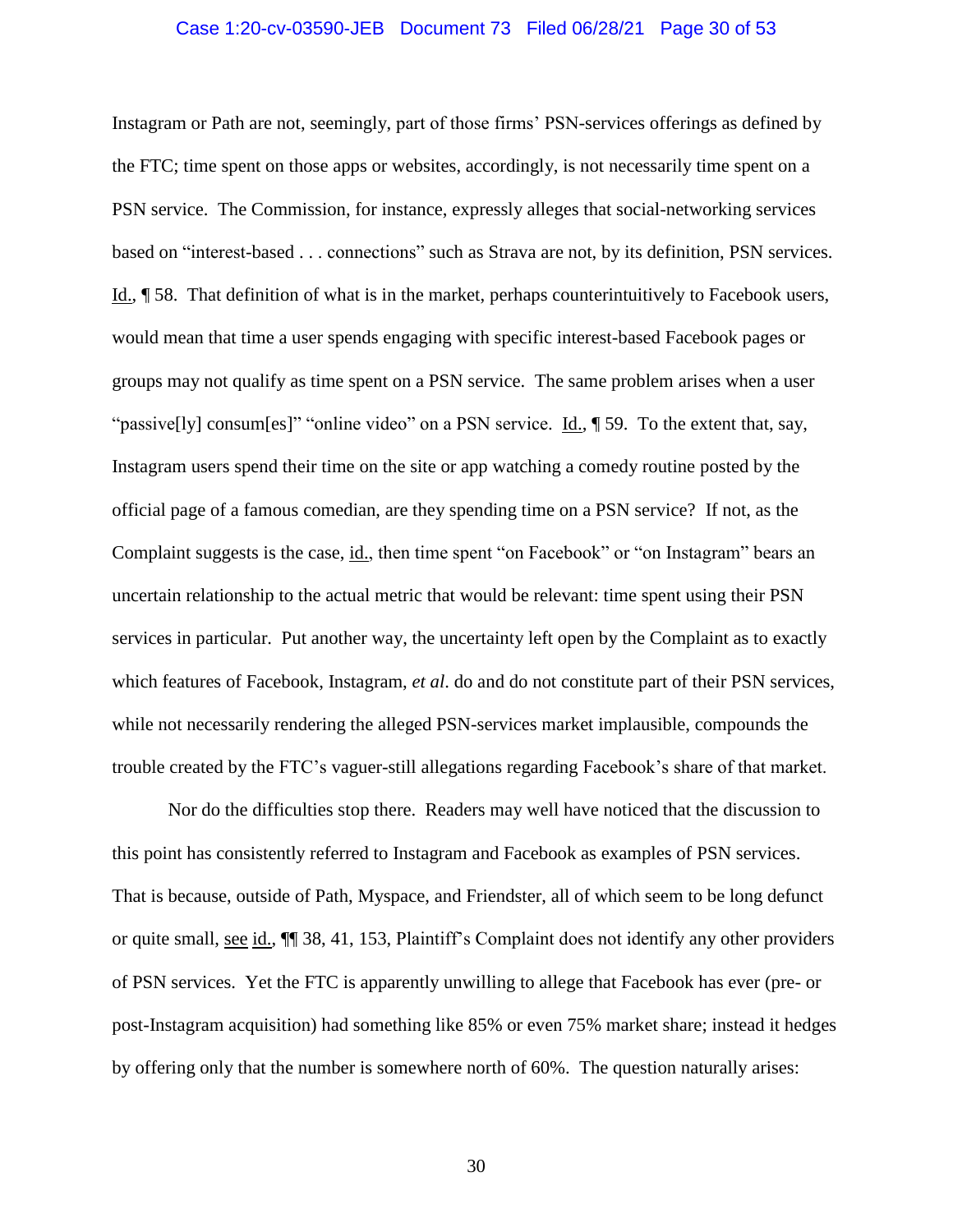Instagram or Path are not, seemingly, part of those firms' PSN-services offerings as defined by the FTC; time spent on those apps or websites, accordingly, is not necessarily time spent on a PSN service. The Commission, for instance, expressly alleges that social-networking services based on "interest-based . . . connections" such as Strava are not, by its definition, PSN services. Id., ¶ 58. That definition of what is in the market, perhaps counterintuitively to Facebook users, would mean that time a user spends engaging with specific interest-based Facebook pages or groups may not qualify as time spent on a PSN service. The same problem arises when a user "passive[ly] consum[es]" "online video" on a PSN service. Id., ¶ 59. To the extent that, say, Instagram users spend their time on the site or app watching a comedy routine posted by the official page of a famous comedian, are they spending time on a PSN service? If not, as the Complaint suggests is the case, id., then time spent "on Facebook" or "on Instagram" bears an uncertain relationship to the actual metric that would be relevant: time spent using their PSN services in particular. Put another way, the uncertainty left open by the Complaint as to exactly which features of Facebook, Instagram, *et al*. do and do not constitute part of their PSN services, while not necessarily rendering the alleged PSN-services market implausible, compounds the trouble created by the FTC's vaguer-still allegations regarding Facebook's share of that market.

Nor do the difficulties stop there. Readers may well have noticed that the discussion to this point has consistently referred to Instagram and Facebook as examples of PSN services. That is because, outside of Path, Myspace, and Friendster, all of which seem to be long defunct or quite small, see id., ¶¶ 38, 41, 153, Plaintiff's Complaint does not identify any other providers of PSN services. Yet the FTC is apparently unwilling to allege that Facebook has ever (pre- or post-Instagram acquisition) had something like 85% or even 75% market share; instead it hedges by offering only that the number is somewhere north of 60%. The question naturally arises: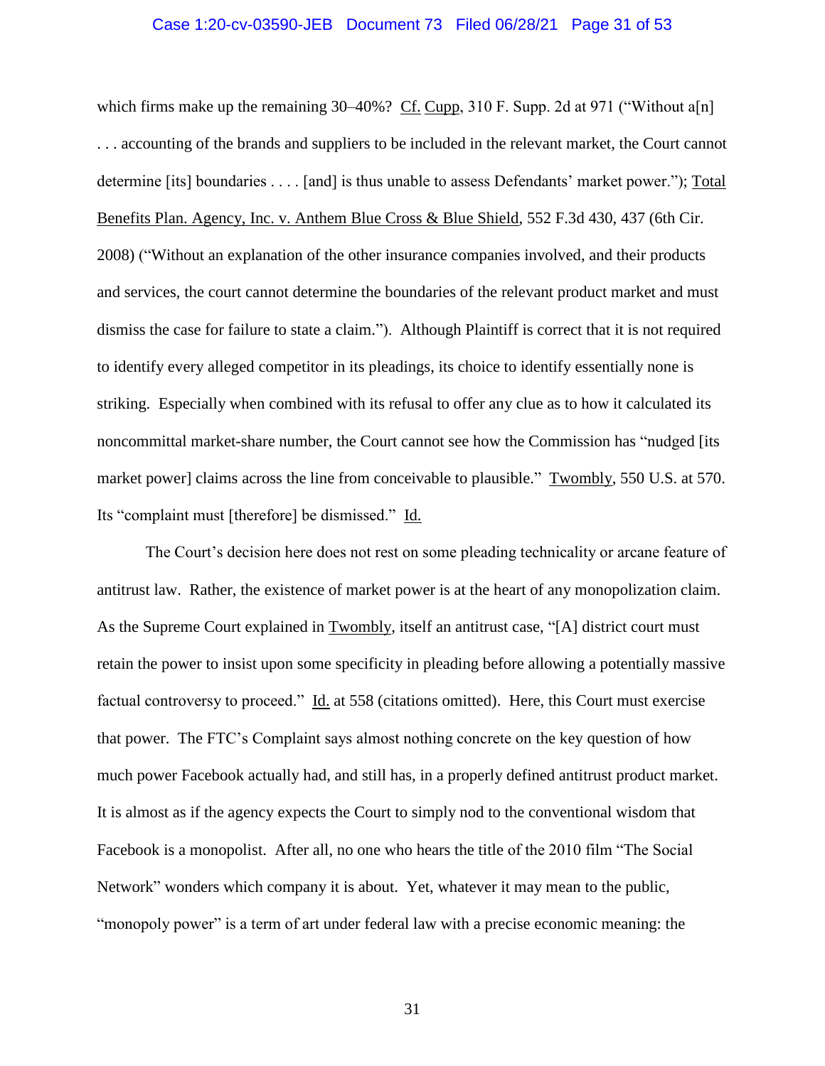which firms make up the remaining 30–40%? Cf. Cupp, 310 F. Supp. 2d at 971 ("Without a[n] . . . accounting of the brands and suppliers to be included in the relevant market, the Court cannot determine [its] boundaries . . . . [and] is thus unable to assess Defendants' market power."); Total Benefits Plan. Agency, Inc. v. Anthem Blue Cross & Blue Shield, 552 F.3d 430, 437 (6th Cir. 2008) ("Without an explanation of the other insurance companies involved, and their products and services, the court cannot determine the boundaries of the relevant product market and must dismiss the case for failure to state a claim."). Although Plaintiff is correct that it is not required to identify every alleged competitor in its pleadings, its choice to identify essentially none is striking. Especially when combined with its refusal to offer any clue as to how it calculated its noncommittal market-share number, the Court cannot see how the Commission has "nudged [its market power] claims across the line from conceivable to plausible." Twombly, 550 U.S. at 570. Its "complaint must [therefore] be dismissed." Id.

The Court's decision here does not rest on some pleading technicality or arcane feature of antitrust law. Rather, the existence of market power is at the heart of any monopolization claim. As the Supreme Court explained in Twombly, itself an antitrust case, "[A] district court must retain the power to insist upon some specificity in pleading before allowing a potentially massive factual controversy to proceed." Id. at 558 (citations omitted). Here, this Court must exercise that power. The FTC's Complaint says almost nothing concrete on the key question of how much power Facebook actually had, and still has, in a properly defined antitrust product market. It is almost as if the agency expects the Court to simply nod to the conventional wisdom that Facebook is a monopolist. After all, no one who hears the title of the 2010 film "The Social Network" wonders which company it is about. Yet, whatever it may mean to the public, "monopoly power" is a term of art under federal law with a precise economic meaning: the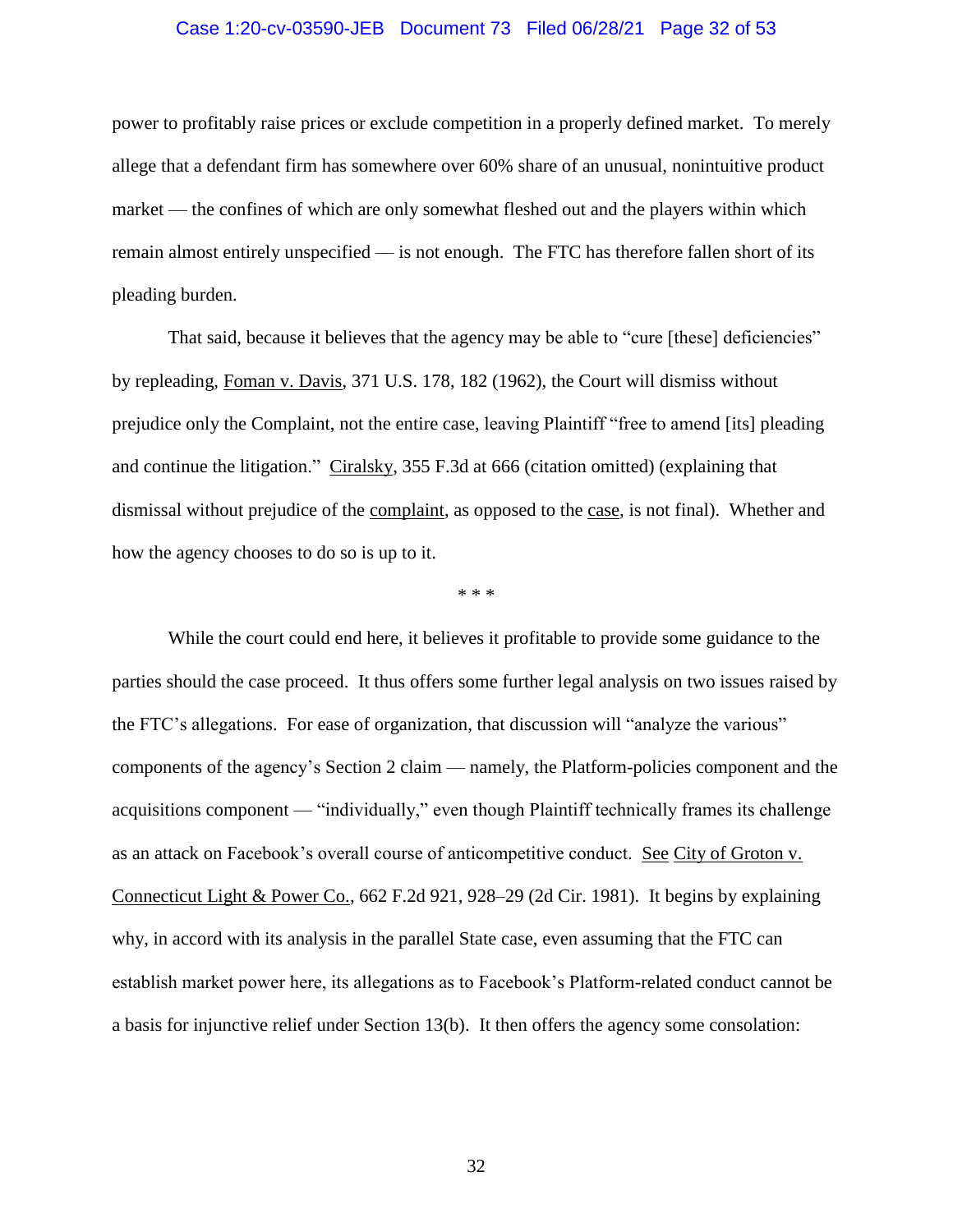power to profitably raise prices or exclude competition in a properly defined market. To merely allege that a defendant firm has somewhere over 60% share of an unusual, nonintuitive product market — the confines of which are only somewhat fleshed out and the players within which remain almost entirely unspecified — is not enough. The FTC has therefore fallen short of its pleading burden.

That said, because it believes that the agency may be able to "cure [these] deficiencies" by repleading, Foman v. Davis, 371 U.S. 178, 182 (1962), the Court will dismiss without prejudice only the Complaint, not the entire case, leaving Plaintiff "free to amend [its] pleading and continue the litigation." Ciralsky, 355 F.3d at 666 (citation omitted) (explaining that dismissal without prejudice of the complaint, as opposed to the case, is not final). Whether and how the agency chooses to do so is up to it.

\* \* \*

While the court could end here, it believes it profitable to provide some guidance to the parties should the case proceed. It thus offers some further legal analysis on two issues raised by the FTC's allegations. For ease of organization, that discussion will "analyze the various" components of the agency's Section 2 claim — namely, the Platform-policies component and the acquisitions component — "individually," even though Plaintiff technically frames its challenge as an attack on Facebook's overall course of anticompetitive conduct. See City of Groton v. Connecticut Light & Power Co., 662 F.2d 921, 928–29 (2d Cir. 1981). It begins by explaining why, in accord with its analysis in the parallel State case, even assuming that the FTC can establish market power here, its allegations as to Facebook's Platform-related conduct cannot be a basis for injunctive relief under Section 13(b). It then offers the agency some consolation: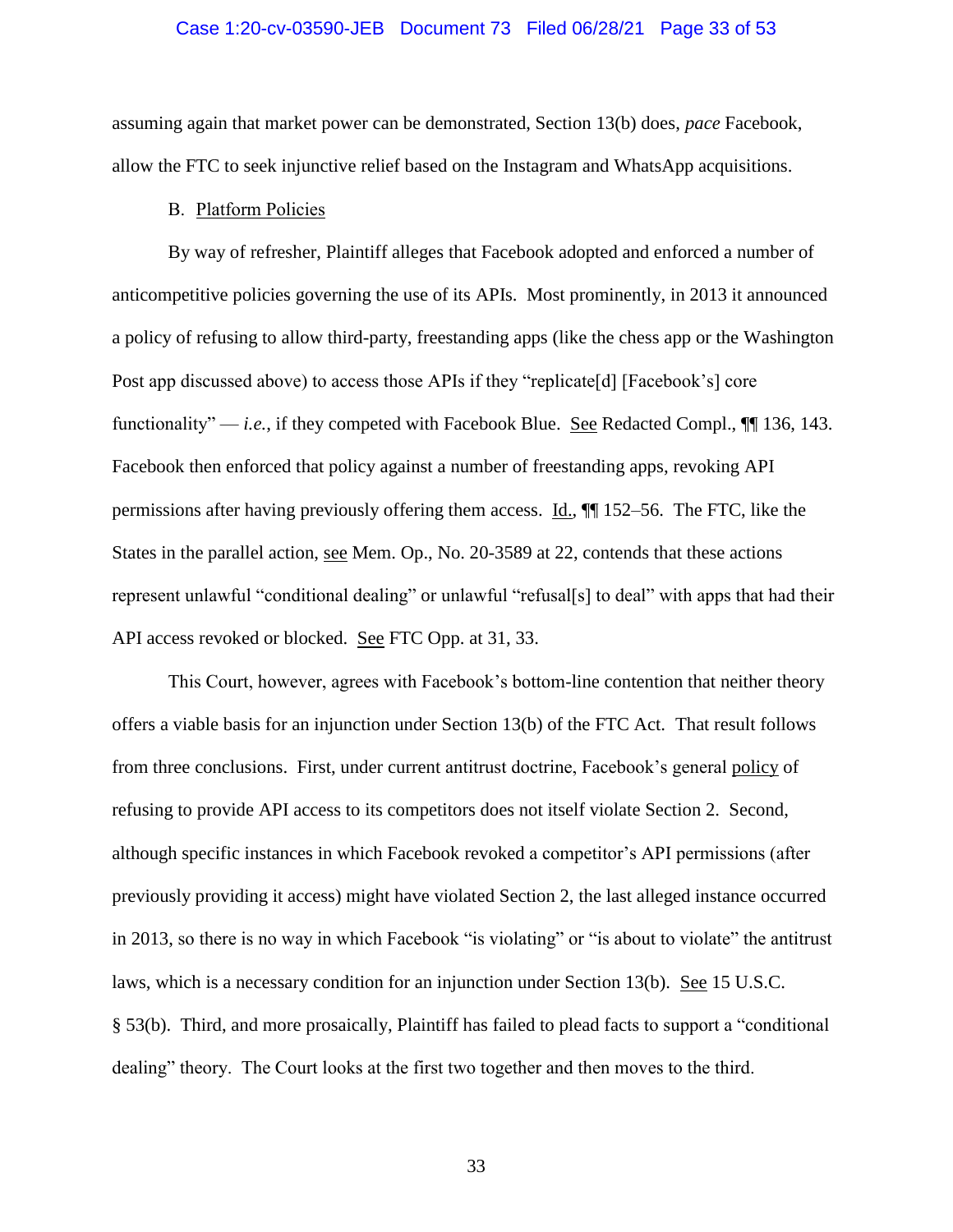assuming again that market power can be demonstrated, Section 13(b) does, *pace* Facebook, allow the FTC to seek injunctive relief based on the Instagram and WhatsApp acquisitions.

B. Platform Policies

By way of refresher, Plaintiff alleges that Facebook adopted and enforced a number of anticompetitive policies governing the use of its APIs. Most prominently, in 2013 it announced a policy of refusing to allow third-party, freestanding apps (like the chess app or the Washington Post app discussed above) to access those APIs if they "replicate[d] [Facebook's] core functionality" — *i.e.*, if they competed with Facebook Blue. See Redacted Compl., ¶¶ 136, 143. Facebook then enforced that policy against a number of freestanding apps, revoking API permissions after having previously offering them access. Id., ¶¶ 152–56. The FTC, like the States in the parallel action, see Mem. Op., No. 20-3589 at 22, contends that these actions represent unlawful "conditional dealing" or unlawful "refusal[s] to deal" with apps that had their API access revoked or blocked. See FTC Opp. at 31, 33.

This Court, however, agrees with Facebook's bottom-line contention that neither theory offers a viable basis for an injunction under Section 13(b) of the FTC Act. That result follows from three conclusions. First, under current antitrust doctrine, Facebook's general policy of refusing to provide API access to its competitors does not itself violate Section 2. Second, although specific instances in which Facebook revoked a competitor's API permissions (after previously providing it access) might have violated Section 2, the last alleged instance occurred in 2013, so there is no way in which Facebook "is violating" or "is about to violate" the antitrust laws, which is a necessary condition for an injunction under Section 13(b). See 15 U.S.C. § 53(b). Third, and more prosaically, Plaintiff has failed to plead facts to support a "conditional dealing" theory. The Court looks at the first two together and then moves to the third.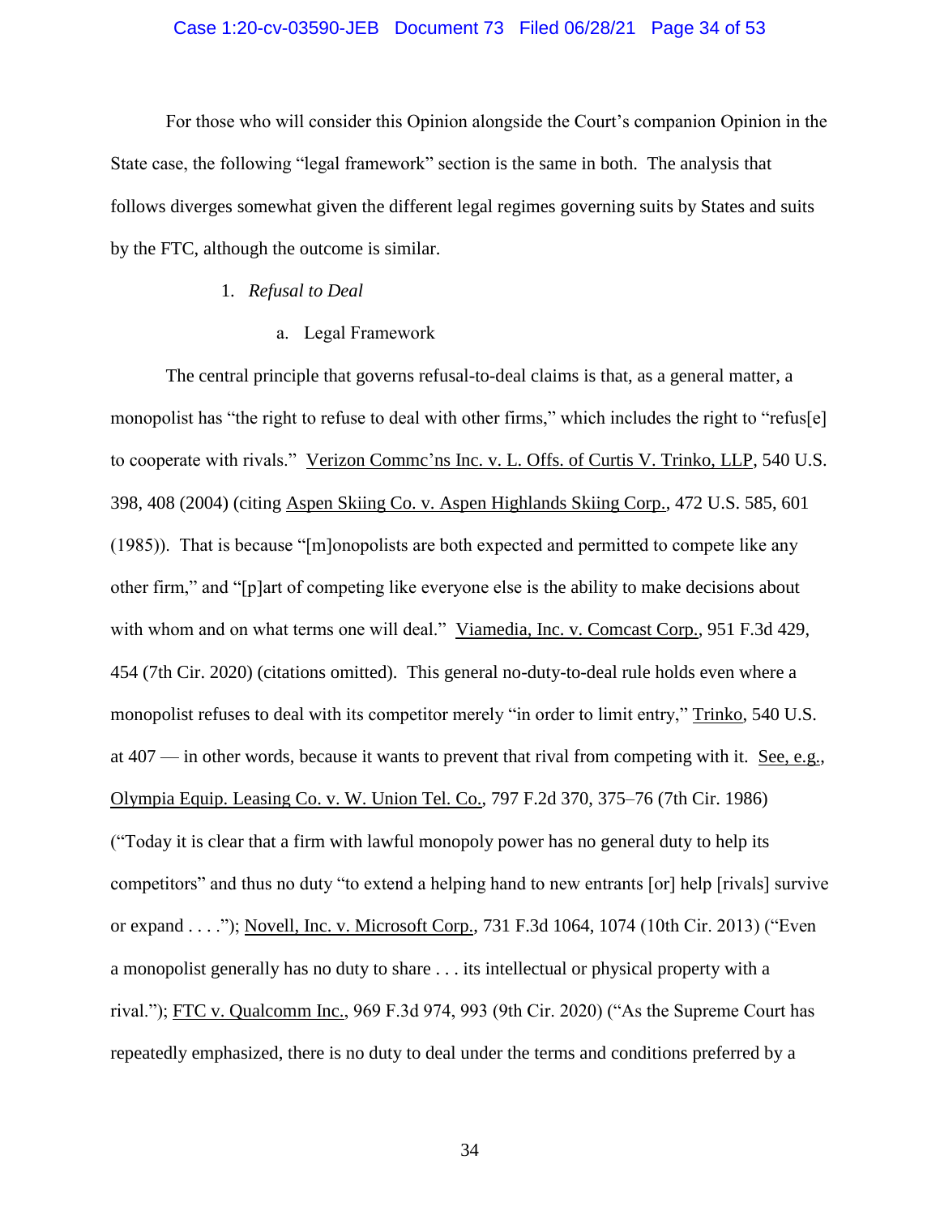For those who will consider this Opinion alongside the Court's companion Opinion in the State case, the following "legal framework" section is the same in both. The analysis that follows diverges somewhat given the different legal regimes governing suits by States and suits by the FTC, although the outcome is similar.

1. *Refusal to Deal*

a. Legal Framework

The central principle that governs refusal-to-deal claims is that, as a general matter, a monopolist has "the right to refuse to deal with other firms," which includes the right to "refus[e] to cooperate with rivals." Verizon Commc'ns Inc. v. L. Offs. of Curtis V. Trinko, LLP, 540 U.S. 398, 408 (2004) (citing Aspen Skiing Co. v. Aspen Highlands Skiing Corp., 472 U.S. 585, 601 (1985)). That is because "[m]onopolists are both expected and permitted to compete like any other firm," and "[p]art of competing like everyone else is the ability to make decisions about with whom and on what terms one will deal." Viamedia, Inc. v. Comcast Corp., 951 F.3d 429, 454 (7th Cir. 2020) (citations omitted). This general no-duty-to-deal rule holds even where a monopolist refuses to deal with its competitor merely "in order to limit entry," Trinko, 540 U.S. at 407 — in other words, because it wants to prevent that rival from competing with it. See, e.g., Olympia Equip. Leasing Co. v. W. Union Tel. Co., 797 F.2d 370, 375–76 (7th Cir. 1986) ("Today it is clear that a firm with lawful monopoly power has no general duty to help its competitors" and thus no duty "to extend a helping hand to new entrants [or] help [rivals] survive or expand . . . ."); Novell, Inc. v. Microsoft Corp., 731 F.3d 1064, 1074 (10th Cir. 2013) ("Even a monopolist generally has no duty to share . . . its intellectual or physical property with a rival."); FTC v. Qualcomm Inc., 969 F.3d 974, 993 (9th Cir. 2020) ("As the Supreme Court has repeatedly emphasized, there is no duty to deal under the terms and conditions preferred by a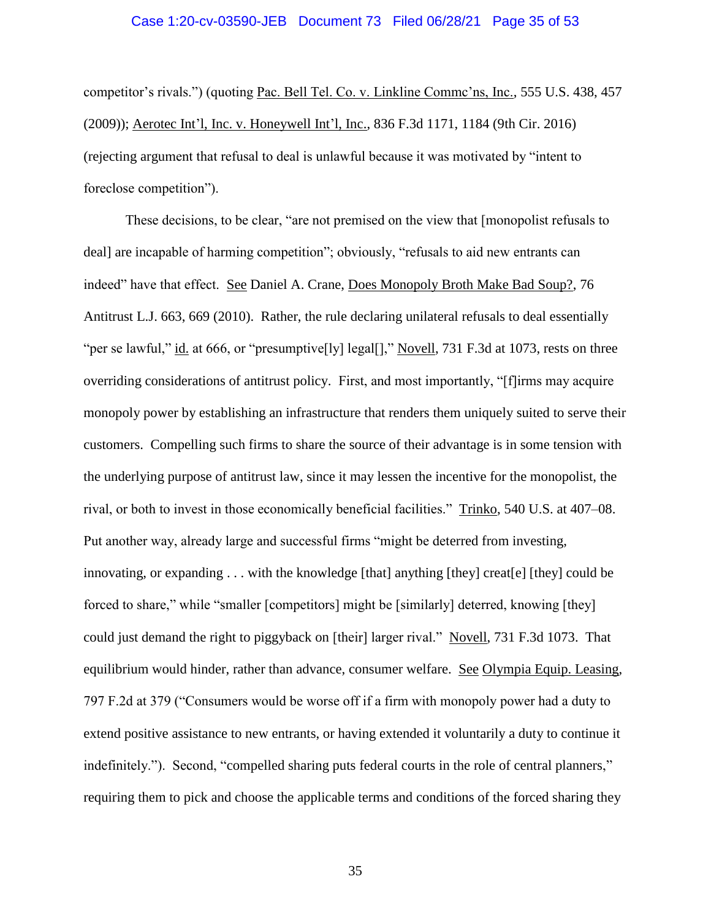competitor's rivals.") (quoting Pac. Bell Tel. Co. v. Linkline Commc'ns, Inc., 555 U.S. 438, 457 (2009)); Aerotec Int'l, Inc. v. Honeywell Int'l, Inc., 836 F.3d 1171, 1184 (9th Cir. 2016) (rejecting argument that refusal to deal is unlawful because it was motivated by "intent to foreclose competition").

These decisions, to be clear, "are not premised on the view that [monopolist refusals to deal] are incapable of harming competition"; obviously, "refusals to aid new entrants can indeed" have that effect. See Daniel A. Crane, Does Monopoly Broth Make Bad Soup?, 76 Antitrust L.J. 663, 669 (2010). Rather, the rule declaring unilateral refusals to deal essentially "per se lawful," id. at 666, or "presumptive[ly] legal[]," Novell, 731 F.3d at 1073, rests on three overriding considerations of antitrust policy. First, and most importantly, "[f]irms may acquire monopoly power by establishing an infrastructure that renders them uniquely suited to serve their customers. Compelling such firms to share the source of their advantage is in some tension with the underlying purpose of antitrust law, since it may lessen the incentive for the monopolist, the rival, or both to invest in those economically beneficial facilities." Trinko, 540 U.S. at 407–08. Put another way, already large and successful firms "might be deterred from investing, innovating, or expanding . . . with the knowledge [that] anything [they] creat[e] [they] could be forced to share," while "smaller [competitors] might be [similarly] deterred, knowing [they] could just demand the right to piggyback on [their] larger rival." Novell, 731 F.3d 1073. That equilibrium would hinder, rather than advance, consumer welfare. See Olympia Equip. Leasing, 797 F.2d at 379 ("Consumers would be worse off if a firm with monopoly power had a duty to extend positive assistance to new entrants, or having extended it voluntarily a duty to continue it indefinitely."). Second, "compelled sharing puts federal courts in the role of central planners," requiring them to pick and choose the applicable terms and conditions of the forced sharing they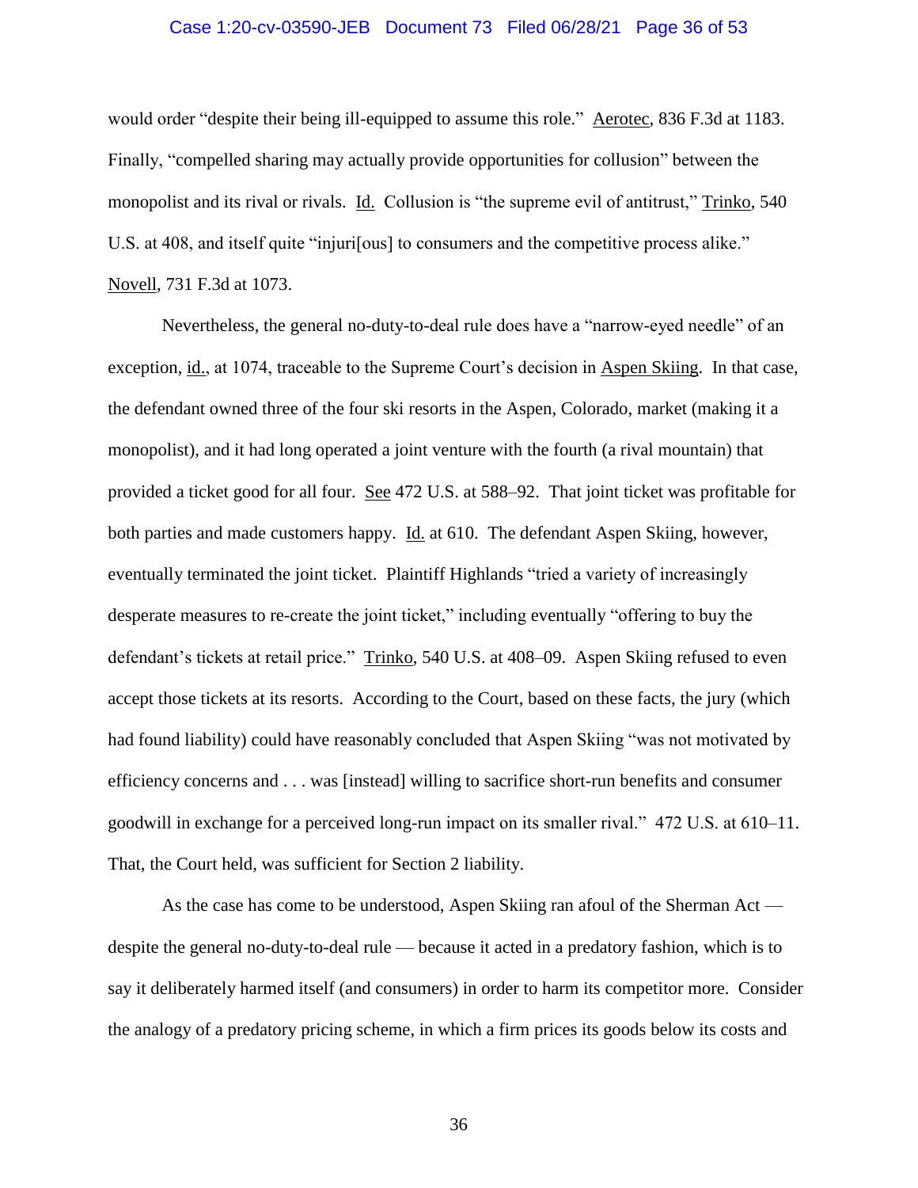would order "despite their being ill-equipped to assume this role." Aerotec, 836 F.3d at 1183. Finally, "compelled sharing may actually provide opportunities for collusion" between the monopolist and its rival or rivals. Id. Collusion is "the supreme evil of antitrust," Trinko, 540 U.S. at 408, and itself quite "injuri[ous] to consumers and the competitive process alike." Novell, 731 F.3d at 1073.

Nevertheless, the general no-duty-to-deal rule does have a "narrow-eyed needle" of an exception, id., at 1074, traceable to the Supreme Court's decision in Aspen Skiing. In that case, the defendant owned three of the four ski resorts in the Aspen, Colorado, market (making it a monopolist), and it had long operated a joint venture with the fourth (a rival mountain) that provided a ticket good for all four. See 472 U.S. at 588–92. That joint ticket was profitable for both parties and made customers happy. Id. at 610. The defendant Aspen Skiing, however, eventually terminated the joint ticket. Plaintiff Highlands "tried a variety of increasingly desperate measures to re-create the joint ticket," including eventually "offering to buy the defendant's tickets at retail price." Trinko, 540 U.S. at 408–09. Aspen Skiing refused to even accept those tickets at its resorts. According to the Court, based on these facts, the jury (which had found liability) could have reasonably concluded that Aspen Skiing "was not motivated by efficiency concerns and . . . was [instead] willing to sacrifice short-run benefits and consumer goodwill in exchange for a perceived long-run impact on its smaller rival." 472 U.S. at 610–11. That, the Court held, was sufficient for Section 2 liability.

As the case has come to be understood, Aspen Skiing ran afoul of the Sherman Act — despite the general no-duty-to-deal rule — because it acted in a predatory fashion, which is to say it deliberately harmed itself (and consumers) in order to harm its competitor more. Consider the analogy of a predatory pricing scheme, in which a firm prices its goods below its costs and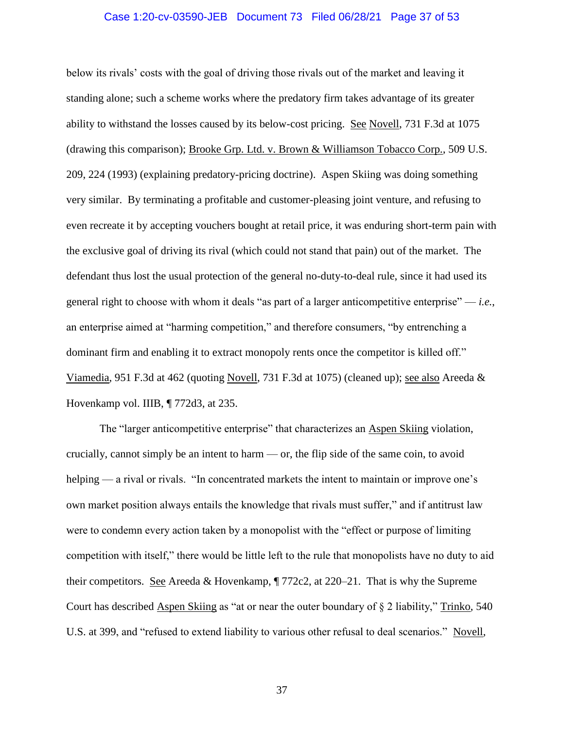below its rivals' costs with the goal of driving those rivals out of the market and leaving it standing alone; such a scheme works where the predatory firm takes advantage of its greater ability to withstand the losses caused by its below-cost pricing. See Novell, 731 F.3d at 1075 (drawing this comparison); Brooke Grp. Ltd. v. Brown & Williamson Tobacco Corp., 509 U.S. 209, 224 (1993) (explaining predatory-pricing doctrine). Aspen Skiing was doing something very similar. By terminating a profitable and customer-pleasing joint venture, and refusing to even recreate it by accepting vouchers bought at retail price, it was enduring short-term pain with the exclusive goal of driving its rival (which could not stand that pain) out of the market. The defendant thus lost the usual protection of the general no-duty-to-deal rule, since it had used its general right to choose with whom it deals "as part of a larger anticompetitive enterprise" — *i.e.*, an enterprise aimed at "harming competition," and therefore consumers, "by entrenching a dominant firm and enabling it to extract monopoly rents once the competitor is killed off." Viamedia, 951 F.3d at 462 (quoting Novell, 731 F.3d at 1075) (cleaned up); see also Areeda & Hovenkamp vol. IIIB, ¶ 772d3, at 235.

The "larger anticompetitive enterprise" that characterizes an Aspen Skiing violation, crucially, cannot simply be an intent to harm — or, the flip side of the same coin, to avoid helping — a rival or rivals. "In concentrated markets the intent to maintain or improve one's own market position always entails the knowledge that rivals must suffer," and if antitrust law were to condemn every action taken by a monopolist with the "effect or purpose of limiting competition with itself," there would be little left to the rule that monopolists have no duty to aid their competitors. See Areeda & Hovenkamp, ¶ 772c2, at 220–21. That is why the Supreme Court has described Aspen Skiing as "at or near the outer boundary of § 2 liability," Trinko, 540 U.S. at 399, and "refused to extend liability to various other refusal to deal scenarios." Novell,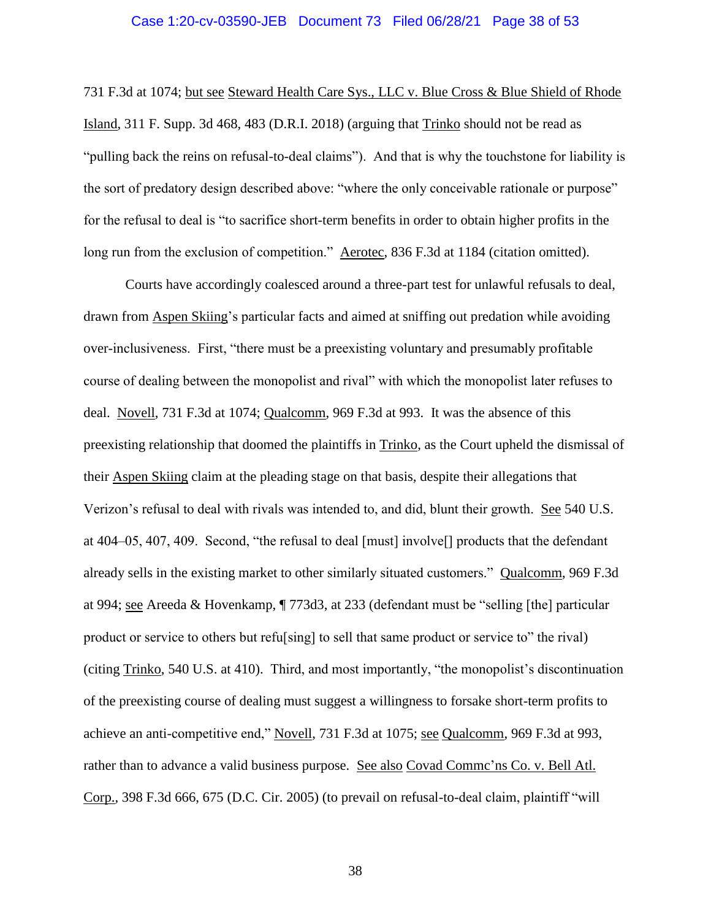731 F.3d at 1074; but see Steward Health Care Sys., LLC v. Blue Cross & Blue Shield of Rhode Island, 311 F. Supp. 3d 468, 483 (D.R.I. 2018) (arguing that Trinko should not be read as "pulling back the reins on refusal-to-deal claims"). And that is why the touchstone for liability is the sort of predatory design described above: "where the only conceivable rationale or purpose" for the refusal to deal is "to sacrifice short-term benefits in order to obtain higher profits in the long run from the exclusion of competition." Aerotec, 836 F.3d at 1184 (citation omitted).

Courts have accordingly coalesced around a three-part test for unlawful refusals to deal, drawn from Aspen Skiing's particular facts and aimed at sniffing out predation while avoiding over-inclusiveness. First, "there must be a preexisting voluntary and presumably profitable course of dealing between the monopolist and rival" with which the monopolist later refuses to deal. Novell, 731 F.3d at 1074; Qualcomm, 969 F.3d at 993. It was the absence of this preexisting relationship that doomed the plaintiffs in Trinko, as the Court upheld the dismissal of their Aspen Skiing claim at the pleading stage on that basis, despite their allegations that Verizon's refusal to deal with rivals was intended to, and did, blunt their growth. See 540 U.S. at 404–05, 407, 409. Second, "the refusal to deal [must] involve[] products that the defendant already sells in the existing market to other similarly situated customers." Qualcomm, 969 F.3d at 994; see Areeda & Hovenkamp, ¶ 773d3, at 233 (defendant must be "selling [the] particular product or service to others but refu[sing] to sell that same product or service to" the rival) (citing Trinko, 540 U.S. at 410). Third, and most importantly, "the monopolist's discontinuation of the preexisting course of dealing must suggest a willingness to forsake short-term profits to achieve an anti-competitive end," Novell, 731 F.3d at 1075; see Qualcomm, 969 F.3d at 993, rather than to advance a valid business purpose. See also Covad Commc'ns Co. v. Bell Atl. Corp., 398 F.3d 666, 675 (D.C. Cir. 2005) (to prevail on refusal-to-deal claim, plaintiff "will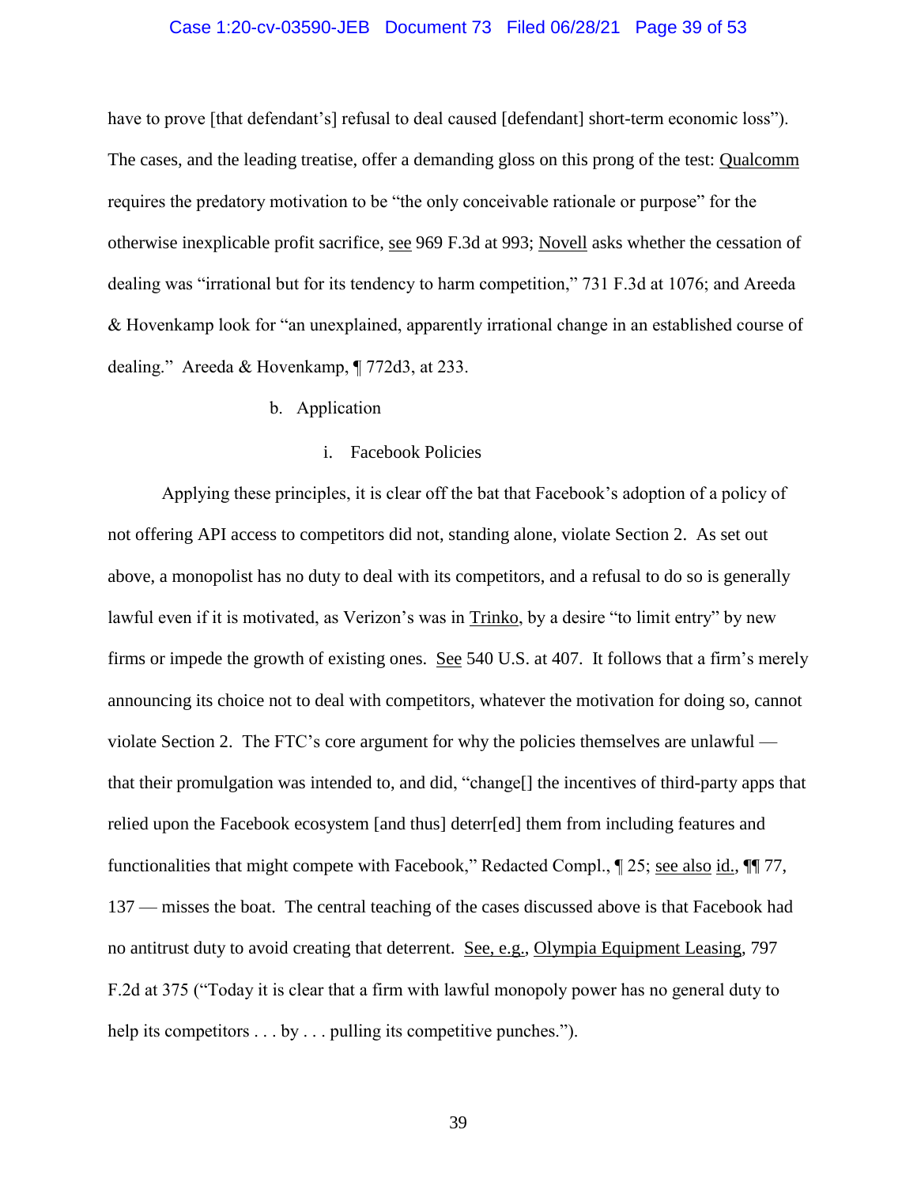have to prove [that defendant's] refusal to deal caused [defendant] short-term economic loss"). The cases, and the leading treatise, offer a demanding gloss on this prong of the test: Qualcomm requires the predatory motivation to be "the only conceivable rationale or purpose" for the otherwise inexplicable profit sacrifice, see 969 F.3d at 993; Novell asks whether the cessation of dealing was "irrational but for its tendency to harm competition," 731 F.3d at 1076; and Areeda & Hovenkamp look for "an unexplained, apparently irrational change in an established course of dealing." Areeda & Hovenkamp, ¶ 772d3, at 233.

b. Application

i. Facebook Policies

Applying these principles, it is clear off the bat that Facebook's adoption of a policy of not offering API access to competitors did not, standing alone, violate Section 2. As set out above, a monopolist has no duty to deal with its competitors, and a refusal to do so is generally lawful even if it is motivated, as Verizon's was in Trinko, by a desire "to limit entry" by new firms or impede the growth of existing ones. See 540 U.S. at 407. It follows that a firm's merely announcing its choice not to deal with competitors, whatever the motivation for doing so, cannot violate Section 2. The FTC's core argument for why the policies themselves are unlawful — that their promulgation was intended to, and did, "change[] the incentives of third-party apps that relied upon the Facebook ecosystem [and thus] deterr[ed] them from including features and functionalities that might compete with Facebook," Redacted Compl., ¶ 25; see also id., ¶¶ 77, 137 — misses the boat. The central teaching of the cases discussed above is that Facebook had no antitrust duty to avoid creating that deterrent. See, e.g., Olympia Equipment Leasing, 797 F.2d at 375 ("Today it is clear that a firm with lawful monopoly power has no general duty to help its competitors . . . by . . . pulling its competitive punches.").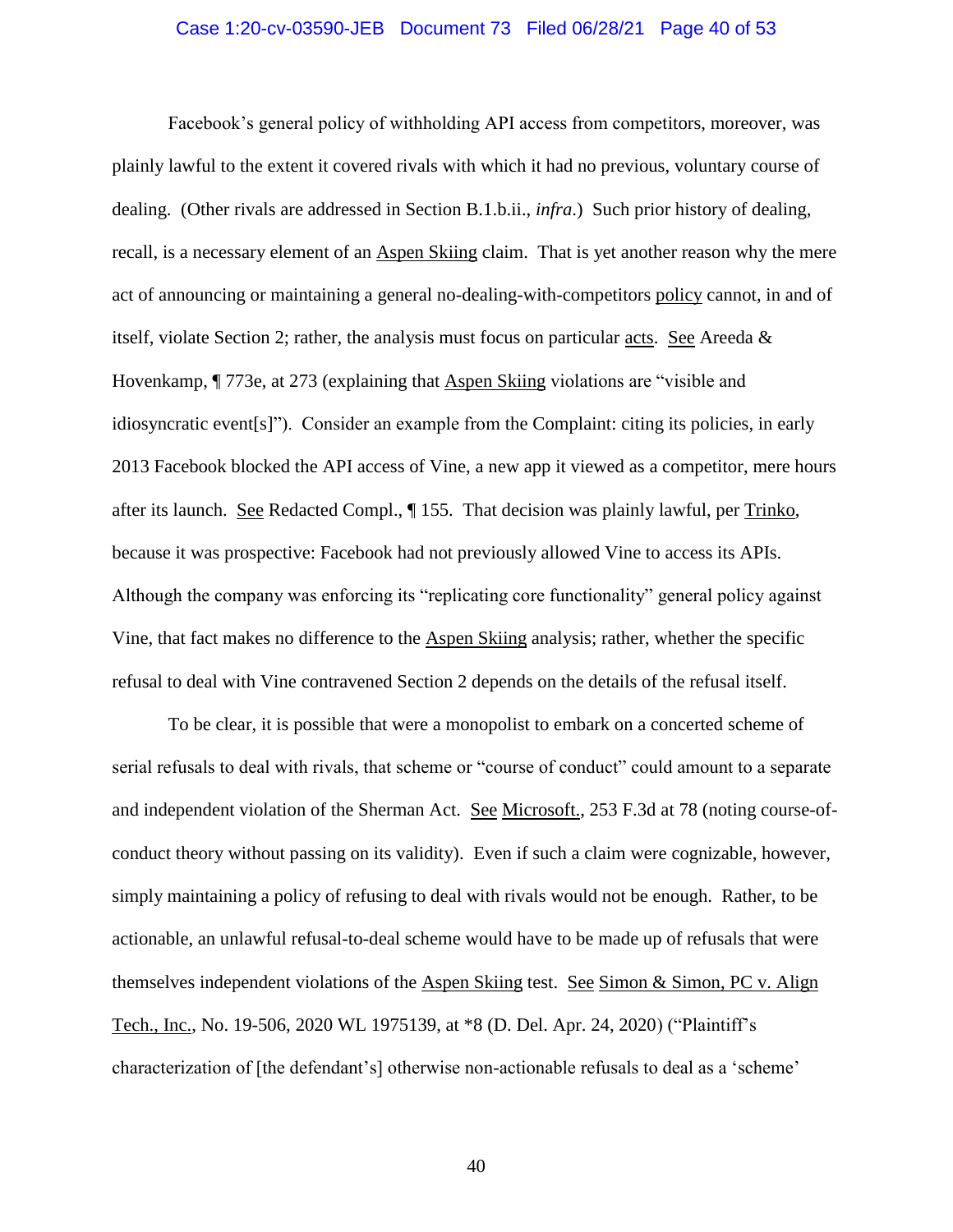Facebook's general policy of withholding API access from competitors, moreover, was plainly lawful to the extent it covered rivals with which it had no previous, voluntary course of dealing. (Other rivals are addressed in Section B.1.b.ii., *infra*.) Such prior history of dealing, recall, is a necessary element of an Aspen Skiing claim. That is yet another reason why the mere act of announcing or maintaining a general no-dealing-with-competitors policy cannot, in and of itself, violate Section 2; rather, the analysis must focus on particular acts. See Areeda & Hovenkamp, ¶ 773e, at 273 (explaining that Aspen Skiing violations are "visible and idiosyncratic event[s]"). Consider an example from the Complaint: citing its policies, in early 2013 Facebook blocked the API access of Vine, a new app it viewed as a competitor, mere hours after its launch. See Redacted Compl., ¶ 155. That decision was plainly lawful, per Trinko, because it was prospective: Facebook had not previously allowed Vine to access its APIs. Although the company was enforcing its "replicating core functionality" general policy against Vine, that fact makes no difference to the Aspen Skiing analysis; rather, whether the specific refusal to deal with Vine contravened Section 2 depends on the details of the refusal itself.

To be clear, it is possible that were a monopolist to embark on a concerted scheme of serial refusals to deal with rivals, that scheme or "course of conduct" could amount to a separate and independent violation of the Sherman Act. See Microsoft., 253 F.3d at 78 (noting course-of-conduct theory without passing on its validity). Even if such a claim were cognizable, however, simply maintaining a policy of refusing to deal with rivals would not be enough. Rather, to be actionable, an unlawful refusal-to-deal scheme would have to be made up of refusals that were themselves independent violations of the Aspen Skiing test. See Simon & Simon, PC v. Align Tech., Inc., No. 19-506, 2020 WL 1975139, at *8 (D. Del. Apr. 24, 2020) ("Plaintiff's characterization of [the defendant's] otherwise non-actionable refusals to deal as a 'scheme'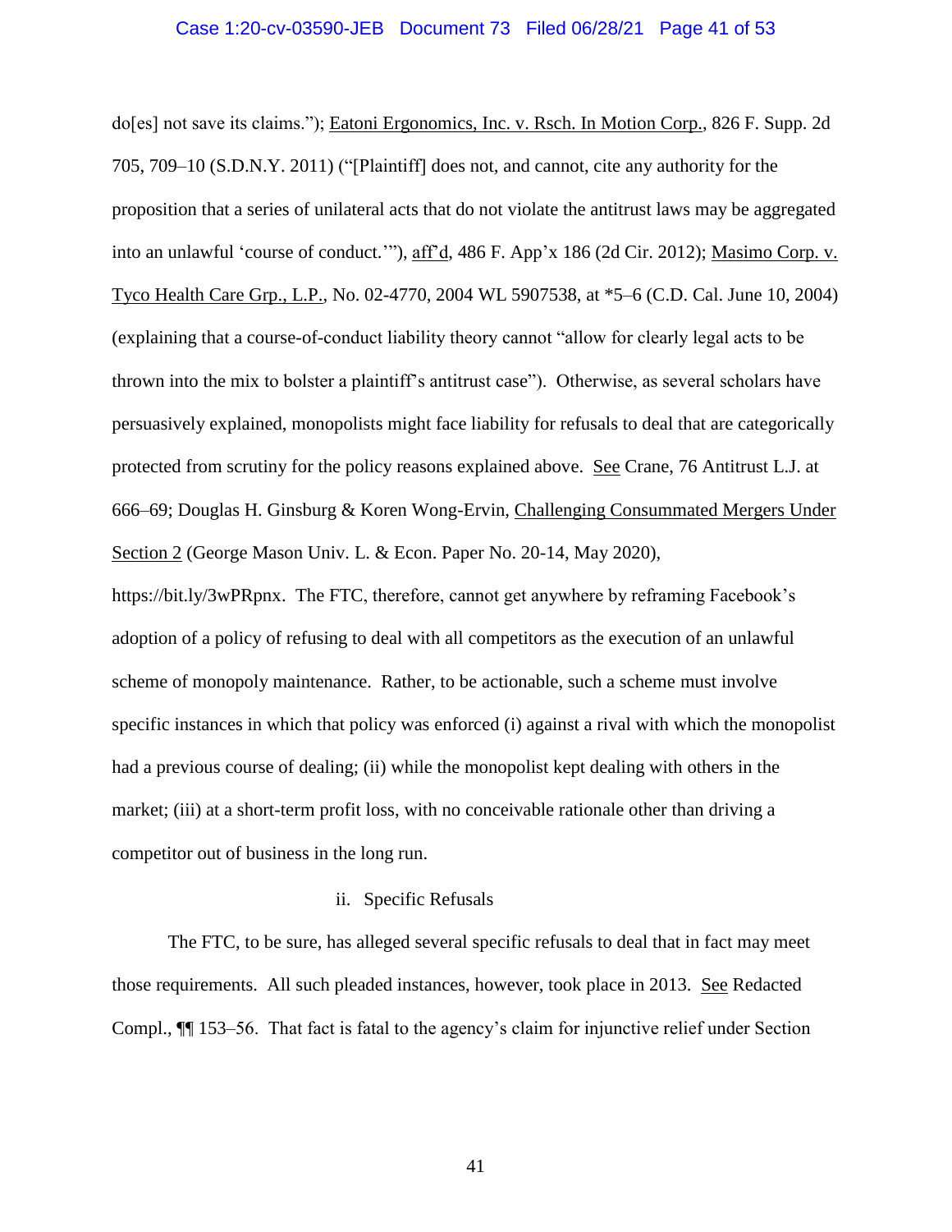do[es] not save its claims."); Eatoni Ergonomics, Inc. v. Rsch. In Motion Corp., 826 F. Supp. 2d 705, 709–10 (S.D.N.Y. 2011) ("[Plaintiff] does not, and cannot, cite any authority for the proposition that a series of unilateral acts that do not violate the antitrust laws may be aggregated into an unlawful 'course of conduct.'"), aff'd, 486 F. App'x 186 (2d Cir. 2012); Masimo Corp. v. Tyco Health Care Grp., L.P., No. 02-4770, 2004 WL 5907538, at *5–6 (C.D. Cal. June 10, 2004) (explaining that a course-of-conduct liability theory cannot "allow for clearly legal acts to be thrown into the mix to bolster a plaintiff's antitrust case"). Otherwise, as several scholars have persuasively explained, monopolists might face liability for refusals to deal that are categorically protected from scrutiny for the policy reasons explained above. See Crane, 76 Antitrust L.J. at 666–69; Douglas H. Ginsburg & Koren Wong-Ervin, Challenging Consummated Mergers Under Section 2 (George Mason Univ. L. & Econ. Paper No. 20-14, May 2020), https://bit.ly/3wPRpnx. The FTC, therefore, cannot get anywhere by reframing Facebook's adoption of a policy of refusing to deal with all competitors as the execution of an unlawful scheme of monopoly maintenance. Rather, to be actionable, such a scheme must involve specific instances in which that policy was enforced (i) against a rival with which the monopolist had a previous course of dealing; (ii) while the monopolist kept dealing with others in the market; (iii) at a short-term profit loss, with no conceivable rationale other than driving a competitor out of business in the long run.

ii. Specific Refusals

The FTC, to be sure, has alleged several specific refusals to deal that in fact may meet those requirements. All such pleaded instances, however, took place in 2013. See Redacted Compl., ¶¶ 153–56. That fact is fatal to the agency's claim for injunctive relief under Section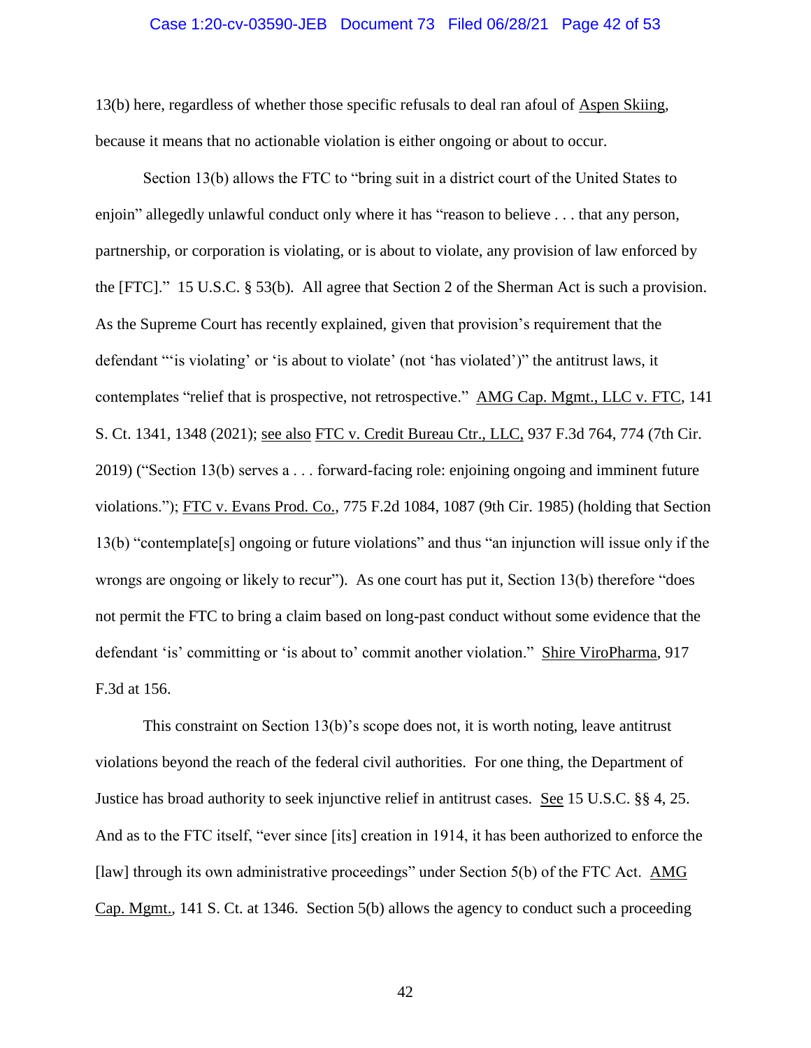13(b) here, regardless of whether those specific refusals to deal ran afoul of Aspen Skiing, because it means that no actionable violation is either ongoing or about to occur.

Section 13(b) allows the FTC to "bring suit in a district court of the United States to enjoin" allegedly unlawful conduct only where it has "reason to believe . . . that any person, partnership, or corporation is violating, or is about to violate, any provision of law enforced by the [FTC]." 15 U.S.C. § 53(b). All agree that Section 2 of the Sherman Act is such a provision. As the Supreme Court has recently explained, given that provision's requirement that the defendant "'is violating' or 'is about to violate' (not 'has violated')" the antitrust laws, it contemplates "relief that is prospective, not retrospective." AMG Cap. Mgmt., LLC v. FTC, 141 S. Ct. 1341, 1348 (2021); see also FTC v. Credit Bureau Ctr., LLC, 937 F.3d 764, 774 (7th Cir. 2019) ("Section 13(b) serves a . . . forward-facing role: enjoining ongoing and imminent future violations."); FTC v. Evans Prod. Co., 775 F.2d 1084, 1087 (9th Cir. 1985) (holding that Section 13(b) "contemplate[s] ongoing or future violations" and thus "an injunction will issue only if the wrongs are ongoing or likely to recur"). As one court has put it, Section 13(b) therefore "does not permit the FTC to bring a claim based on long-past conduct without some evidence that the defendant 'is' committing or 'is about to' commit another violation." Shire ViroPharma, 917 F.3d at 156.

This constraint on Section 13(b)'s scope does not, it is worth noting, leave antitrust violations beyond the reach of the federal civil authorities. For one thing, the Department of Justice has broad authority to seek injunctive relief in antitrust cases. See 15 U.S.C. §§ 4, 25. And as to the FTC itself, "ever since [its] creation in 1914, it has been authorized to enforce the [law] through its own administrative proceedings" under Section 5(b) of the FTC Act. AMG Cap. Mgmt., 141 S. Ct. at 1346. Section 5(b) allows the agency to conduct such a proceeding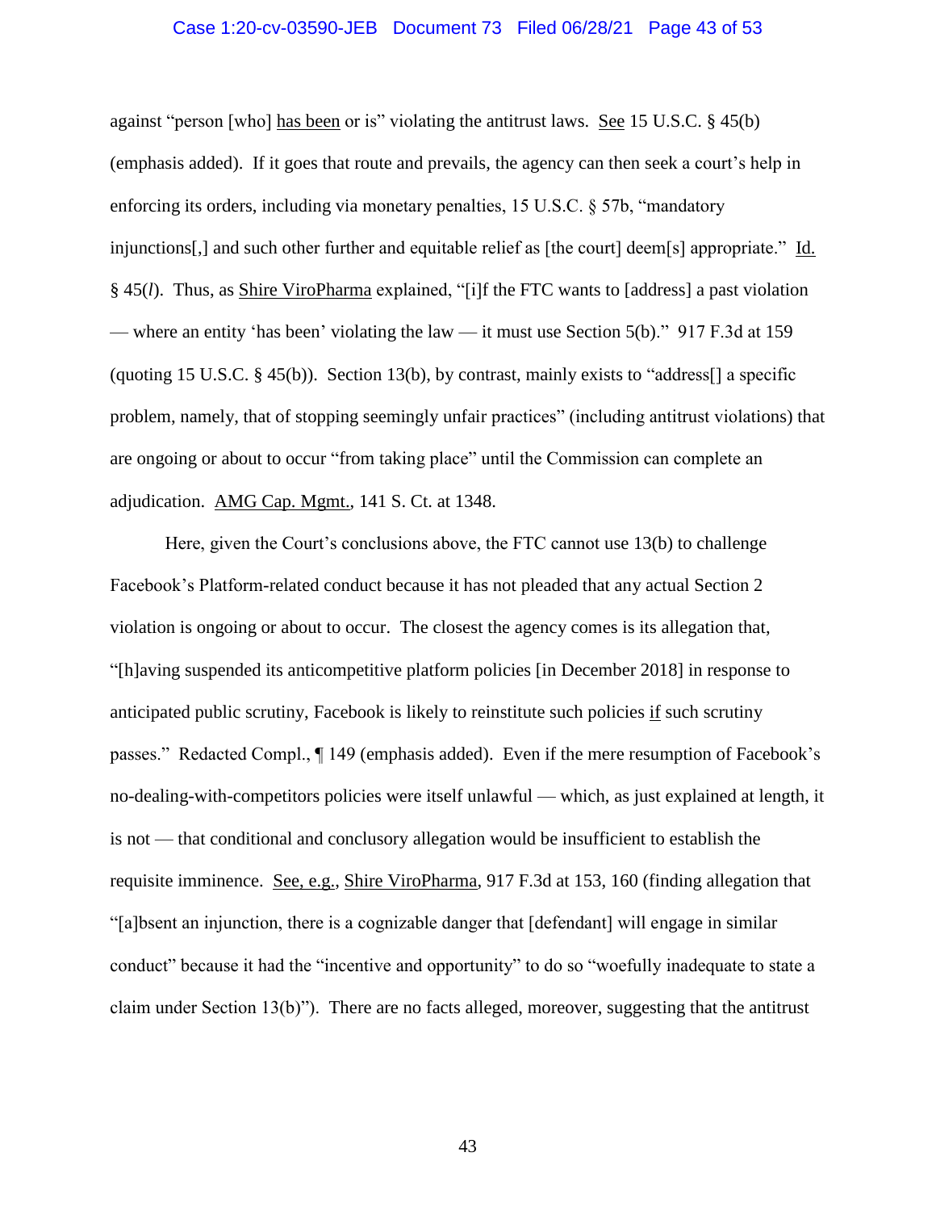against "person [who] has been or is" violating the antitrust laws. See 15 U.S.C. § 45(b) (emphasis added). If it goes that route and prevails, the agency can then seek a court's help in enforcing its orders, including via monetary penalties, 15 U.S.C. § 57b, "mandatory injunctions[,] and such other further and equitable relief as [the court] deem[s] appropriate." Id. § 45(*l*). Thus, as Shire ViroPharma explained, "[i]f the FTC wants to [address] a past violation — where an entity 'has been' violating the law — it must use Section 5(b)." 917 F.3d at 159 (quoting 15 U.S.C. § 45(b)). Section 13(b), by contrast, mainly exists to "address[] a specific problem, namely, that of stopping seemingly unfair practices" (including antitrust violations) that are ongoing or about to occur "from taking place" until the Commission can complete an adjudication. AMG Cap. Mgmt., 141 S. Ct. at 1348.

Here, given the Court's conclusions above, the FTC cannot use 13(b) to challenge Facebook's Platform-related conduct because it has not pleaded that any actual Section 2 violation is ongoing or about to occur. The closest the agency comes is its allegation that, "[h]aving suspended its anticompetitive platform policies [in December 2018] in response to anticipated public scrutiny, Facebook is likely to reinstitute such policies if such scrutiny passes." Redacted Compl., ¶ 149 (emphasis added). Even if the mere resumption of Facebook's no-dealing-with-competitors policies were itself unlawful — which, as just explained at length, it is not — that conditional and conclusory allegation would be insufficient to establish the requisite imminence. See, e.g., Shire ViroPharma, 917 F.3d at 153, 160 (finding allegation that "[a]bsent an injunction, there is a cognizable danger that [defendant] will engage in similar conduct" because it had the "incentive and opportunity" to do so "woefully inadequate to state a claim under Section 13(b)"). There are no facts alleged, moreover, suggesting that the antitrust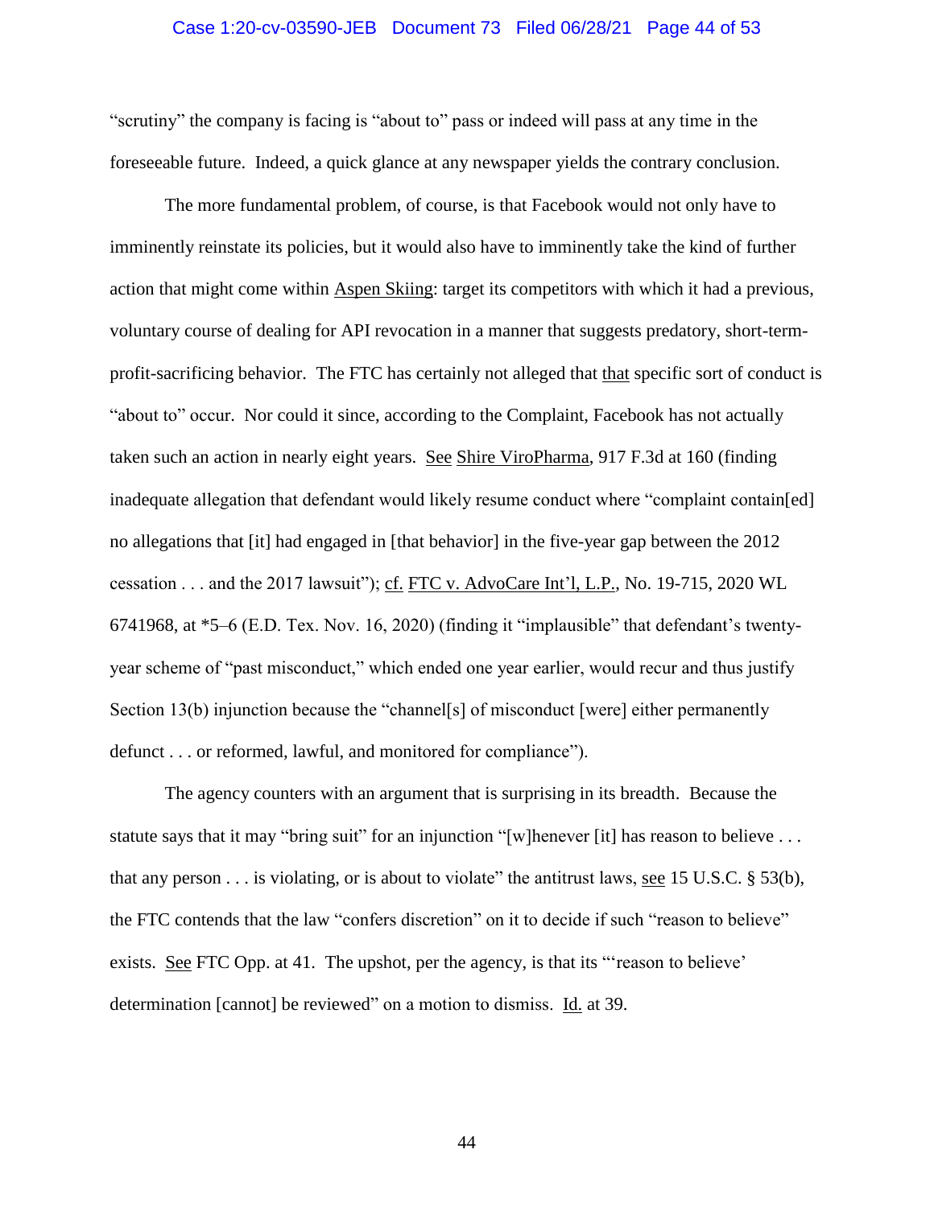"scrutiny" the company is facing is "about to" pass or indeed will pass at any time in the foreseeable future. Indeed, a quick glance at any newspaper yields the contrary conclusion.

The more fundamental problem, of course, is that Facebook would not only have to imminently reinstate its policies, but it would also have to imminently take the kind of further action that might come within Aspen Skiing: target its competitors with which it had a previous, voluntary course of dealing for API revocation in a manner that suggests predatory, short-term-profit-sacrificing behavior. The FTC has certainly not alleged that that specific sort of conduct is "about to" occur. Nor could it since, according to the Complaint, Facebook has not actually taken such an action in nearly eight years. See Shire ViroPharma, 917 F.3d at 160 (finding inadequate allegation that defendant would likely resume conduct where "complaint contain[ed] no allegations that [it] had engaged in [that behavior] in the five-year gap between the 2012 cessation . . . and the 2017 lawsuit"); cf. FTC v. AdvoCare Int'l, L.P., No. 19-715, 2020 WL 6741968, at *5–6 (E.D. Tex. Nov. 16, 2020) (finding it "implausible" that defendant's twenty-year scheme of "past misconduct," which ended one year earlier, would recur and thus justify Section 13(b) injunction because the "channel[s] of misconduct [were] either permanently defunct . . . or reformed, lawful, and monitored for compliance").

The agency counters with an argument that is surprising in its breadth. Because the statute says that it may "bring suit" for an injunction "[w]henever [it] has reason to believe . . . that any person . . . is violating, or is about to violate" the antitrust laws, see 15 U.S.C. § 53(b), the FTC contends that the law "confers discretion" on it to decide if such "reason to believe" exists. See FTC Opp. at 41. The upshot, per the agency, is that its "'reason to believe' determination [cannot] be reviewed" on a motion to dismiss. Id. at 39.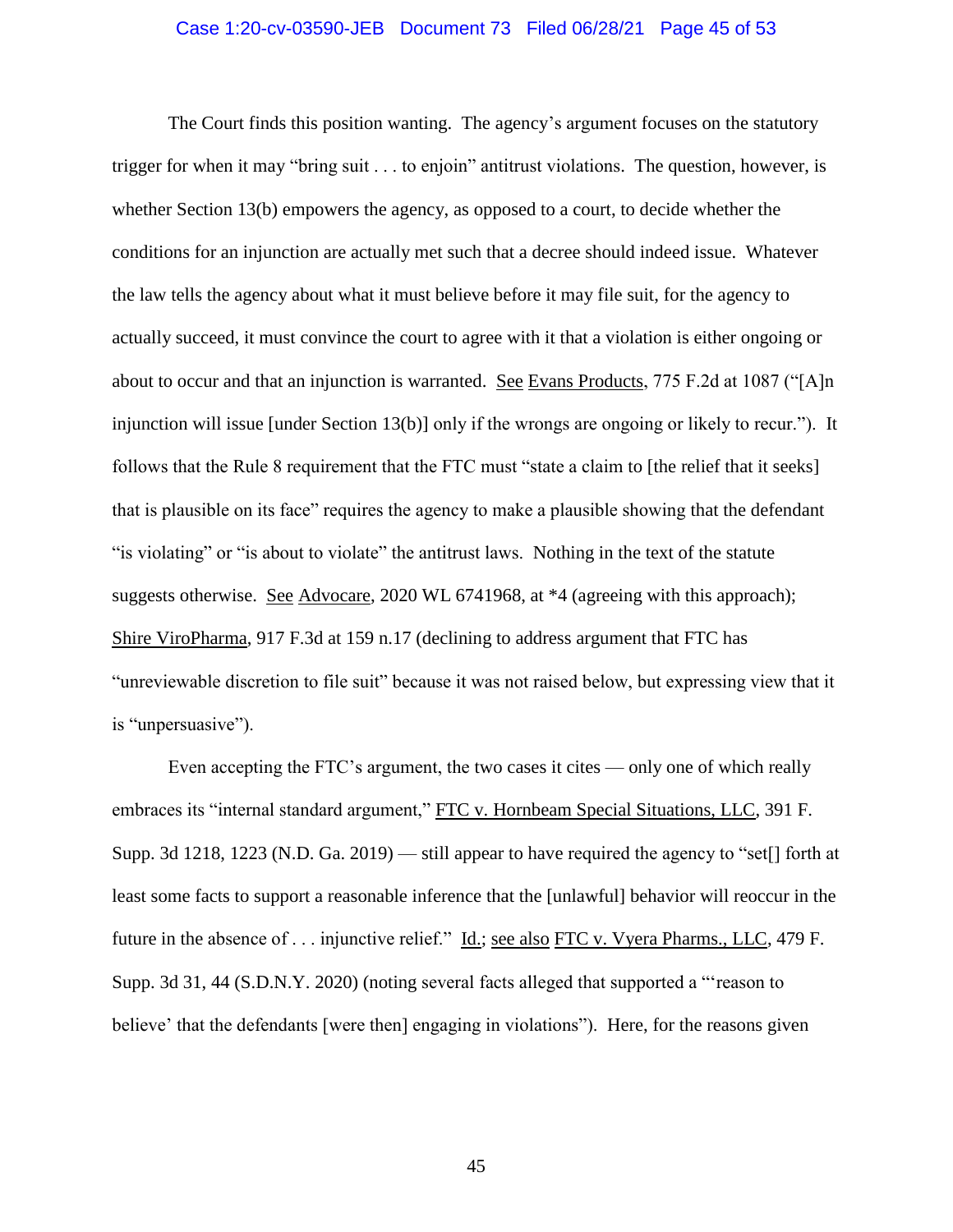The Court finds this position wanting. The agency's argument focuses on the statutory trigger for when it may "bring suit . . . to enjoin" antitrust violations. The question, however, is whether Section 13(b) empowers the agency, as opposed to a court, to decide whether the conditions for an injunction are actually met such that a decree should indeed issue. Whatever the law tells the agency about what it must believe before it may file suit, for the agency to actually succeed, it must convince the court to agree with it that a violation is either ongoing or about to occur and that an injunction is warranted. See Evans Products, 775 F.2d at 1087 ("[A]n injunction will issue [under Section 13(b)] only if the wrongs are ongoing or likely to recur."). It follows that the Rule 8 requirement that the FTC must "state a claim to [the relief that it seeks] that is plausible on its face" requires the agency to make a plausible showing that the defendant "is violating" or "is about to violate" the antitrust laws. Nothing in the text of the statute suggests otherwise. See Advocare, 2020 WL 6741968, at *4 (agreeing with this approach); Shire ViroPharma, 917 F.3d at 159 n.17 (declining to address argument that FTC has "unreviewable discretion to file suit" because it was not raised below, but expressing view that it is "unpersuasive").

Even accepting the FTC's argument, the two cases it cites — only one of which really embraces its "internal standard argument," FTC v. Hornbeam Special Situations, LLC, 391 F. Supp. 3d 1218, 1223 (N.D. Ga. 2019) — still appear to have required the agency to "set[] forth at least some facts to support a reasonable inference that the [unlawful] behavior will reoccur in the future in the absence of . . . injunctive relief." Id.; see also FTC v. Vyera Pharms., LLC, 479 F. Supp. 3d 31, 44 (S.D.N.Y. 2020) (noting several facts alleged that supported a "'reason to believe' that the defendants [were then] engaging in violations"). Here, for the reasons given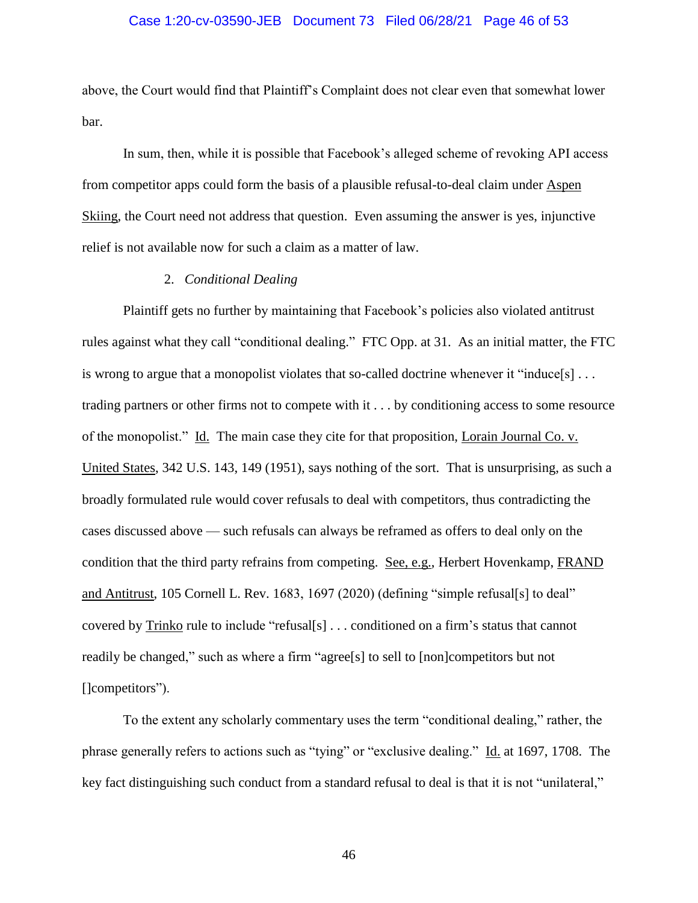above, the Court would find that Plaintiff's Complaint does not clear even that somewhat lower bar.

In sum, then, while it is possible that Facebook's alleged scheme of revoking API access from competitor apps could form the basis of a plausible refusal-to-deal claim under Aspen Skiing, the Court need not address that question. Even assuming the answer is yes, injunctive relief is not available now for such a claim as a matter of law.

2. *Conditional Dealing*

Plaintiff gets no further by maintaining that Facebook's policies also violated antitrust rules against what they call "conditional dealing." FTC Opp. at 31. As an initial matter, the FTC is wrong to argue that a monopolist violates that so-called doctrine whenever it "induce[s] . . . trading partners or other firms not to compete with it . . . by conditioning access to some resource of the monopolist." Id. The main case they cite for that proposition, Lorain Journal Co. v. United States, 342 U.S. 143, 149 (1951), says nothing of the sort. That is unsurprising, as such a broadly formulated rule would cover refusals to deal with competitors, thus contradicting the cases discussed above — such refusals can always be reframed as offers to deal only on the condition that the third party refrains from competing. See, e.g., Herbert Hovenkamp, FRAND and Antitrust, 105 Cornell L. Rev. 1683, 1697 (2020) (defining "simple refusal[s] to deal" covered by Trinko rule to include "refusal[s] . . . conditioned on a firm's status that cannot readily be changed," such as where a firm "agree[s] to sell to [non]competitors but not []competitors").

To the extent any scholarly commentary uses the term "conditional dealing," rather, the phrase generally refers to actions such as "tying" or "exclusive dealing." Id. at 1697, 1708. The key fact distinguishing such conduct from a standard refusal to deal is that it is not "unilateral,"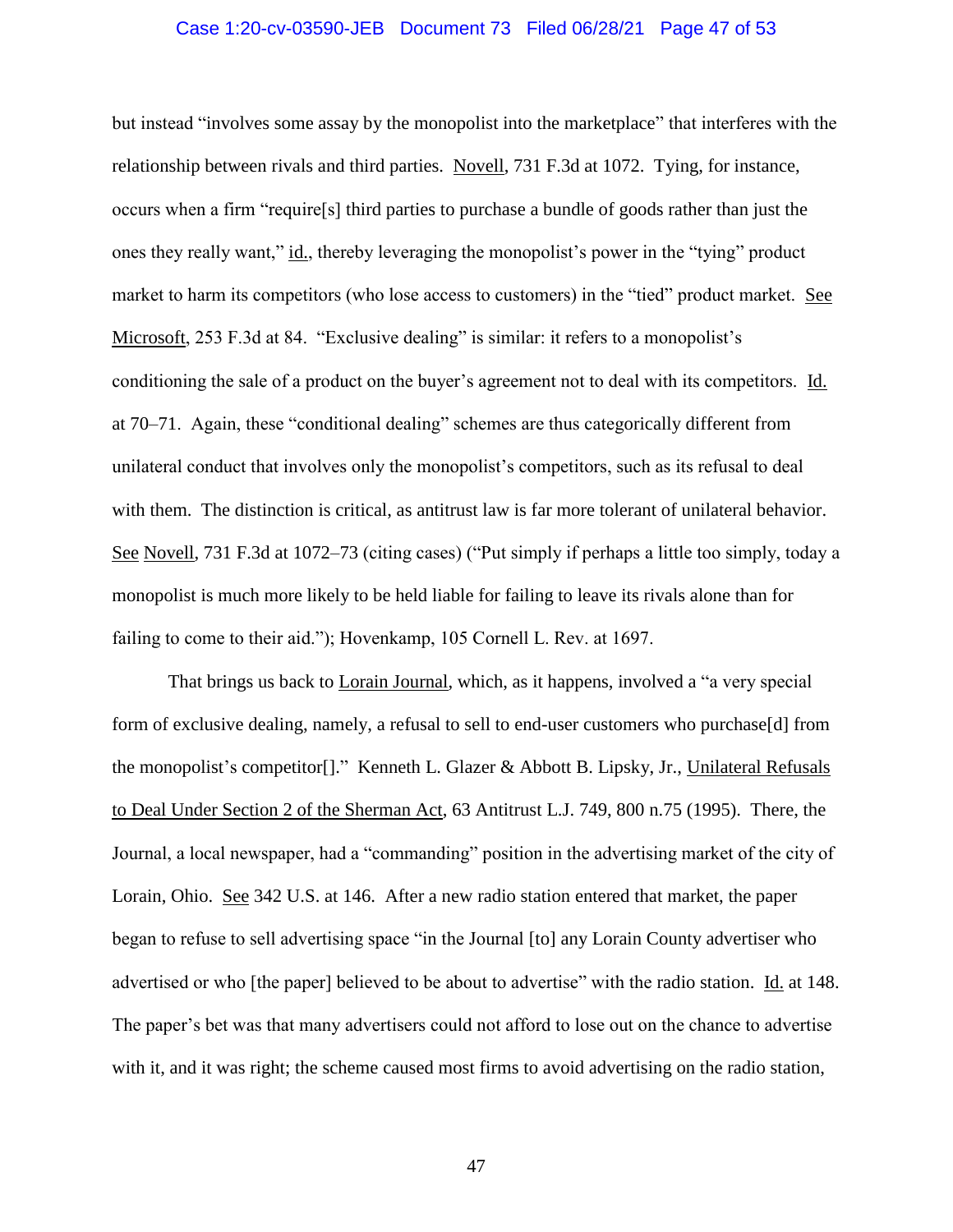but instead "involves some assay by the monopolist into the marketplace" that interferes with the relationship between rivals and third parties. Novell, 731 F.3d at 1072. Tying, for instance, occurs when a firm "require[s] third parties to purchase a bundle of goods rather than just the ones they really want," id., thereby leveraging the monopolist's power in the "tying" product market to harm its competitors (who lose access to customers) in the "tied" product market. See Microsoft, 253 F.3d at 84. "Exclusive dealing" is similar: it refers to a monopolist's conditioning the sale of a product on the buyer's agreement not to deal with its competitors. Id. at 70–71. Again, these "conditional dealing" schemes are thus categorically different from unilateral conduct that involves only the monopolist's competitors, such as its refusal to deal with them. The distinction is critical, as antitrust law is far more tolerant of unilateral behavior. See Novell, 731 F.3d at 1072–73 (citing cases) ("Put simply if perhaps a little too simply, today a monopolist is much more likely to be held liable for failing to leave its rivals alone than for failing to come to their aid."); Hovenkamp, 105 Cornell L. Rev. at 1697.

That brings us back to Lorain Journal, which, as it happens, involved a "a very special form of exclusive dealing, namely, a refusal to sell to end-user customers who purchase[d] from the monopolist's competitor[]." Kenneth L. Glazer & Abbott B. Lipsky, Jr., Unilateral Refusals to Deal Under Section 2 of the Sherman Act, 63 Antitrust L.J. 749, 800 n.75 (1995). There, the Journal, a local newspaper, had a "commanding" position in the advertising market of the city of Lorain, Ohio. See 342 U.S. at 146. After a new radio station entered that market, the paper began to refuse to sell advertising space "in the Journal [to] any Lorain County advertiser who advertised or who [the paper] believed to be about to advertise" with the radio station. Id. at 148. The paper's bet was that many advertisers could not afford to lose out on the chance to advertise with it, and it was right; the scheme caused most firms to avoid advertising on the radio station,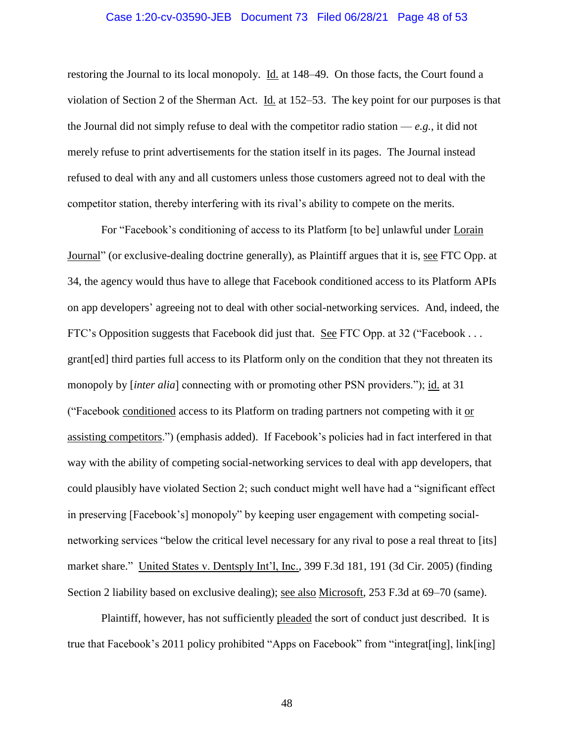restoring the Journal to its local monopoly. Id. at 148–49. On those facts, the Court found a violation of Section 2 of the Sherman Act. Id. at 152–53. The key point for our purposes is that the Journal did not simply refuse to deal with the competitor radio station — *e.g.*, it did not merely refuse to print advertisements for the station itself in its pages. The Journal instead refused to deal with any and all customers unless those customers agreed not to deal with the competitor station, thereby interfering with its rival's ability to compete on the merits.

For "Facebook's conditioning of access to its Platform [to be] unlawful under Lorain Journal" (or exclusive-dealing doctrine generally), as Plaintiff argues that it is, see FTC Opp. at 34, the agency would thus have to allege that Facebook conditioned access to its Platform APIs on app developers' agreeing not to deal with other social-networking services. And, indeed, the FTC's Opposition suggests that Facebook did just that. See FTC Opp. at 32 ("Facebook . . . grant[ed] third parties full access to its Platform only on the condition that they not threaten its monopoly by [*inter alia*] connecting with or promoting other PSN providers."); id. at 31 ("Facebook conditioned access to its Platform on trading partners not competing with it or assisting competitors.") (emphasis added). If Facebook's policies had in fact interfered in that way with the ability of competing social-networking services to deal with app developers, that could plausibly have violated Section 2; such conduct might well have had a "significant effect in preserving [Facebook's] monopoly" by keeping user engagement with competing social-networking services "below the critical level necessary for any rival to pose a real threat to [its] market share." United States v. Dentsply Int'l, Inc., 399 F.3d 181, 191 (3d Cir. 2005) (finding Section 2 liability based on exclusive dealing); see also Microsoft, 253 F.3d at 69–70 (same).

Plaintiff, however, has not sufficiently pleaded the sort of conduct just described. It is true that Facebook's 2011 policy prohibited "Apps on Facebook" from "integrat[ing], link[ing]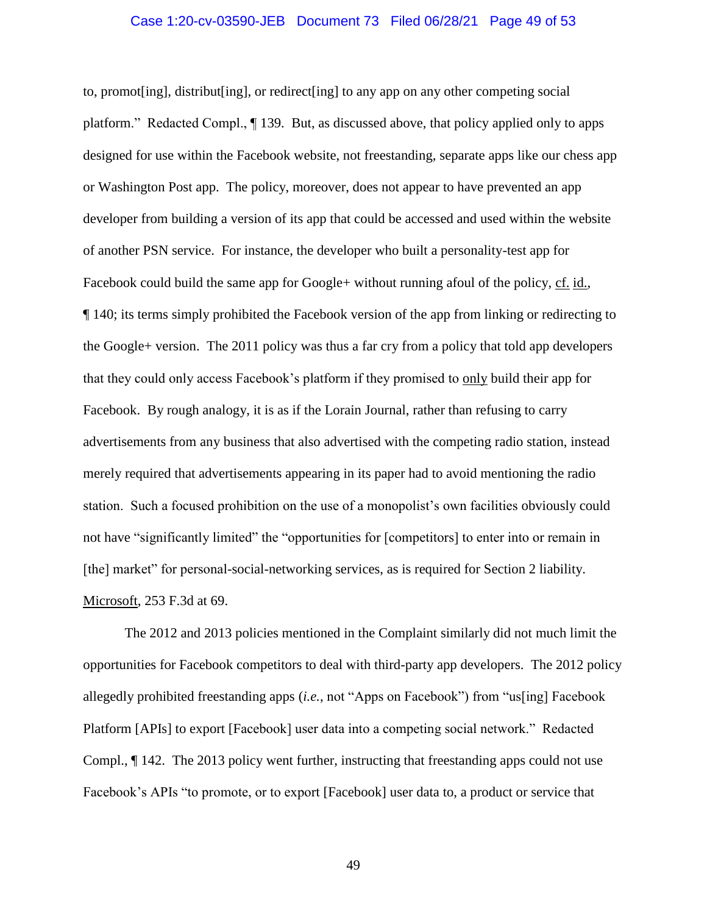to, promot[ing], distribut[ing], or redirect[ing] to any app on any other competing social platform." Redacted Compl., ¶ 139. But, as discussed above, that policy applied only to apps designed for use within the Facebook website, not freestanding, separate apps like our chess app or Washington Post app. The policy, moreover, does not appear to have prevented an app developer from building a version of its app that could be accessed and used within the website of another PSN service. For instance, the developer who built a personality-test app for Facebook could build the same app for Google+ without running afoul of the policy, cf. id., ¶ 140; its terms simply prohibited the Facebook version of the app from linking or redirecting to the Google+ version. The 2011 policy was thus a far cry from a policy that told app developers that they could only access Facebook's platform if they promised to only build their app for Facebook. By rough analogy, it is as if the Lorain Journal, rather than refusing to carry advertisements from any business that also advertised with the competing radio station, instead merely required that advertisements appearing in its paper had to avoid mentioning the radio station. Such a focused prohibition on the use of a monopolist's own facilities obviously could not have "significantly limited" the "opportunities for [competitors] to enter into or remain in [the] market" for personal-social-networking services, as is required for Section 2 liability. Microsoft, 253 F.3d at 69.

The 2012 and 2013 policies mentioned in the Complaint similarly did not much limit the opportunities for Facebook competitors to deal with third-party app developers. The 2012 policy allegedly prohibited freestanding apps (*i.e.*, not "Apps on Facebook") from "us[ing] Facebook Platform [APIs] to export [Facebook] user data into a competing social network." Redacted Compl., ¶ 142. The 2013 policy went further, instructing that freestanding apps could not use Facebook's APIs "to promote, or to export [Facebook] user data to, a product or service that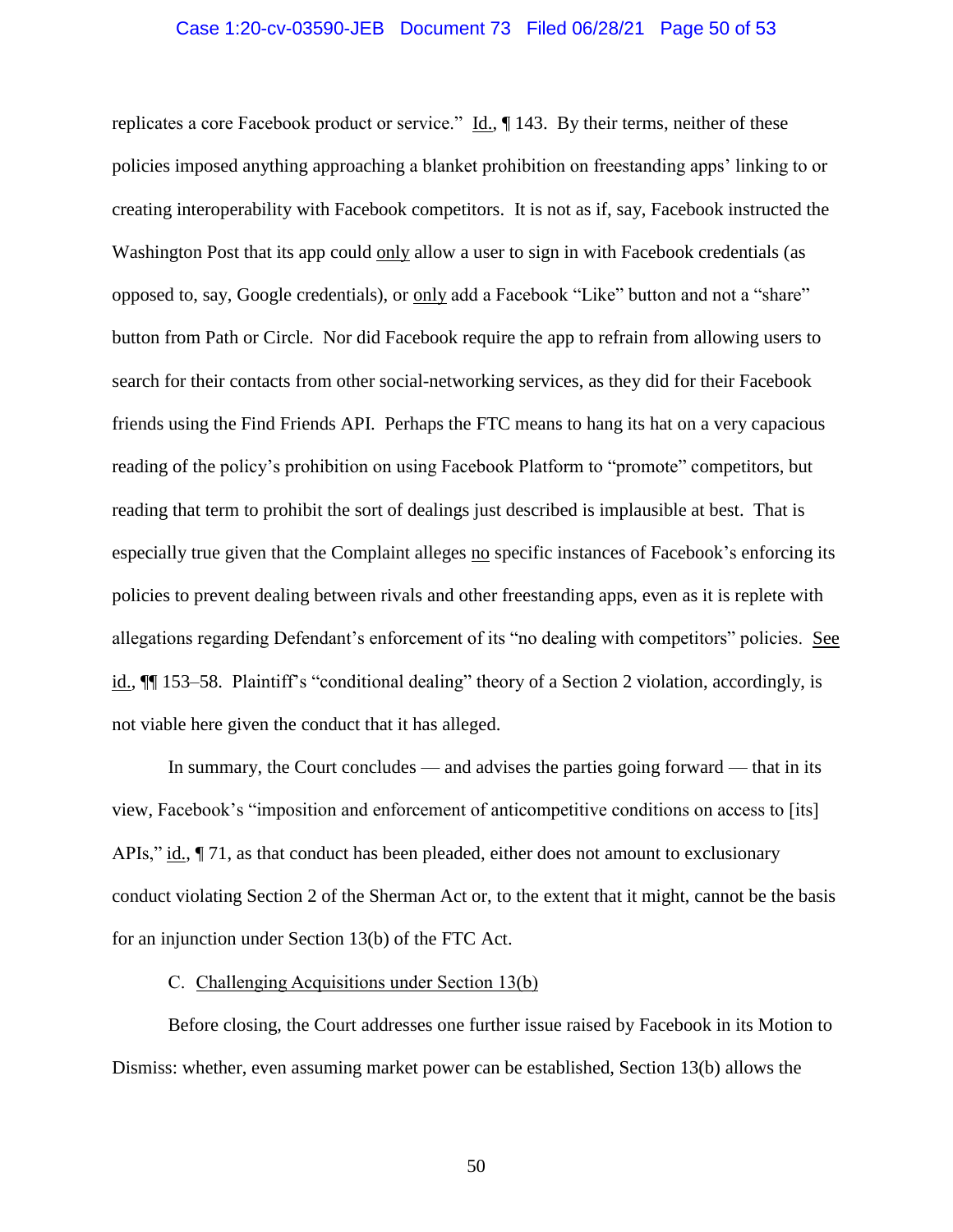replicates a core Facebook product or service." Id., ¶ 143. By their terms, neither of these policies imposed anything approaching a blanket prohibition on freestanding apps' linking to or creating interoperability with Facebook competitors. It is not as if, say, Facebook instructed the Washington Post that its app could only allow a user to sign in with Facebook credentials (as opposed to, say, Google credentials), or only add a Facebook "Like" button and not a "share" button from Path or Circle. Nor did Facebook require the app to refrain from allowing users to search for their contacts from other social-networking services, as they did for their Facebook friends using the Find Friends API. Perhaps the FTC means to hang its hat on a very capacious reading of the policy's prohibition on using Facebook Platform to "promote" competitors, but reading that term to prohibit the sort of dealings just described is implausible at best. That is especially true given that the Complaint alleges no specific instances of Facebook's enforcing its policies to prevent dealing between rivals and other freestanding apps, even as it is replete with allegations regarding Defendant's enforcement of its "no dealing with competitors" policies. See id., ¶¶ 153–58. Plaintiff's "conditional dealing" theory of a Section 2 violation, accordingly, is not viable here given the conduct that it has alleged.

In summary, the Court concludes — and advises the parties going forward — that in its view, Facebook's "imposition and enforcement of anticompetitive conditions on access to [its] APIs," id., ¶ 71, as that conduct has been pleaded, either does not amount to exclusionary conduct violating Section 2 of the Sherman Act or, to the extent that it might, cannot be the basis for an injunction under Section 13(b) of the FTC Act.

C. Challenging Acquisitions under Section 13(b)

Before closing, the Court addresses one further issue raised by Facebook in its Motion to Dismiss: whether, even assuming market power can be established, Section 13(b) allows the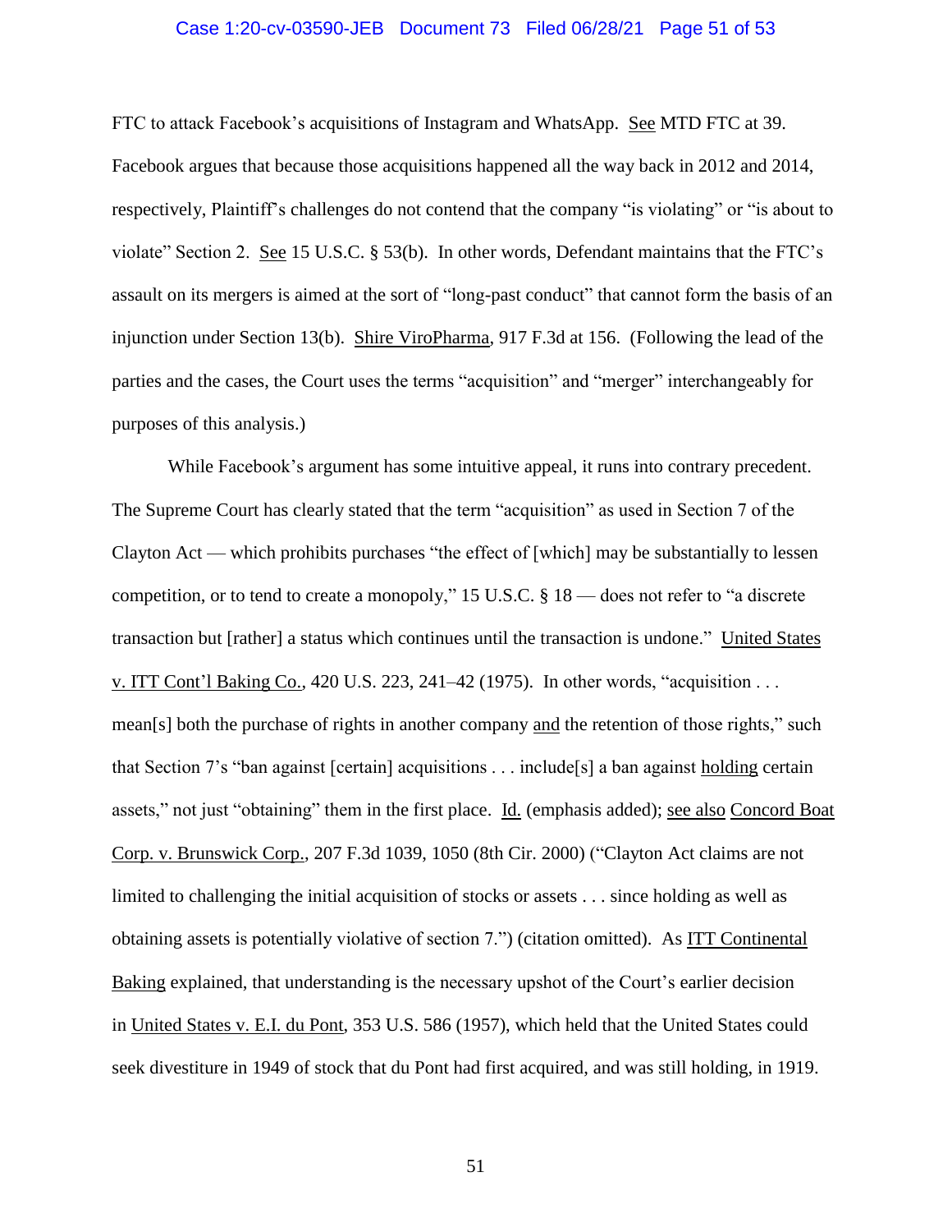FTC to attack Facebook's acquisitions of Instagram and WhatsApp. See MTD FTC at 39. Facebook argues that because those acquisitions happened all the way back in 2012 and 2014, respectively, Plaintiff's challenges do not contend that the company "is violating" or "is about to violate" Section 2. See 15 U.S.C. § 53(b). In other words, Defendant maintains that the FTC's assault on its mergers is aimed at the sort of "long-past conduct" that cannot form the basis of an injunction under Section 13(b). Shire ViroPharma, 917 F.3d at 156. (Following the lead of the parties and the cases, the Court uses the terms "acquisition" and "merger" interchangeably for purposes of this analysis.)

While Facebook's argument has some intuitive appeal, it runs into contrary precedent. The Supreme Court has clearly stated that the term "acquisition" as used in Section 7 of the Clayton Act — which prohibits purchases "the effect of [which] may be substantially to lessen competition, or to tend to create a monopoly," 15 U.S.C. § 18 — does not refer to "a discrete transaction but [rather] a status which continues until the transaction is undone." United States v. ITT Cont'l Baking Co., 420 U.S. 223, 241–42 (1975). In other words, "acquisition . . . mean[s] both the purchase of rights in another company and the retention of those rights," such that Section 7's "ban against [certain] acquisitions . . . include[s] a ban against holding certain assets," not just "obtaining" them in the first place. Id. (emphasis added); see also Concord Boat Corp. v. Brunswick Corp., 207 F.3d 1039, 1050 (8th Cir. 2000) ("Clayton Act claims are not limited to challenging the initial acquisition of stocks or assets . . . since holding as well as obtaining assets is potentially violative of section 7.") (citation omitted). As ITT Continental Baking explained, that understanding is the necessary upshot of the Court's earlier decision in United States v. E.I. du Pont, 353 U.S. 586 (1957), which held that the United States could seek divestiture in 1949 of stock that du Pont had first acquired, and was still holding, in 1919.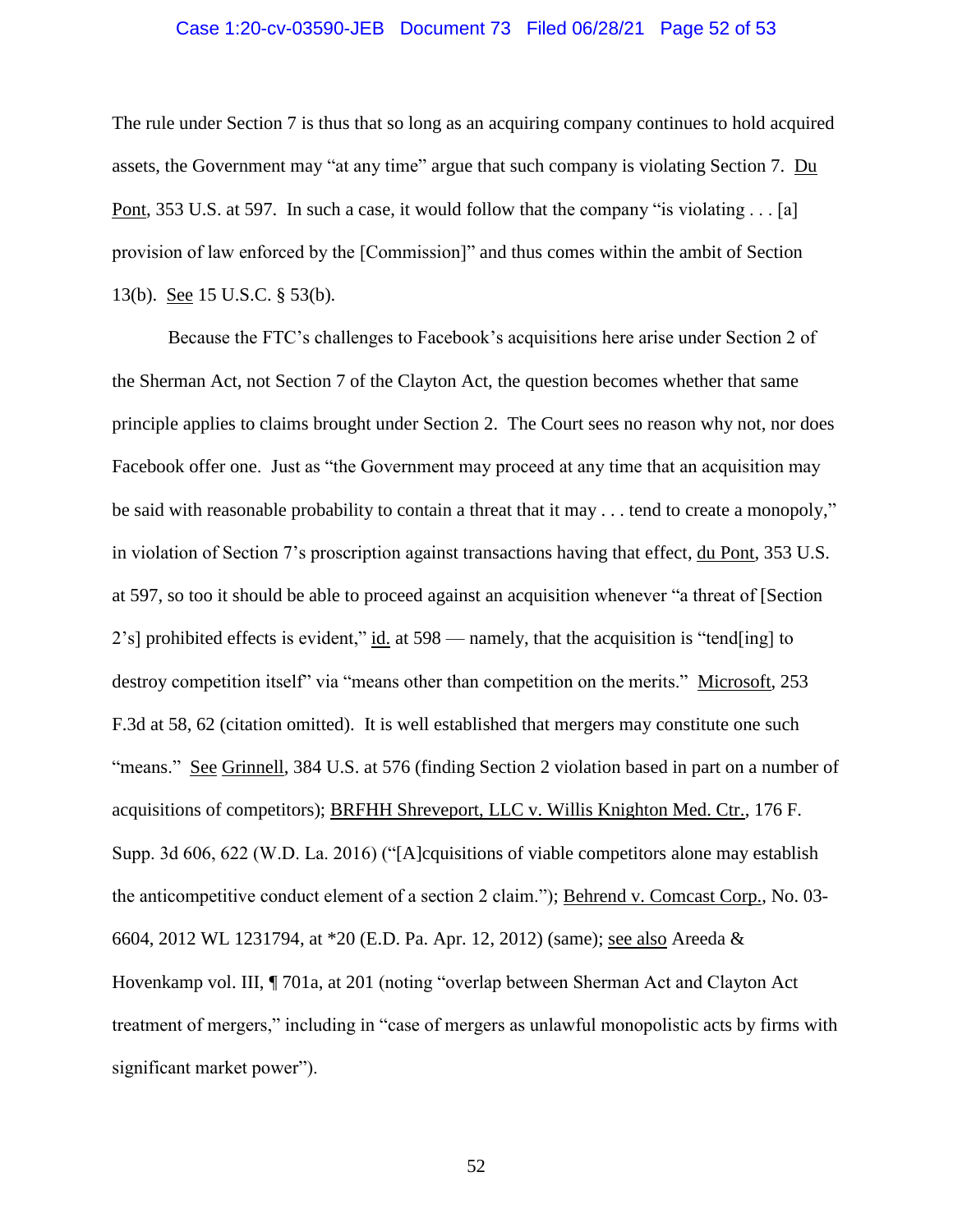The rule under Section 7 is thus that so long as an acquiring company continues to hold acquired assets, the Government may "at any time" argue that such company is violating Section 7. Du Pont, 353 U.S. at 597. In such a case, it would follow that the company "is violating . . . [a] provision of law enforced by the [Commission]" and thus comes within the ambit of Section 13(b). See 15 U.S.C. § 53(b).

Because the FTC's challenges to Facebook's acquisitions here arise under Section 2 of the Sherman Act, not Section 7 of the Clayton Act, the question becomes whether that same principle applies to claims brought under Section 2. The Court sees no reason why not, nor does Facebook offer one. Just as "the Government may proceed at any time that an acquisition may be said with reasonable probability to contain a threat that it may . . . tend to create a monopoly," in violation of Section 7's proscription against transactions having that effect, du Pont, 353 U.S. at 597, so too it should be able to proceed against an acquisition whenever "a threat of [Section 2's] prohibited effects is evident," id. at 598 — namely, that the acquisition is "tend[ing] to destroy competition itself" via "means other than competition on the merits." Microsoft, 253 F.3d at 58, 62 (citation omitted). It is well established that mergers may constitute one such "means." See Grinnell, 384 U.S. at 576 (finding Section 2 violation based in part on a number of acquisitions of competitors); BRFHH Shreveport, LLC v. Willis Knighton Med. Ctr., 176 F. Supp. 3d 606, 622 (W.D. La. 2016) ("[A]cquisitions of viable competitors alone may establish the anticompetitive conduct element of a section 2 claim."); Behrend v. Comcast Corp., No. 03-6604, 2012 WL 1231794, at *20 (E.D. Pa. Apr. 12, 2012) (same); see also Areeda & Hovenkamp vol. III, ¶ 701a, at 201 (noting "overlap between Sherman Act and Clayton Act treatment of mergers," including in "case of mergers as unlawful monopolistic acts by firms with significant market power").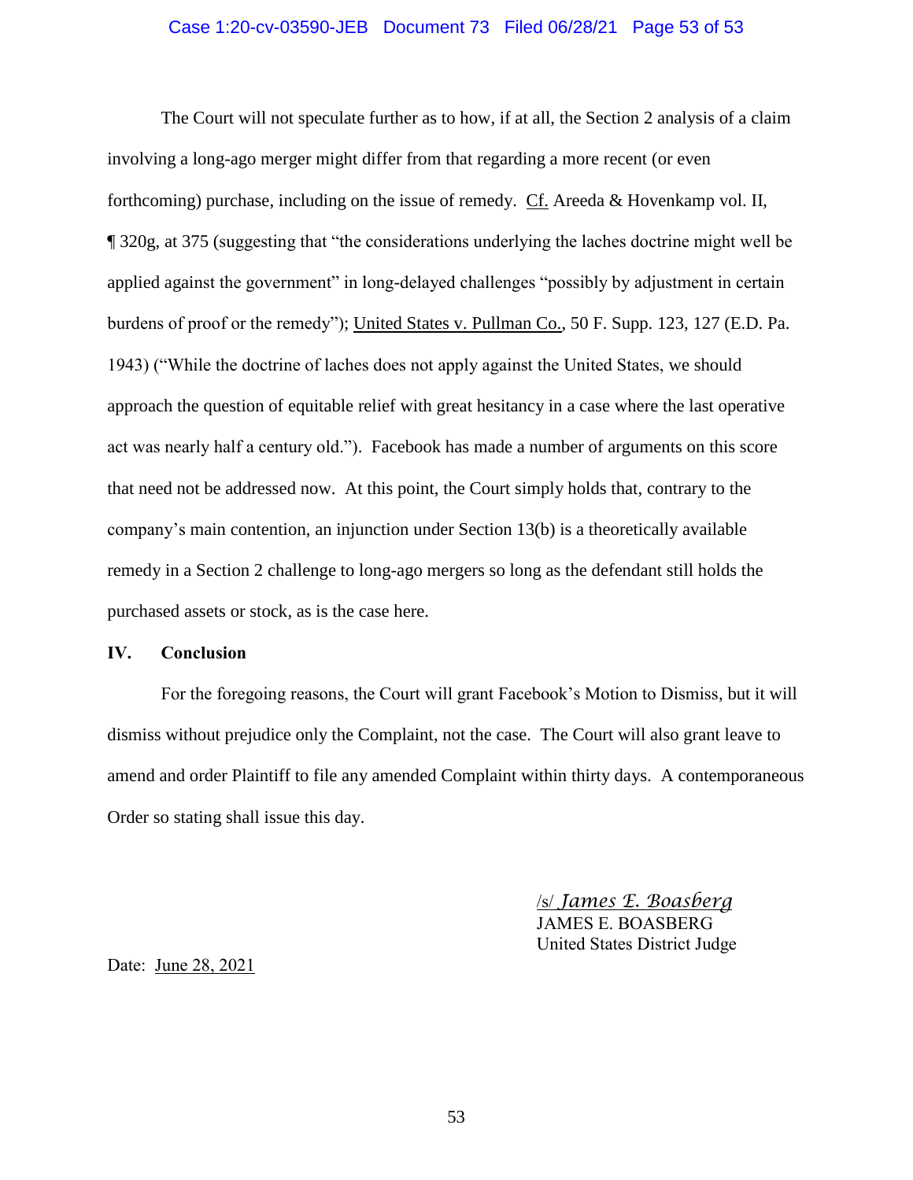The Court will not speculate further as to how, if at all, the Section 2 analysis of a claim involving a long-ago merger might differ from that regarding a more recent (or even forthcoming) purchase, including on the issue of remedy. Cf. Areeda & Hovenkamp vol. II, ¶ 320g, at 375 (suggesting that "the considerations underlying the laches doctrine might well be applied against the government" in long-delayed challenges "possibly by adjustment in certain burdens of proof or the remedy"); United States v. Pullman Co., 50 F. Supp. 123, 127 (E.D. Pa. 1943) ("While the doctrine of laches does not apply against the United States, we should approach the question of equitable relief with great hesitancy in a case where the last operative act was nearly half a century old."). Facebook has made a number of arguments on this score that need not be addressed now. At this point, the Court simply holds that, contrary to the company's main contention, an injunction under Section 13(b) is a theoretically available remedy in a Section 2 challenge to long-ago mergers so long as the defendant still holds the purchased assets or stock, as is the case here.

## IV. Conclusion

For the foregoing reasons, the Court will grant Facebook's Motion to Dismiss, but it will dismiss without prejudice only the Complaint, not the case. The Court will also grant leave to amend and order Plaintiff to file any amended Complaint within thirty days. A contemporaneous Order so stating shall issue this day.

/s/ *James E. Boasberg*
JAMES E. BOASBERG
United States District Judge

Date: June 28, 2021